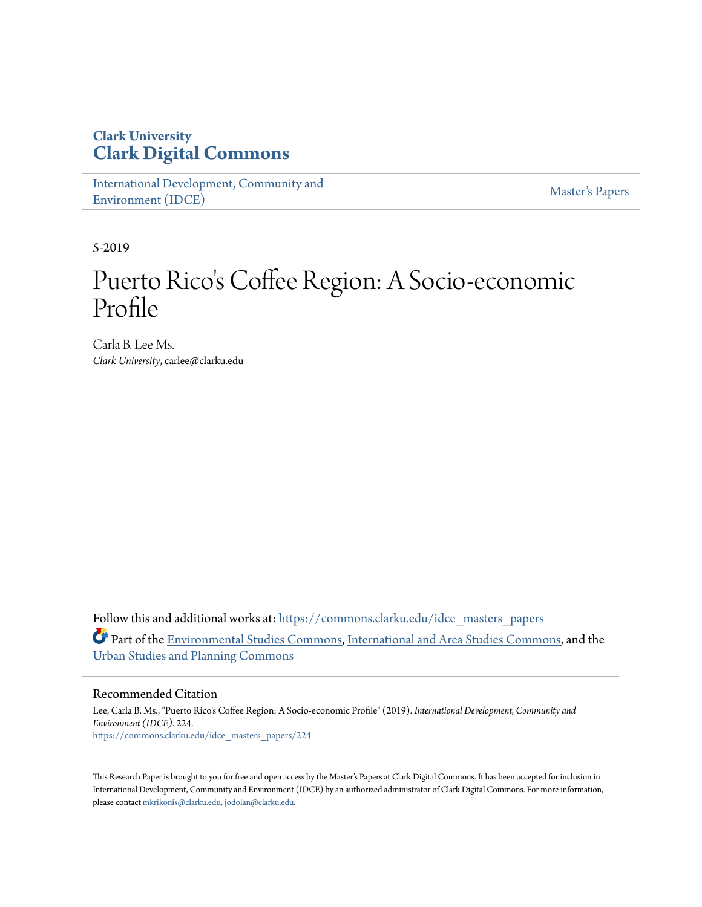# Clark University
# Clark Digital Commons

International Development, Community and Environment (IDCE) | Master's Papers

5-2019

# Puerto Rico's Coffee Region: A Socio-economic Profile

Carla B. Lee Ms.
*Clark University*, carlee@clarku.edu

Follow this and additional works at: https://commons.clarku.edu/idce_masters_papers

Part of the Environmental Studies Commons, International and Area Studies Commons, and the Urban Studies and Planning Commons

## Recommended Citation

Lee, Carla B. Ms., "Puerto Rico's Coffee Region: A Socio-economic Profile" (2019). *International Development, Community and Environment (IDCE)*. 224.
https://commons.clarku.edu/idce_masters_papers/224

This Research Paper is brought to you for free and open access by the Master's Papers at Clark Digital Commons. It has been accepted for inclusion in International Development, Community and Environment (IDCE) by an authorized administrator of Clark Digital Commons. For more information, please contact mkrikonis@clarku.edu, jodolan@clarku.edu.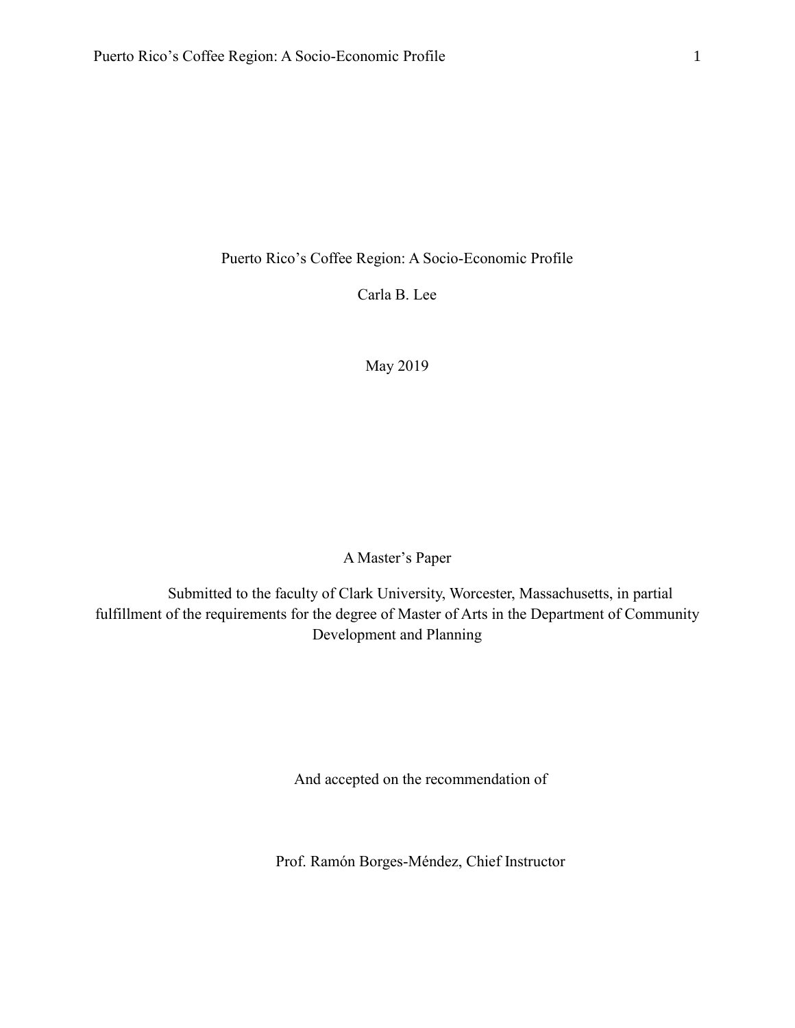Puerto Rico's Coffee Region: A Socio-Economic Profile

Carla B. Lee

May 2019

A Master's Paper

Submitted to the faculty of Clark University, Worcester, Massachusetts, in partial fulfillment of the requirements for the degree of Master of Arts in the Department of Community Development and Planning

And accepted on the recommendation of

Prof. Ramón Borges-Méndez, Chief Instructor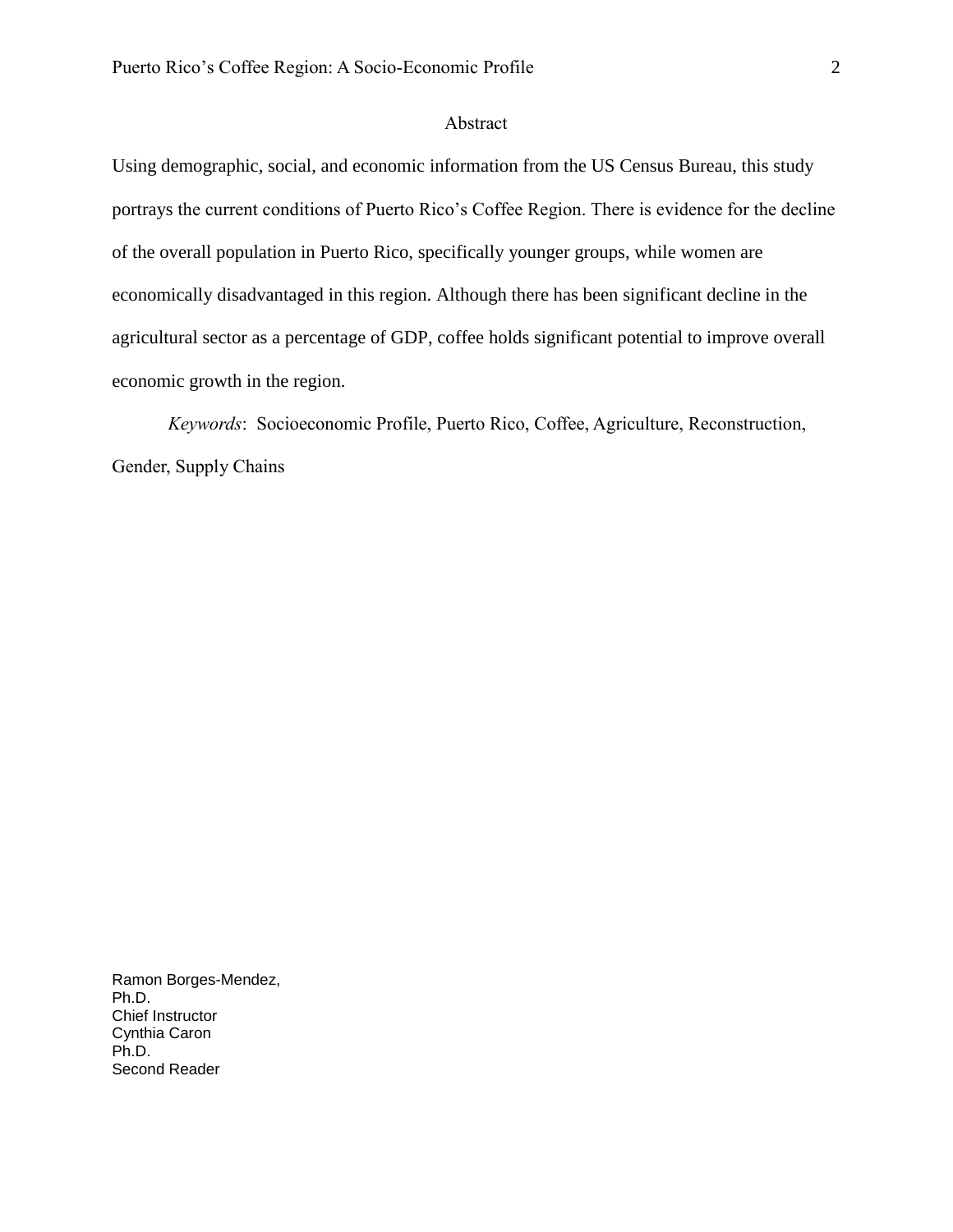## Abstract

Using demographic, social, and economic information from the US Census Bureau, this study portrays the current conditions of Puerto Rico's Coffee Region. There is evidence for the decline of the overall population in Puerto Rico, specifically younger groups, while women are economically disadvantaged in this region. Although there has been significant decline in the agricultural sector as a percentage of GDP, coffee holds significant potential to improve overall economic growth in the region.

*Keywords*: Socioeconomic Profile, Puerto Rico, Coffee, Agriculture, Reconstruction, Gender, Supply Chains

Ramon Borges-Mendez,
Ph.D.
Chief Instructor
Cynthia Caron
Ph.D.
Second Reader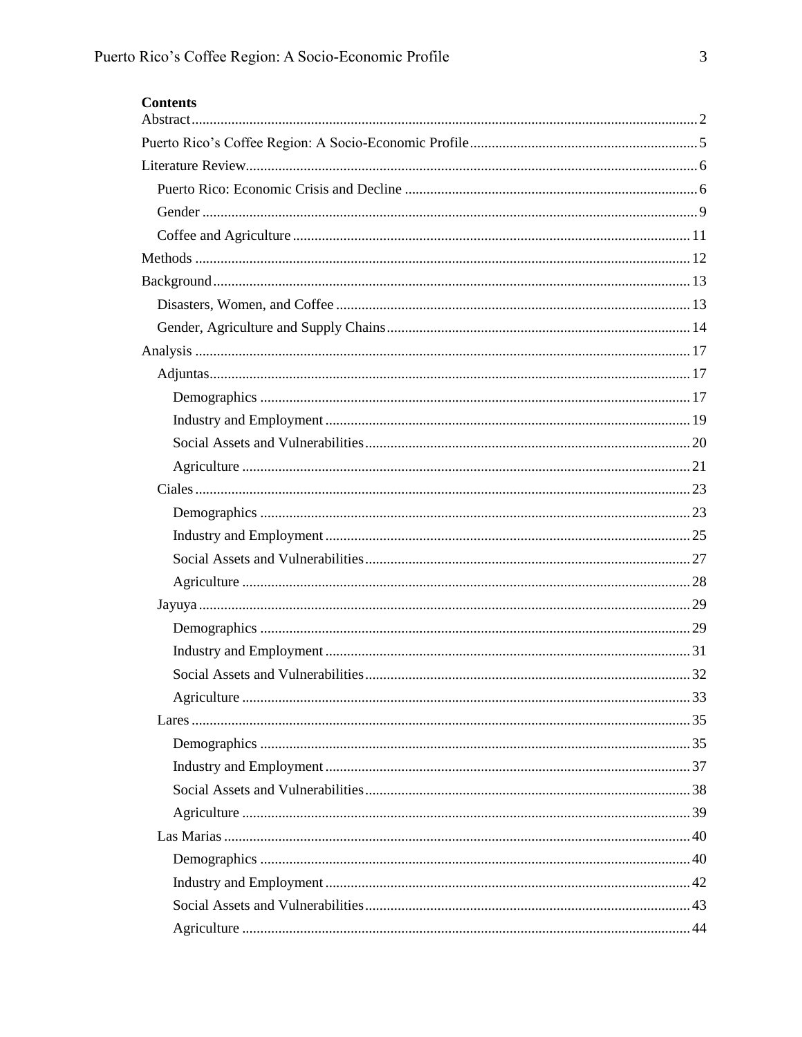**Contents**

- Abstract ... 2
- Puerto Rico's Coffee Region: A Socio-Economic Profile ... 5
- Literature Review ... 6
  - Puerto Rico: Economic Crisis and Decline ... 6
  - Gender ... 9
  - Coffee and Agriculture ... 11
- Methods ... 12
- Background ... 13
  - Disasters, Women, and Coffee ... 13
  - Gender, Agriculture and Supply Chains ... 14
- Analysis ... 17
  - Adjuntas ... 17
    - Demographics ... 17
    - Industry and Employment ... 19
    - Social Assets and Vulnerabilities ... 20
    - Agriculture ... 21
  - Ciales ... 23
    - Demographics ... 23
    - Industry and Employment ... 25
    - Social Assets and Vulnerabilities ... 27
    - Agriculture ... 28
  - Jayuya ... 29
    - Demographics ... 29
    - Industry and Employment ... 31
    - Social Assets and Vulnerabilities ... 32
    - Agriculture ... 33
  - Lares ... 35
    - Demographics ... 35
    - Industry and Employment ... 37
    - Social Assets and Vulnerabilities ... 38
    - Agriculture ... 39
  - Las Marias ... 40
    - Demographics ... 40
    - Industry and Employment ... 42
    - Social Assets and Vulnerabilities ... 43
    - Agriculture ... 44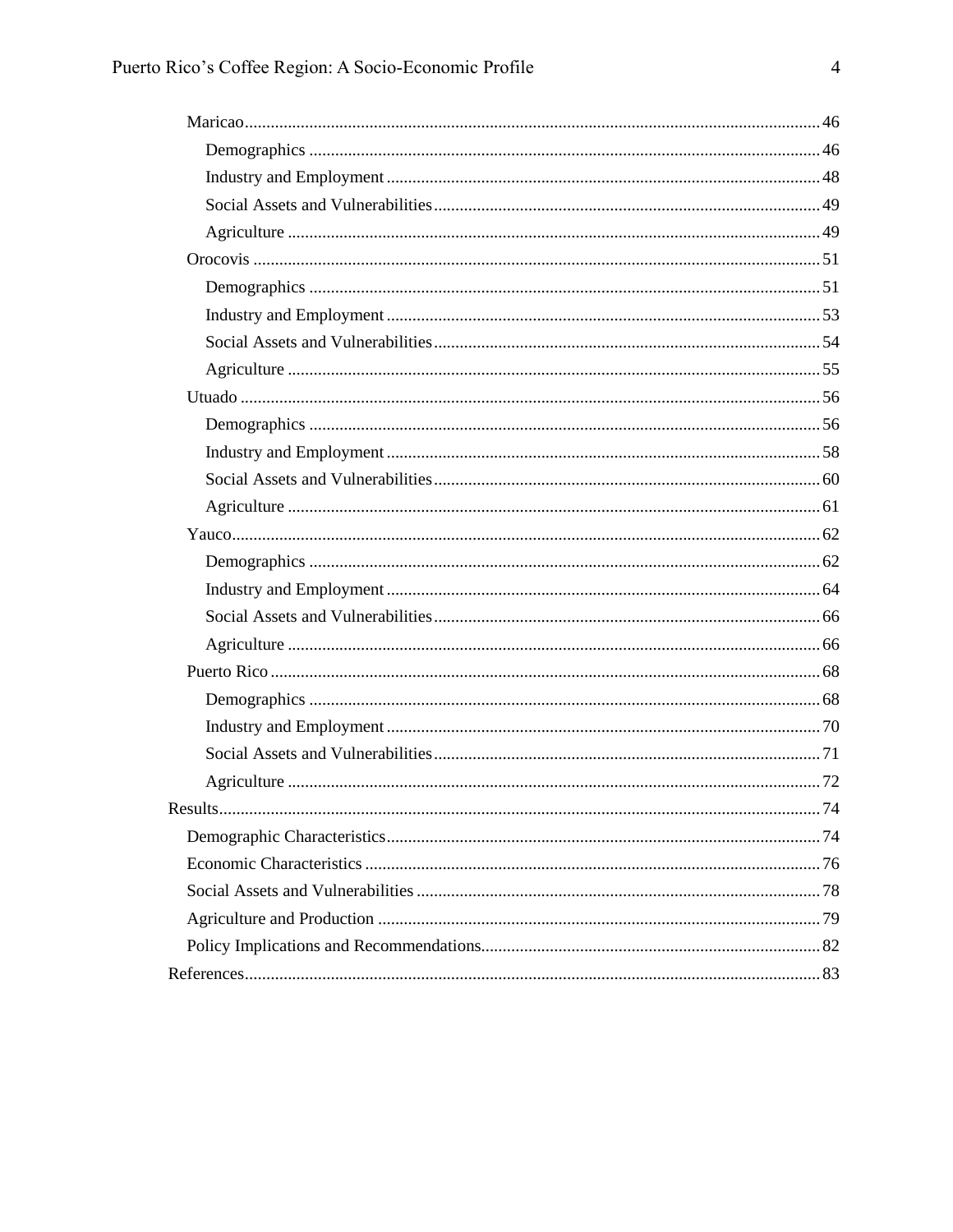- Maricao ..... 46
    - Demographics ..... 46
    - Industry and Employment ..... 48
    - Social Assets and Vulnerabilities ..... 49
    - Agriculture ..... 49
- Orocovis ..... 51
    - Demographics ..... 51
    - Industry and Employment ..... 53
    - Social Assets and Vulnerabilities ..... 54
    - Agriculture ..... 55
- Utuado ..... 56
    - Demographics ..... 56
    - Industry and Employment ..... 58
    - Social Assets and Vulnerabilities ..... 60
    - Agriculture ..... 61
- Yauco ..... 62
    - Demographics ..... 62
    - Industry and Employment ..... 64
    - Social Assets and Vulnerabilities ..... 66
    - Agriculture ..... 66
- Puerto Rico ..... 68
    - Demographics ..... 68
    - Industry and Employment ..... 70
    - Social Assets and Vulnerabilities ..... 71
    - Agriculture ..... 72

Results ..... 74
- Demographic Characteristics ..... 74
- Economic Characteristics ..... 76
- Social Assets and Vulnerabilities ..... 78
- Agriculture and Production ..... 79
- Policy Implications and Recommendations ..... 82

References ..... 83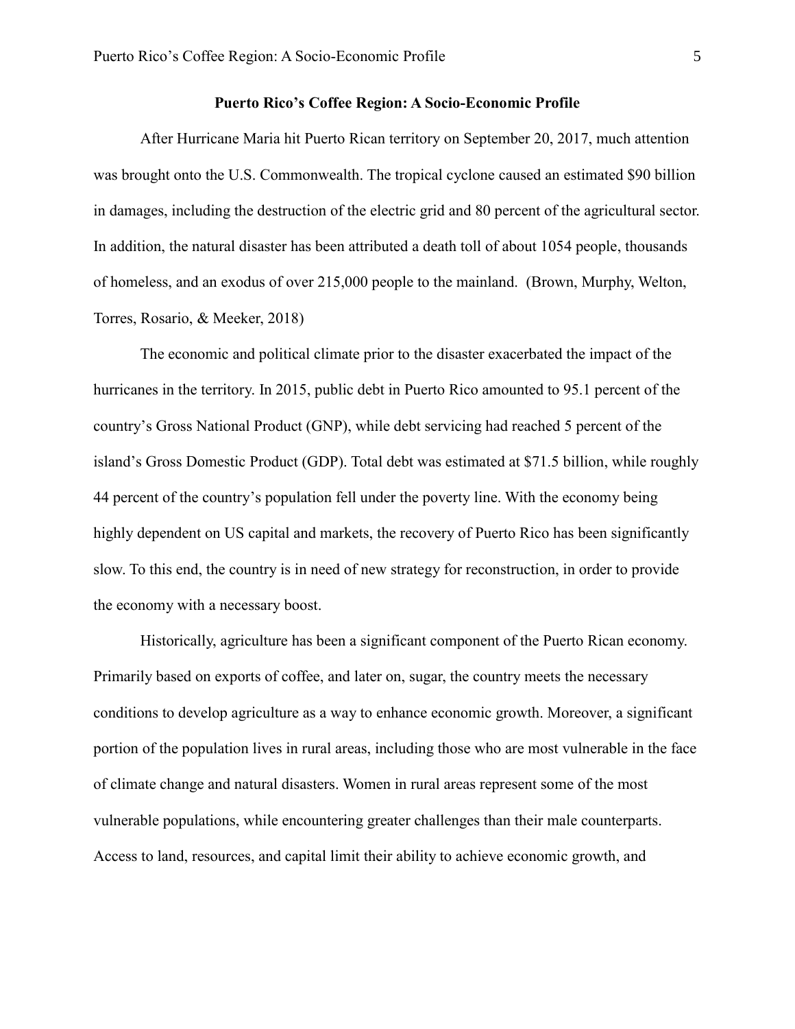## Puerto Rico's Coffee Region: A Socio-Economic Profile

After Hurricane Maria hit Puerto Rican territory on September 20, 2017, much attention was brought onto the U.S. Commonwealth. The tropical cyclone caused an estimated $90 billion in damages, including the destruction of the electric grid and 80 percent of the agricultural sector. In addition, the natural disaster has been attributed a death toll of about 1054 people, thousands of homeless, and an exodus of over 215,000 people to the mainland. (Brown, Murphy, Welton, Torres, Rosario, & Meeker, 2018)

The economic and political climate prior to the disaster exacerbated the impact of the hurricanes in the territory. In 2015, public debt in Puerto Rico amounted to 95.1 percent of the country's Gross National Product (GNP), while debt servicing had reached 5 percent of the island's Gross Domestic Product (GDP). Total debt was estimated at $71.5 billion, while roughly 44 percent of the country's population fell under the poverty line. With the economy being highly dependent on US capital and markets, the recovery of Puerto Rico has been significantly slow. To this end, the country is in need of new strategy for reconstruction, in order to provide the economy with a necessary boost.

Historically, agriculture has been a significant component of the Puerto Rican economy. Primarily based on exports of coffee, and later on, sugar, the country meets the necessary conditions to develop agriculture as a way to enhance economic growth. Moreover, a significant portion of the population lives in rural areas, including those who are most vulnerable in the face of climate change and natural disasters. Women in rural areas represent some of the most vulnerable populations, while encountering greater challenges than their male counterparts. Access to land, resources, and capital limit their ability to achieve economic growth, and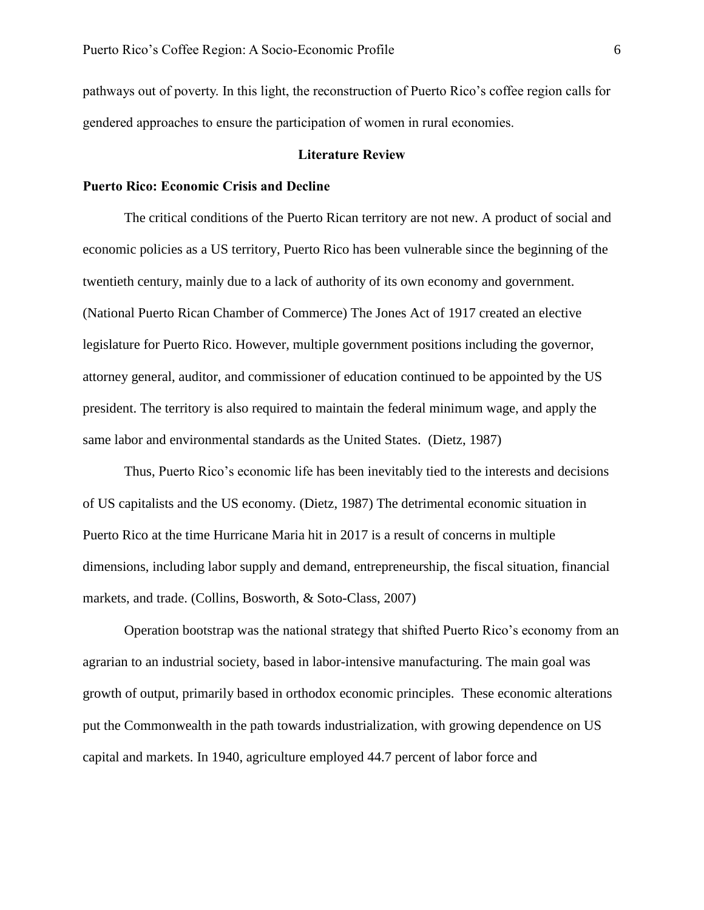pathways out of poverty. In this light, the reconstruction of Puerto Rico's coffee region calls for gendered approaches to ensure the participation of women in rural economies.

## Literature Review

### Puerto Rico: Economic Crisis and Decline

The critical conditions of the Puerto Rican territory are not new. A product of social and economic policies as a US territory, Puerto Rico has been vulnerable since the beginning of the twentieth century, mainly due to a lack of authority of its own economy and government. (National Puerto Rican Chamber of Commerce) The Jones Act of 1917 created an elective legislature for Puerto Rico. However, multiple government positions including the governor, attorney general, auditor, and commissioner of education continued to be appointed by the US president. The territory is also required to maintain the federal minimum wage, and apply the same labor and environmental standards as the United States. (Dietz, 1987)

Thus, Puerto Rico's economic life has been inevitably tied to the interests and decisions of US capitalists and the US economy. (Dietz, 1987) The detrimental economic situation in Puerto Rico at the time Hurricane Maria hit in 2017 is a result of concerns in multiple dimensions, including labor supply and demand, entrepreneurship, the fiscal situation, financial markets, and trade. (Collins, Bosworth, & Soto-Class, 2007)

Operation bootstrap was the national strategy that shifted Puerto Rico's economy from an agrarian to an industrial society, based in labor-intensive manufacturing. The main goal was growth of output, primarily based in orthodox economic principles. These economic alterations put the Commonwealth in the path towards industrialization, with growing dependence on US capital and markets. In 1940, agriculture employed 44.7 percent of labor force and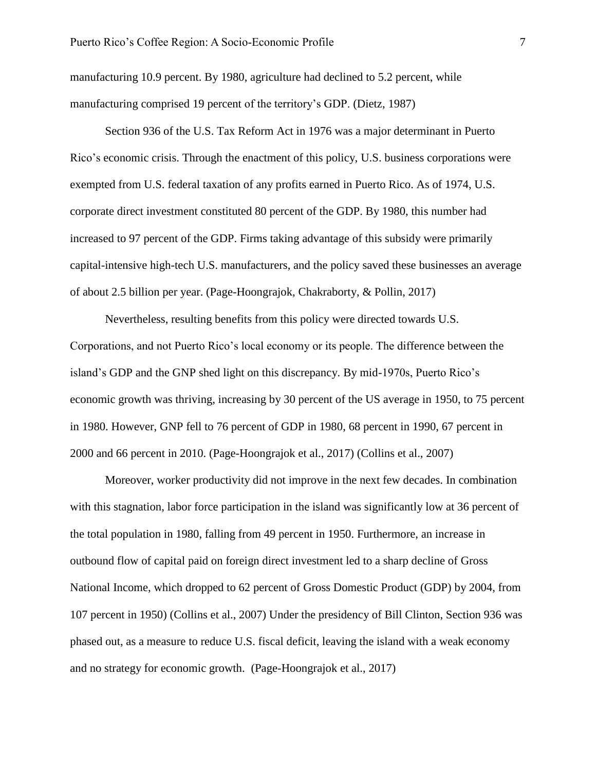manufacturing 10.9 percent. By 1980, agriculture had declined to 5.2 percent, while manufacturing comprised 19 percent of the territory's GDP. (Dietz, 1987)

Section 936 of the U.S. Tax Reform Act in 1976 was a major determinant in Puerto Rico's economic crisis. Through the enactment of this policy, U.S. business corporations were exempted from U.S. federal taxation of any profits earned in Puerto Rico. As of 1974, U.S. corporate direct investment constituted 80 percent of the GDP. By 1980, this number had increased to 97 percent of the GDP. Firms taking advantage of this subsidy were primarily capital-intensive high-tech U.S. manufacturers, and the policy saved these businesses an average of about 2.5 billion per year. (Page-Hoongrajok, Chakraborty, & Pollin, 2017)

Nevertheless, resulting benefits from this policy were directed towards U.S. Corporations, and not Puerto Rico's local economy or its people. The difference between the island's GDP and the GNP shed light on this discrepancy. By mid-1970s, Puerto Rico's economic growth was thriving, increasing by 30 percent of the US average in 1950, to 75 percent in 1980. However, GNP fell to 76 percent of GDP in 1980, 68 percent in 1990, 67 percent in 2000 and 66 percent in 2010. (Page-Hoongrajok et al., 2017) (Collins et al., 2007)

Moreover, worker productivity did not improve in the next few decades. In combination with this stagnation, labor force participation in the island was significantly low at 36 percent of the total population in 1980, falling from 49 percent in 1950. Furthermore, an increase in outbound flow of capital paid on foreign direct investment led to a sharp decline of Gross National Income, which dropped to 62 percent of Gross Domestic Product (GDP) by 2004, from 107 percent in 1950) (Collins et al., 2007) Under the presidency of Bill Clinton, Section 936 was phased out, as a measure to reduce U.S. fiscal deficit, leaving the island with a weak economy and no strategy for economic growth. (Page-Hoongrajok et al., 2017)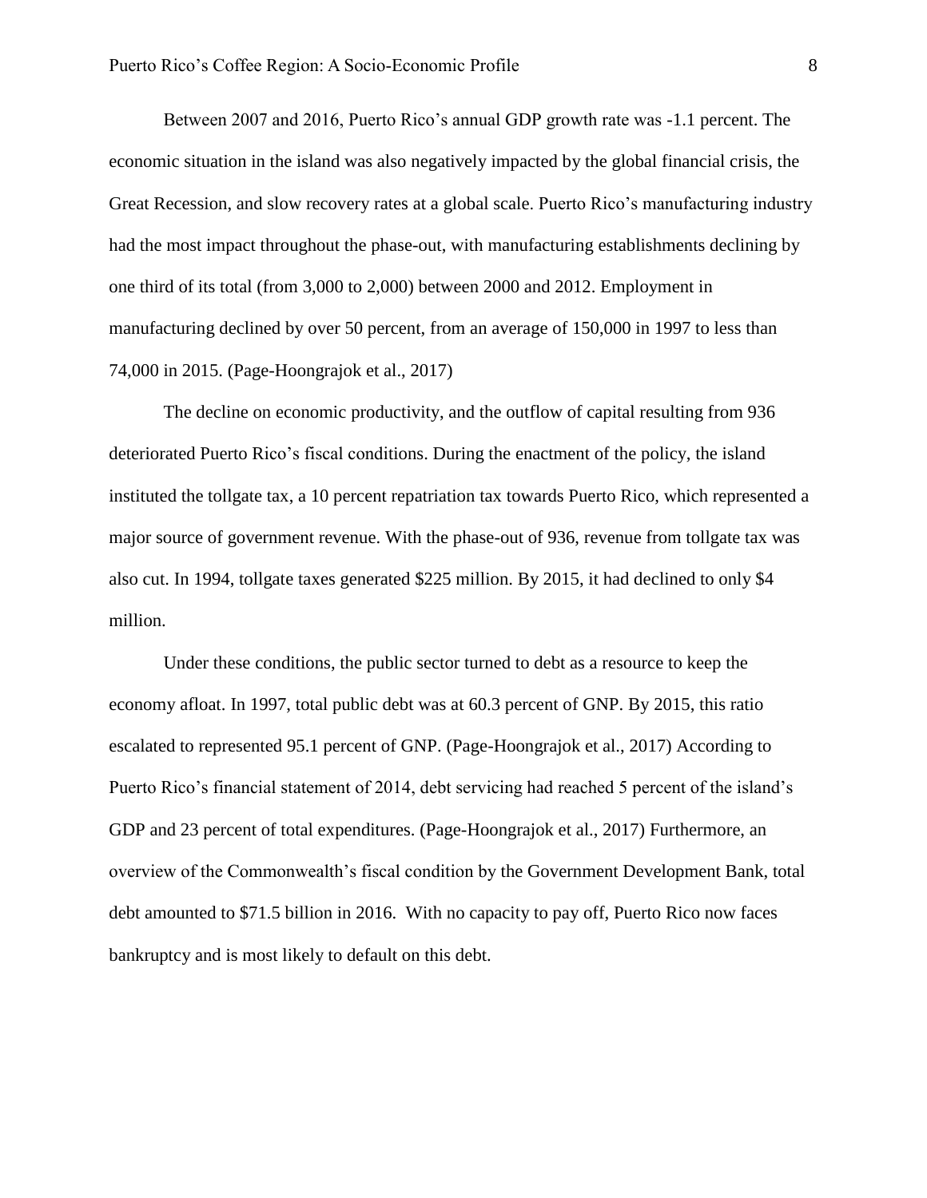Between 2007 and 2016, Puerto Rico's annual GDP growth rate was -1.1 percent. The economic situation in the island was also negatively impacted by the global financial crisis, the Great Recession, and slow recovery rates at a global scale. Puerto Rico's manufacturing industry had the most impact throughout the phase-out, with manufacturing establishments declining by one third of its total (from 3,000 to 2,000) between 2000 and 2012. Employment in manufacturing declined by over 50 percent, from an average of 150,000 in 1997 to less than 74,000 in 2015. (Page-Hoongrajok et al., 2017)

The decline on economic productivity, and the outflow of capital resulting from 936 deteriorated Puerto Rico's fiscal conditions. During the enactment of the policy, the island instituted the tollgate tax, a 10 percent repatriation tax towards Puerto Rico, which represented a major source of government revenue. With the phase-out of 936, revenue from tollgate tax was also cut. In 1994, tollgate taxes generated $225 million. By 2015, it had declined to only $4 million.

Under these conditions, the public sector turned to debt as a resource to keep the economy afloat. In 1997, total public debt was at 60.3 percent of GNP. By 2015, this ratio escalated to represented 95.1 percent of GNP. (Page-Hoongrajok et al., 2017) According to Puerto Rico's financial statement of 2014, debt servicing had reached 5 percent of the island's GDP and 23 percent of total expenditures. (Page-Hoongrajok et al., 2017) Furthermore, an overview of the Commonwealth's fiscal condition by the Government Development Bank, total debt amounted to $71.5 billion in 2016. With no capacity to pay off, Puerto Rico now faces bankruptcy and is most likely to default on this debt.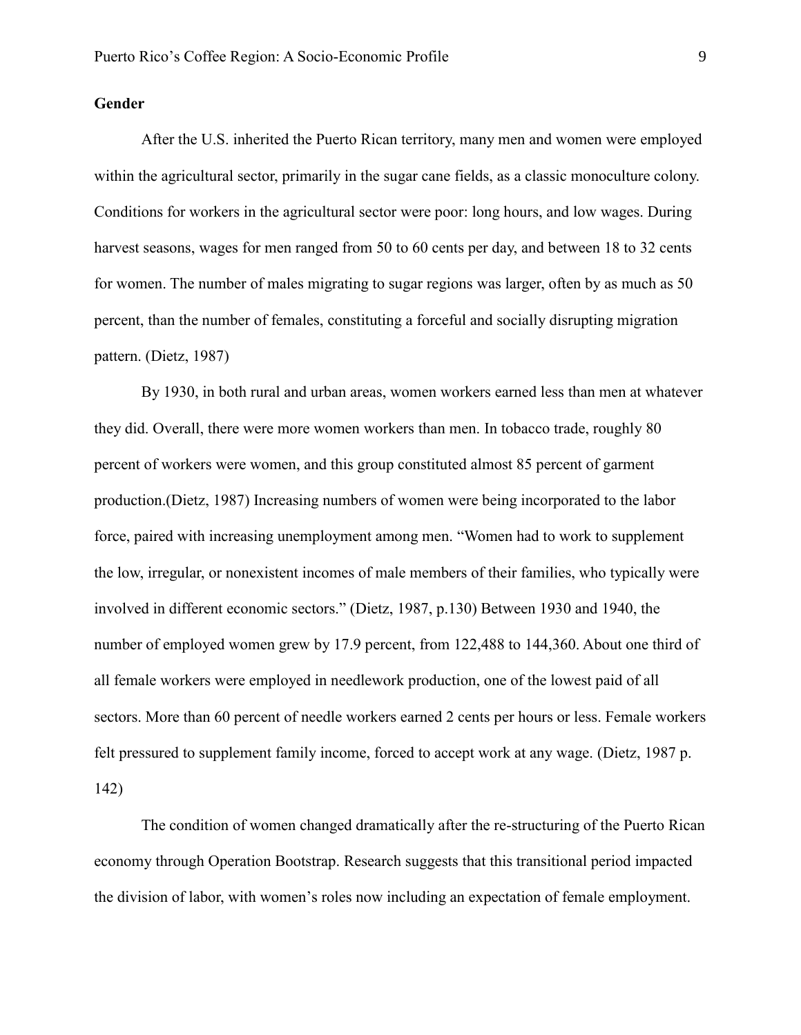### Gender

After the U.S. inherited the Puerto Rican territory, many men and women were employed within the agricultural sector, primarily in the sugar cane fields, as a classic monoculture colony. Conditions for workers in the agricultural sector were poor: long hours, and low wages. During harvest seasons, wages for men ranged from 50 to 60 cents per day, and between 18 to 32 cents for women. The number of males migrating to sugar regions was larger, often by as much as 50 percent, than the number of females, constituting a forceful and socially disrupting migration pattern. (Dietz, 1987)

By 1930, in both rural and urban areas, women workers earned less than men at whatever they did. Overall, there were more women workers than men. In tobacco trade, roughly 80 percent of workers were women, and this group constituted almost 85 percent of garment production.(Dietz, 1987) Increasing numbers of women were being incorporated to the labor force, paired with increasing unemployment among men. “Women had to work to supplement the low, irregular, or nonexistent incomes of male members of their families, who typically were involved in different economic sectors.” (Dietz, 1987, p.130) Between 1930 and 1940, the number of employed women grew by 17.9 percent, from 122,488 to 144,360. About one third of all female workers were employed in needlework production, one of the lowest paid of all sectors. More than 60 percent of needle workers earned 2 cents per hours or less. Female workers felt pressured to supplement family income, forced to accept work at any wage. (Dietz, 1987 p. 142)

The condition of women changed dramatically after the re-structuring of the Puerto Rican economy through Operation Bootstrap. Research suggests that this transitional period impacted the division of labor, with women’s roles now including an expectation of female employment.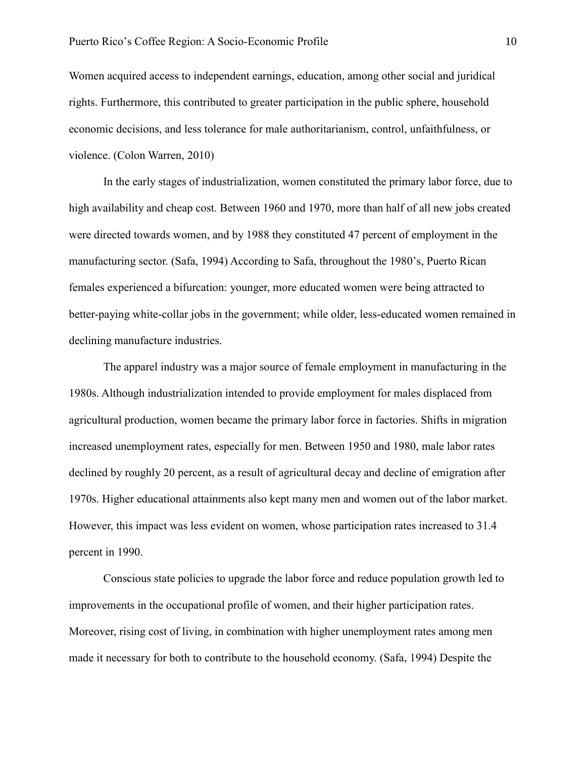Women acquired access to independent earnings, education, among other social and juridical rights. Furthermore, this contributed to greater participation in the public sphere, household economic decisions, and less tolerance for male authoritarianism, control, unfaithfulness, or violence. (Colon Warren, 2010)

In the early stages of industrialization, women constituted the primary labor force, due to high availability and cheap cost. Between 1960 and 1970, more than half of all new jobs created were directed towards women, and by 1988 they constituted 47 percent of employment in the manufacturing sector. (Safa, 1994) According to Safa, throughout the 1980's, Puerto Rican females experienced a bifurcation: younger, more educated women were being attracted to better-paying white-collar jobs in the government; while older, less-educated women remained in declining manufacture industries.

The apparel industry was a major source of female employment in manufacturing in the 1980s. Although industrialization intended to provide employment for males displaced from agricultural production, women became the primary labor force in factories. Shifts in migration increased unemployment rates, especially for men. Between 1950 and 1980, male labor rates declined by roughly 20 percent, as a result of agricultural decay and decline of emigration after 1970s. Higher educational attainments also kept many men and women out of the labor market. However, this impact was less evident on women, whose participation rates increased to 31.4 percent in 1990.

Conscious state policies to upgrade the labor force and reduce population growth led to improvements in the occupational profile of women, and their higher participation rates. Moreover, rising cost of living, in combination with higher unemployment rates among men made it necessary for both to contribute to the household economy. (Safa, 1994) Despite the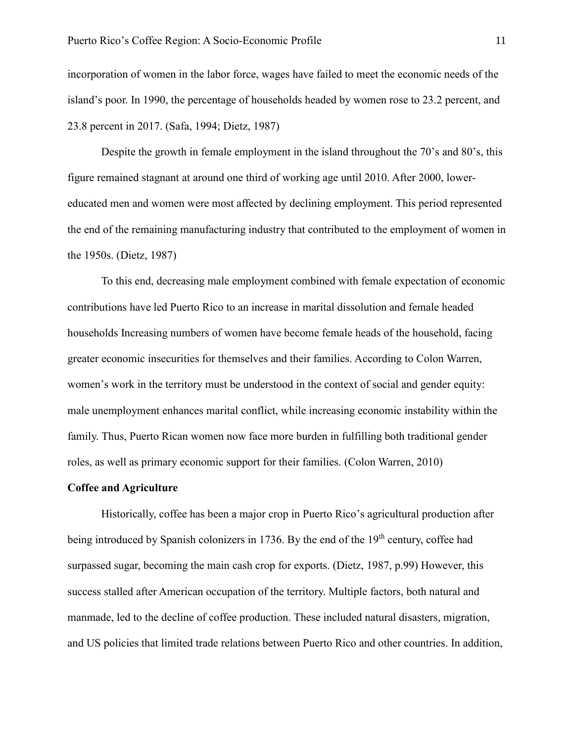incorporation of women in the labor force, wages have failed to meet the economic needs of the island's poor. In 1990, the percentage of households headed by women rose to 23.2 percent, and 23.8 percent in 2017. (Safa, 1994; Dietz, 1987)

Despite the growth in female employment in the island throughout the 70's and 80's, this figure remained stagnant at around one third of working age until 2010. After 2000, lower-educated men and women were most affected by declining employment. This period represented the end of the remaining manufacturing industry that contributed to the employment of women in the 1950s. (Dietz, 1987)

To this end, decreasing male employment combined with female expectation of economic contributions have led Puerto Rico to an increase in marital dissolution and female headed households Increasing numbers of women have become female heads of the household, facing greater economic insecurities for themselves and their families. According to Colon Warren, women's work in the territory must be understood in the context of social and gender equity: male unemployment enhances marital conflict, while increasing economic instability within the family. Thus, Puerto Rican women now face more burden in fulfilling both traditional gender roles, as well as primary economic support for their families. (Colon Warren, 2010)

**Coffee and Agriculture**

Historically, coffee has been a major crop in Puerto Rico's agricultural production after being introduced by Spanish colonizers in 1736. By the end of the 19th century, coffee had surpassed sugar, becoming the main cash crop for exports. (Dietz, 1987, p.99) However, this success stalled after American occupation of the territory. Multiple factors, both natural and manmade, led to the decline of coffee production. These included natural disasters, migration, and US policies that limited trade relations between Puerto Rico and other countries. In addition,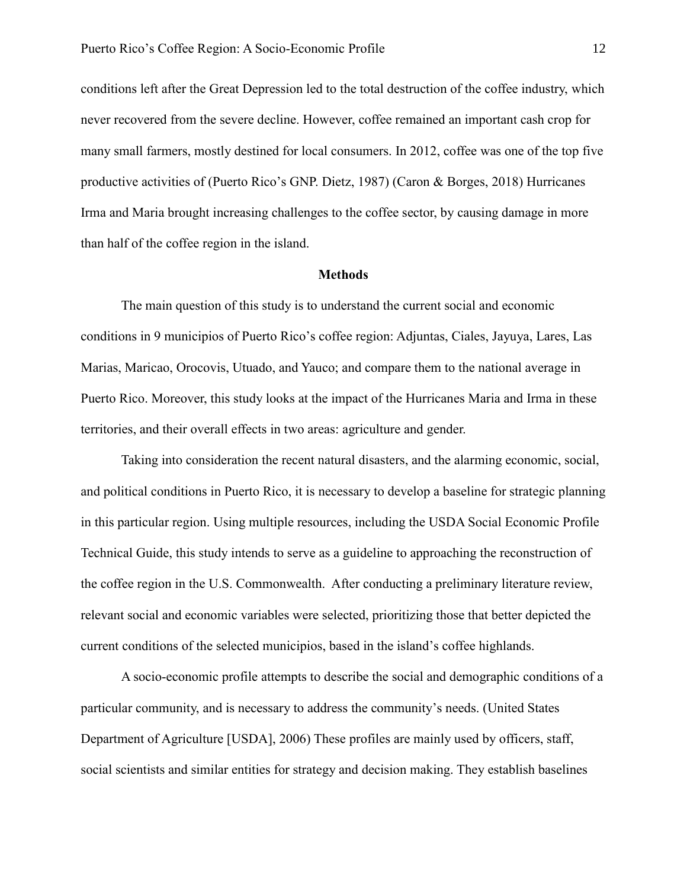conditions left after the Great Depression led to the total destruction of the coffee industry, which never recovered from the severe decline. However, coffee remained an important cash crop for many small farmers, mostly destined for local consumers. In 2012, coffee was one of the top five productive activities of (Puerto Rico's GNP. Dietz, 1987) (Caron & Borges, 2018) Hurricanes Irma and Maria brought increasing challenges to the coffee sector, by causing damage in more than half of the coffee region in the island.

## Methods

The main question of this study is to understand the current social and economic conditions in 9 municipios of Puerto Rico's coffee region: Adjuntas, Ciales, Jayuya, Lares, Las Marias, Maricao, Orocovis, Utuado, and Yauco; and compare them to the national average in Puerto Rico. Moreover, this study looks at the impact of the Hurricanes Maria and Irma in these territories, and their overall effects in two areas: agriculture and gender.

Taking into consideration the recent natural disasters, and the alarming economic, social, and political conditions in Puerto Rico, it is necessary to develop a baseline for strategic planning in this particular region. Using multiple resources, including the USDA Social Economic Profile Technical Guide, this study intends to serve as a guideline to approaching the reconstruction of the coffee region in the U.S. Commonwealth. After conducting a preliminary literature review, relevant social and economic variables were selected, prioritizing those that better depicted the current conditions of the selected municipios, based in the island's coffee highlands.

A socio-economic profile attempts to describe the social and demographic conditions of a particular community, and is necessary to address the community's needs. (United States Department of Agriculture [USDA], 2006) These profiles are mainly used by officers, staff, social scientists and similar entities for strategy and decision making. They establish baselines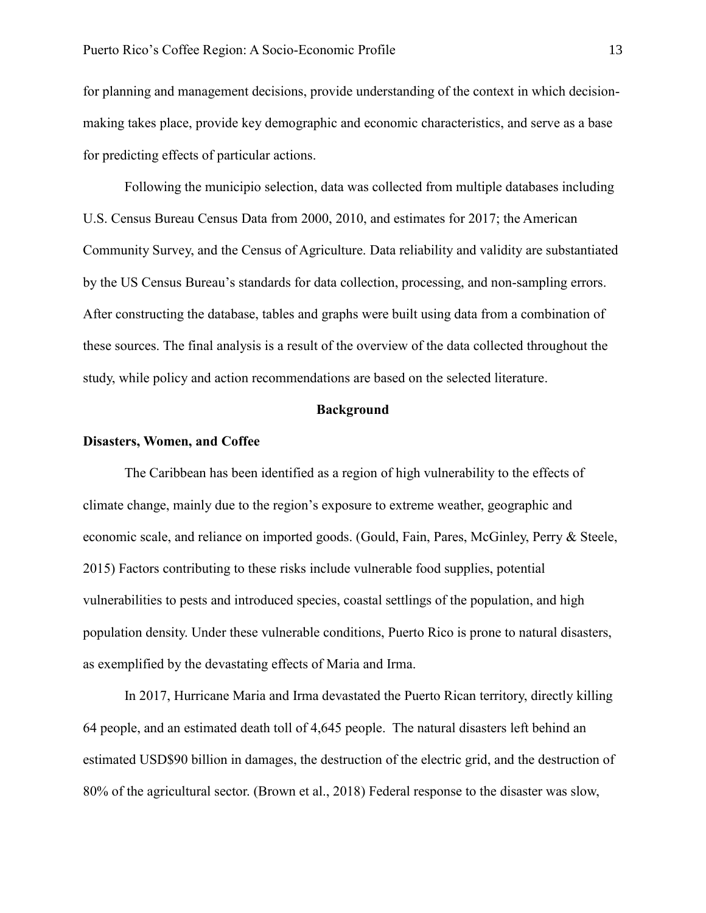for planning and management decisions, provide understanding of the context in which decision-making takes place, provide key demographic and economic characteristics, and serve as a base for predicting effects of particular actions.

Following the municipio selection, data was collected from multiple databases including U.S. Census Bureau Census Data from 2000, 2010, and estimates for 2017; the American Community Survey, and the Census of Agriculture. Data reliability and validity are substantiated by the US Census Bureau's standards for data collection, processing, and non-sampling errors. After constructing the database, tables and graphs were built using data from a combination of these sources. The final analysis is a result of the overview of the data collected throughout the study, while policy and action recommendations are based on the selected literature.

## Background

### Disasters, Women, and Coffee

The Caribbean has been identified as a region of high vulnerability to the effects of climate change, mainly due to the region's exposure to extreme weather, geographic and economic scale, and reliance on imported goods. (Gould, Fain, Pares, McGinley, Perry & Steele, 2015) Factors contributing to these risks include vulnerable food supplies, potential vulnerabilities to pests and introduced species, coastal settlings of the population, and high population density. Under these vulnerable conditions, Puerto Rico is prone to natural disasters, as exemplified by the devastating effects of Maria and Irma.

In 2017, Hurricane Maria and Irma devastated the Puerto Rican territory, directly killing 64 people, and an estimated death toll of 4,645 people. The natural disasters left behind an estimated USD$90 billion in damages, the destruction of the electric grid, and the destruction of 80% of the agricultural sector. (Brown et al., 2018) Federal response to the disaster was slow,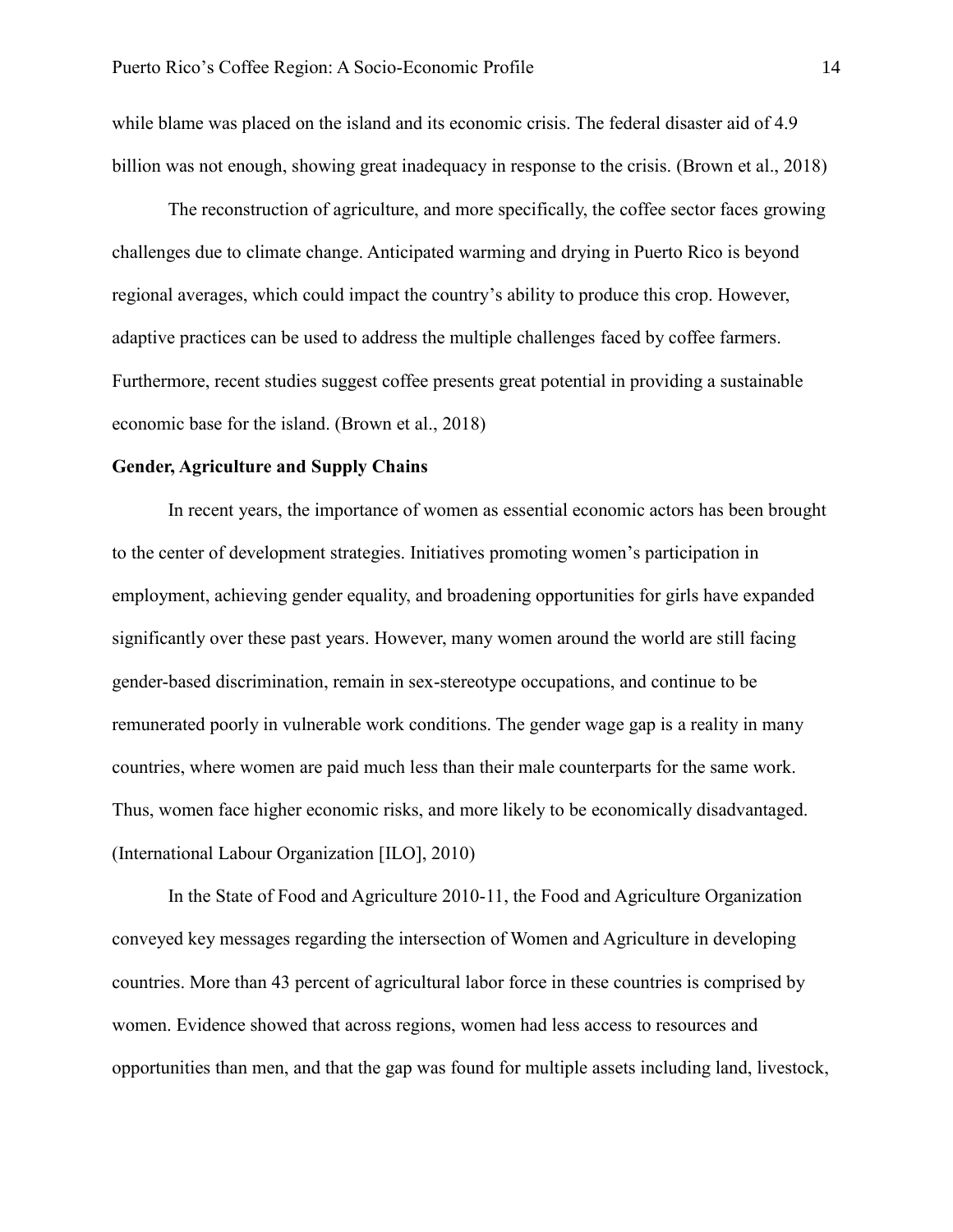while blame was placed on the island and its economic crisis. The federal disaster aid of 4.9 billion was not enough, showing great inadequacy in response to the crisis. (Brown et al., 2018)

The reconstruction of agriculture, and more specifically, the coffee sector faces growing challenges due to climate change. Anticipated warming and drying in Puerto Rico is beyond regional averages, which could impact the country's ability to produce this crop. However, adaptive practices can be used to address the multiple challenges faced by coffee farmers. Furthermore, recent studies suggest coffee presents great potential in providing a sustainable economic base for the island. (Brown et al., 2018)

**Gender, Agriculture and Supply Chains**

In recent years, the importance of women as essential economic actors has been brought to the center of development strategies. Initiatives promoting women's participation in employment, achieving gender equality, and broadening opportunities for girls have expanded significantly over these past years. However, many women around the world are still facing gender-based discrimination, remain in sex-stereotype occupations, and continue to be remunerated poorly in vulnerable work conditions. The gender wage gap is a reality in many countries, where women are paid much less than their male counterparts for the same work. Thus, women face higher economic risks, and more likely to be economically disadvantaged. (International Labour Organization [ILO], 2010)

In the State of Food and Agriculture 2010-11, the Food and Agriculture Organization conveyed key messages regarding the intersection of Women and Agriculture in developing countries. More than 43 percent of agricultural labor force in these countries is comprised by women. Evidence showed that across regions, women had less access to resources and opportunities than men, and that the gap was found for multiple assets including land, livestock,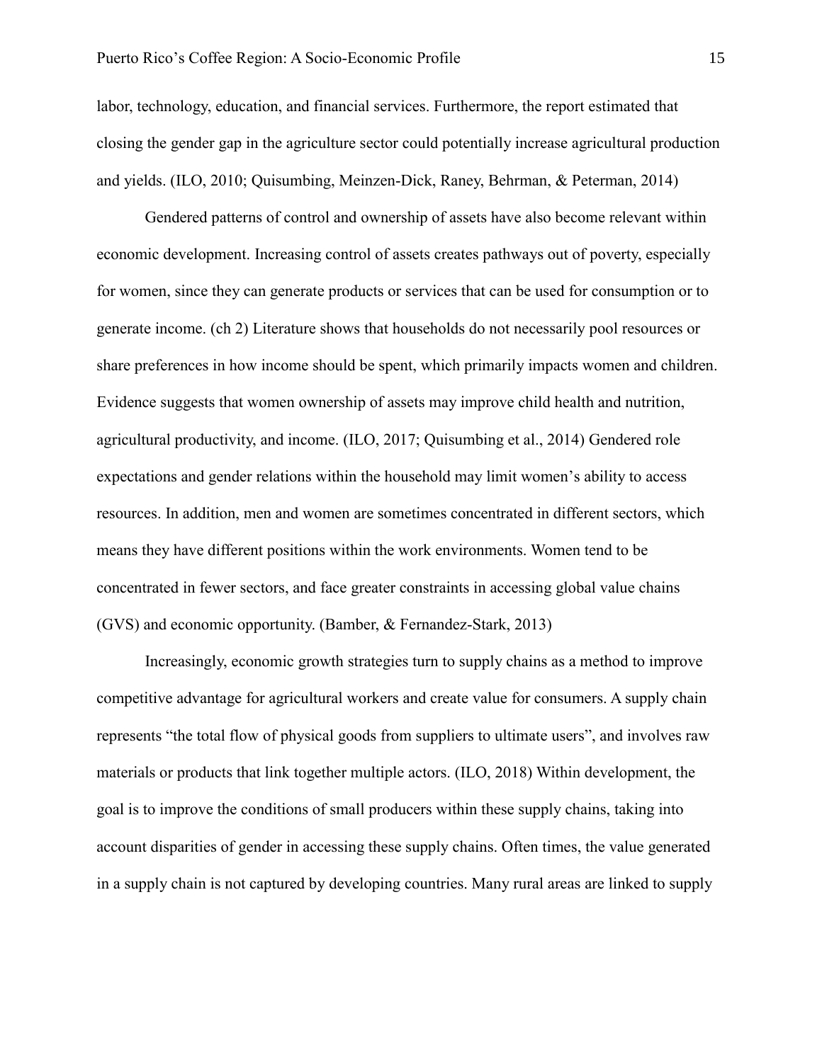labor, technology, education, and financial services. Furthermore, the report estimated that closing the gender gap in the agriculture sector could potentially increase agricultural production and yields. (ILO, 2010; Quisumbing, Meinzen-Dick, Raney, Behrman, & Peterman, 2014)

Gendered patterns of control and ownership of assets have also become relevant within economic development. Increasing control of assets creates pathways out of poverty, especially for women, since they can generate products or services that can be used for consumption or to generate income. (ch 2) Literature shows that households do not necessarily pool resources or share preferences in how income should be spent, which primarily impacts women and children. Evidence suggests that women ownership of assets may improve child health and nutrition, agricultural productivity, and income. (ILO, 2017; Quisumbing et al., 2014) Gendered role expectations and gender relations within the household may limit women's ability to access resources. In addition, men and women are sometimes concentrated in different sectors, which means they have different positions within the work environments. Women tend to be concentrated in fewer sectors, and face greater constraints in accessing global value chains (GVS) and economic opportunity. (Bamber, & Fernandez-Stark, 2013)

Increasingly, economic growth strategies turn to supply chains as a method to improve competitive advantage for agricultural workers and create value for consumers. A supply chain represents "the total flow of physical goods from suppliers to ultimate users", and involves raw materials or products that link together multiple actors. (ILO, 2018) Within development, the goal is to improve the conditions of small producers within these supply chains, taking into account disparities of gender in accessing these supply chains. Often times, the value generated in a supply chain is not captured by developing countries. Many rural areas are linked to supply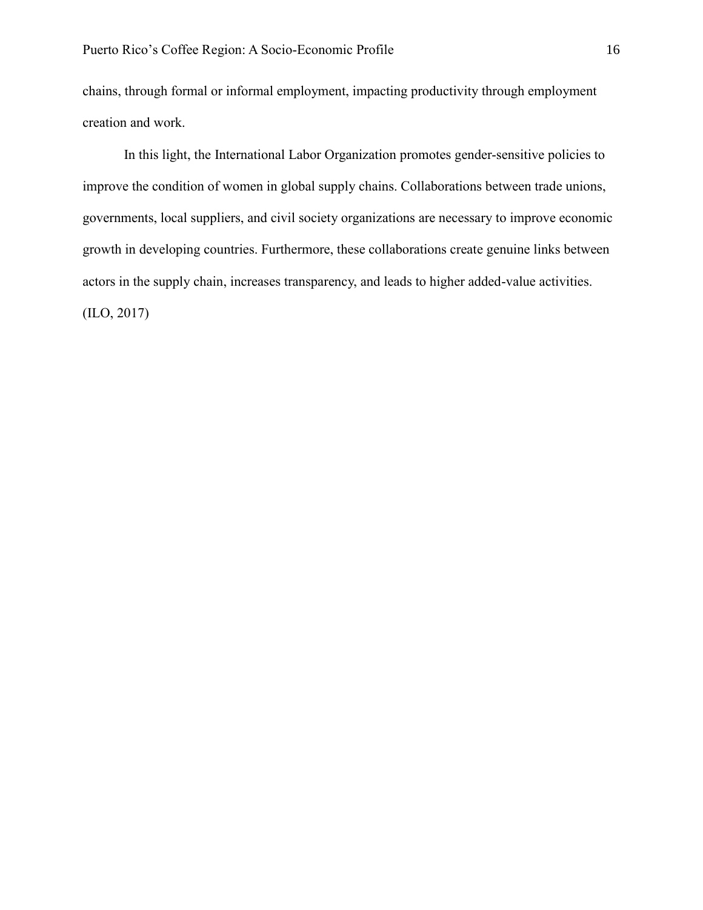chains, through formal or informal employment, impacting productivity through employment creation and work.

In this light, the International Labor Organization promotes gender-sensitive policies to improve the condition of women in global supply chains. Collaborations between trade unions, governments, local suppliers, and civil society organizations are necessary to improve economic growth in developing countries. Furthermore, these collaborations create genuine links between actors in the supply chain, increases transparency, and leads to higher added-value activities. (ILO, 2017)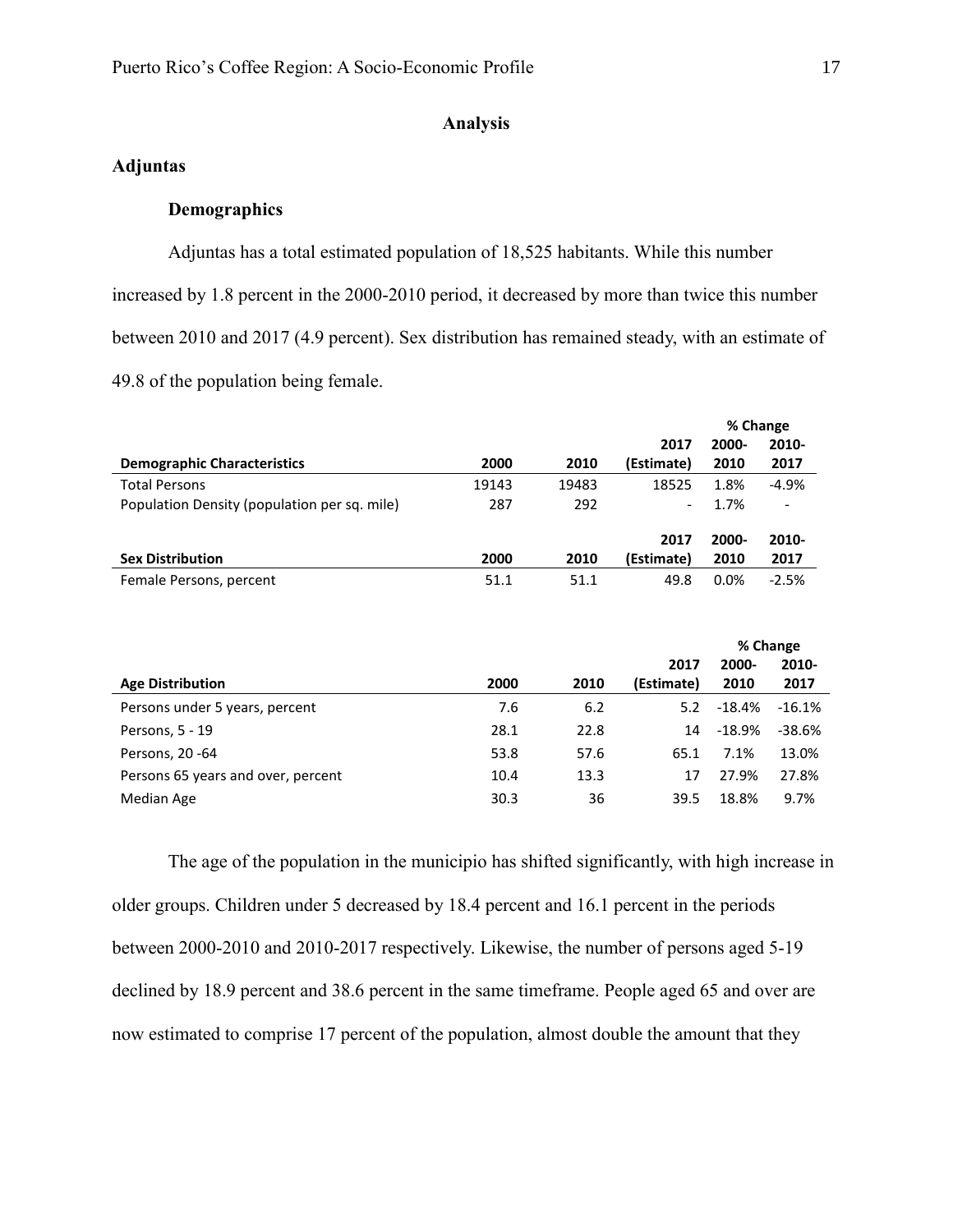## Analysis

### Adjuntas

#### Demographics

Adjuntas has a total estimated population of 18,525 habitants. While this number increased by 1.8 percent in the 2000-2010 period, it decreased by more than twice this number between 2010 and 2017 (4.9 percent). Sex distribution has remained steady, with an estimate of 49.8 of the population being female.

| | | | | % Change | |
|---|---|---|---|---|---|
| **Demographic Characteristics** | **2000** | **2010** | **2017 (Estimate)** | **2000-2010** | **2010-2017** |
| Total Persons | 19143 | 19483 | 18525 | 1.8% | -4.9% |
| Population Density (population per sq. mile) | 287 | 292 | - | 1.7% | - |
| **Sex Distribution** | **2000** | **2010** | **2017 (Estimate)** | **2000-2010** | **2010-2017** |
| Female Persons, percent | 51.1 | 51.1 | 49.8 | 0.0% | -2.5% |

| | | | | % Change | |
|---|---|---|---|---|---|
| **Age Distribution** | **2000** | **2010** | **2017 (Estimate)** | **2000-2010** | **2010-2017** |
| Persons under 5 years, percent | 7.6 | 6.2 | 5.2 | -18.4% | -16.1% |
| Persons, 5 - 19 | 28.1 | 22.8 | 14 | -18.9% | -38.6% |
| Persons, 20 -64 | 53.8 | 57.6 | 65.1 | 7.1% | 13.0% |
| Persons 65 years and over, percent | 10.4 | 13.3 | 17 | 27.9% | 27.8% |
| Median Age | 30.3 | 36 | 39.5 | 18.8% | 9.7% |

The age of the population in the municipio has shifted significantly, with high increase in older groups. Children under 5 decreased by 18.4 percent and 16.1 percent in the periods between 2000-2010 and 2010-2017 respectively. Likewise, the number of persons aged 5-19 declined by 18.9 percent and 38.6 percent in the same timeframe. People aged 65 and over are now estimated to comprise 17 percent of the population, almost double the amount that they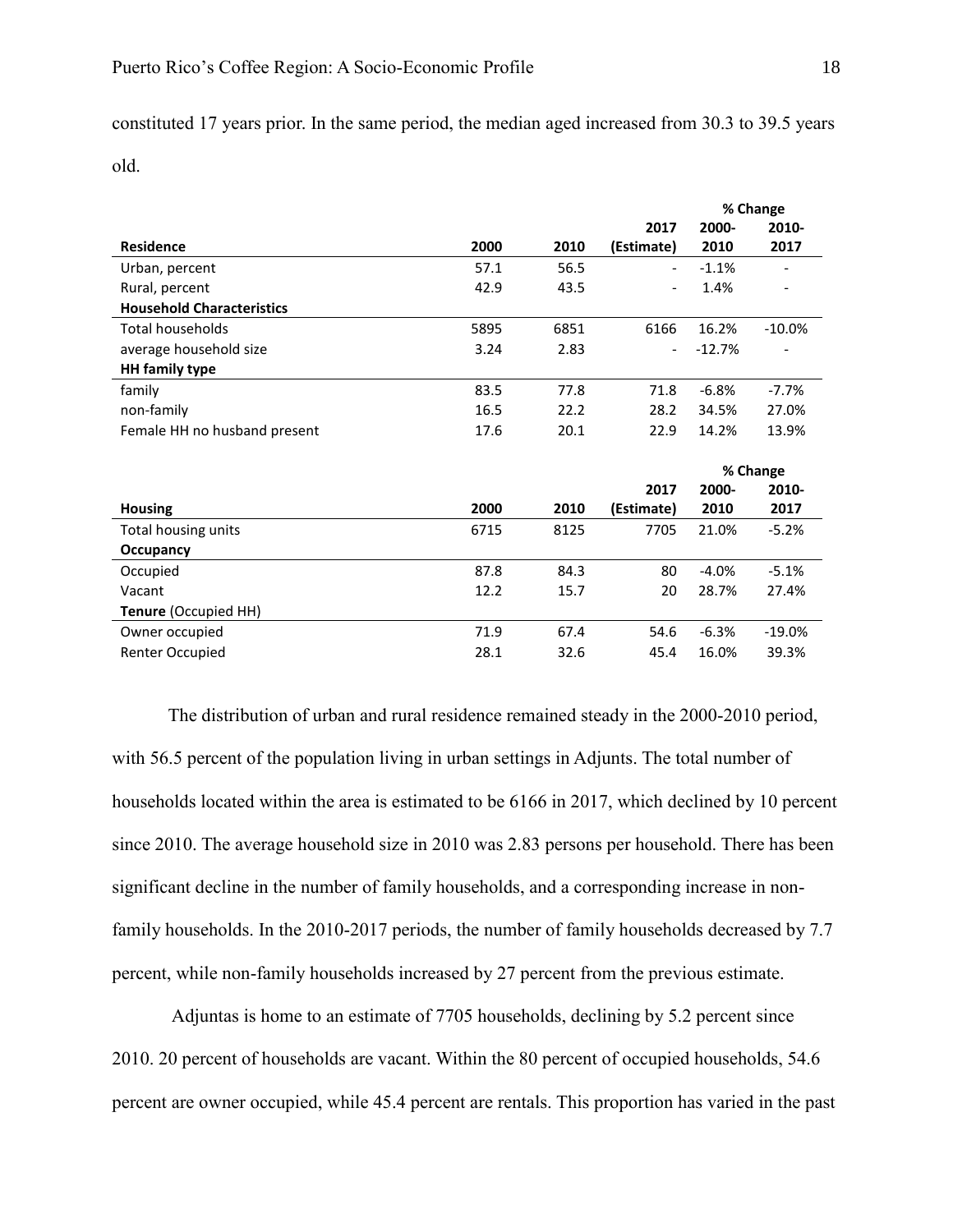constituted 17 years prior. In the same period, the median aged increased from 30.3 to 39.5 years old.

| Residence | 2000 | 2010 | 2017 (Estimate) | % Change 2000-2010 | % Change 2010-2017 |
|---|---|---|---|---|---|
| Urban, percent | 57.1 | 56.5 | - | -1.1% | - |
| Rural, percent | 42.9 | 43.5 | - | 1.4% | - |
| **Household Characteristics** | | | | | |
| Total households | 5895 | 6851 | 6166 | 16.2% | -10.0% |
| average household size | 3.24 | 2.83 | - | -12.7% | - |
| **HH family type** | | | | | |
| family | 83.5 | 77.8 | 71.8 | -6.8% | -7.7% |
| non-family | 16.5 | 22.2 | 28.2 | 34.5% | 27.0% |
| Female HH no husband present | 17.6 | 20.1 | 22.9 | 14.2% | 13.9% |

| Housing | 2000 | 2010 | 2017 (Estimate) | % Change 2000-2010 | % Change 2010-2017 |
|---|---|---|---|---|---|
| Total housing units | 6715 | 8125 | 7705 | 21.0% | -5.2% |
| **Occupancy** | | | | | |
| Occupied | 87.8 | 84.3 | 80 | -4.0% | -5.1% |
| Vacant | 12.2 | 15.7 | 20 | 28.7% | 27.4% |
| **Tenure** (Occupied HH) | | | | | |
| Owner occupied | 71.9 | 67.4 | 54.6 | -6.3% | -19.0% |
| Renter Occupied | 28.1 | 32.6 | 45.4 | 16.0% | 39.3% |

The distribution of urban and rural residence remained steady in the 2000-2010 period, with 56.5 percent of the population living in urban settings in Adjunts. The total number of households located within the area is estimated to be 6166 in 2017, which declined by 10 percent since 2010. The average household size in 2010 was 2.83 persons per household. There has been significant decline in the number of family households, and a corresponding increase in non-family households. In the 2010-2017 periods, the number of family households decreased by 7.7 percent, while non-family households increased by 27 percent from the previous estimate.

Adjuntas is home to an estimate of 7705 households, declining by 5.2 percent since 2010. 20 percent of households are vacant. Within the 80 percent of occupied households, 54.6 percent are owner occupied, while 45.4 percent are rentals. This proportion has varied in the past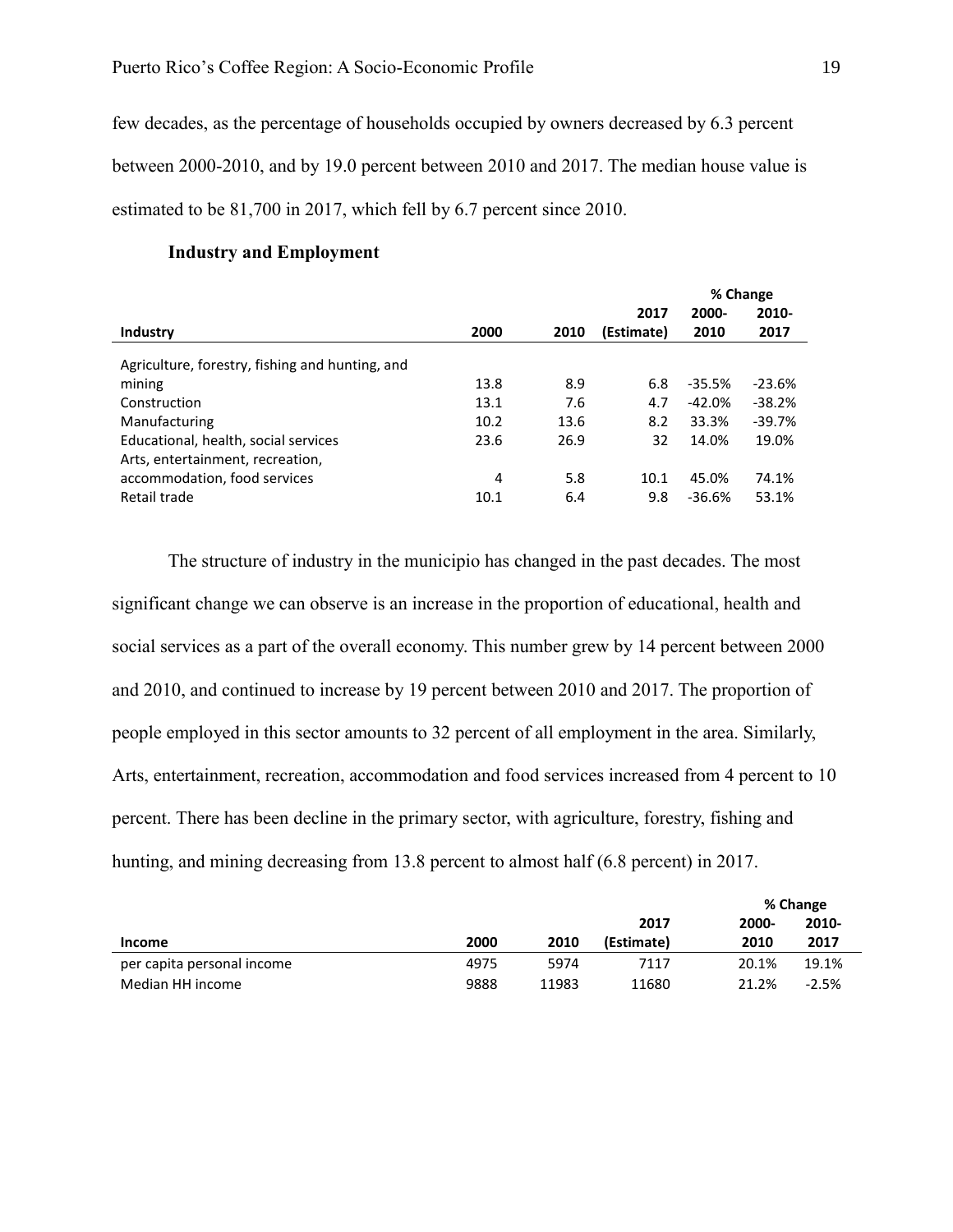few decades, as the percentage of households occupied by owners decreased by 6.3 percent between 2000-2010, and by 19.0 percent between 2010 and 2017. The median house value is estimated to be 81,700 in 2017, which fell by 6.7 percent since 2010.

### Industry and Employment

| Industry | 2000 | 2010 | 2017 (Estimate) | % Change 2000-2010 | % Change 2010-2017 |
|---|---|---|---|---|---|
| Agriculture, forestry, fishing and hunting, and mining | 13.8 | 8.9 | 6.8 | -35.5% | -23.6% |
| Construction | 13.1 | 7.6 | 4.7 | -42.0% | -38.2% |
| Manufacturing | 10.2 | 13.6 | 8.2 | 33.3% | -39.7% |
| Educational, health, social services | 23.6 | 26.9 | 32 | 14.0% | 19.0% |
| Arts, entertainment, recreation, accommodation, food services | 4 | 5.8 | 10.1 | 45.0% | 74.1% |
| Retail trade | 10.1 | 6.4 | 9.8 | -36.6% | 53.1% |

The structure of industry in the municipio has changed in the past decades. The most significant change we can observe is an increase in the proportion of educational, health and social services as a part of the overall economy. This number grew by 14 percent between 2000 and 2010, and continued to increase by 19 percent between 2010 and 2017. The proportion of people employed in this sector amounts to 32 percent of all employment in the area. Similarly, Arts, entertainment, recreation, accommodation and food services increased from 4 percent to 10 percent. There has been decline in the primary sector, with agriculture, forestry, fishing and hunting, and mining decreasing from 13.8 percent to almost half (6.8 percent) in 2017.

| Income | 2000 | 2010 | 2017 (Estimate) | % Change 2000-2010 | % Change 2010-2017 |
|---|---|---|---|---|---|
| per capita personal income | 4975 | 5974 | 7117 | 20.1% | 19.1% |
| Median HH income | 9888 | 11983 | 11680 | 21.2% | -2.5% |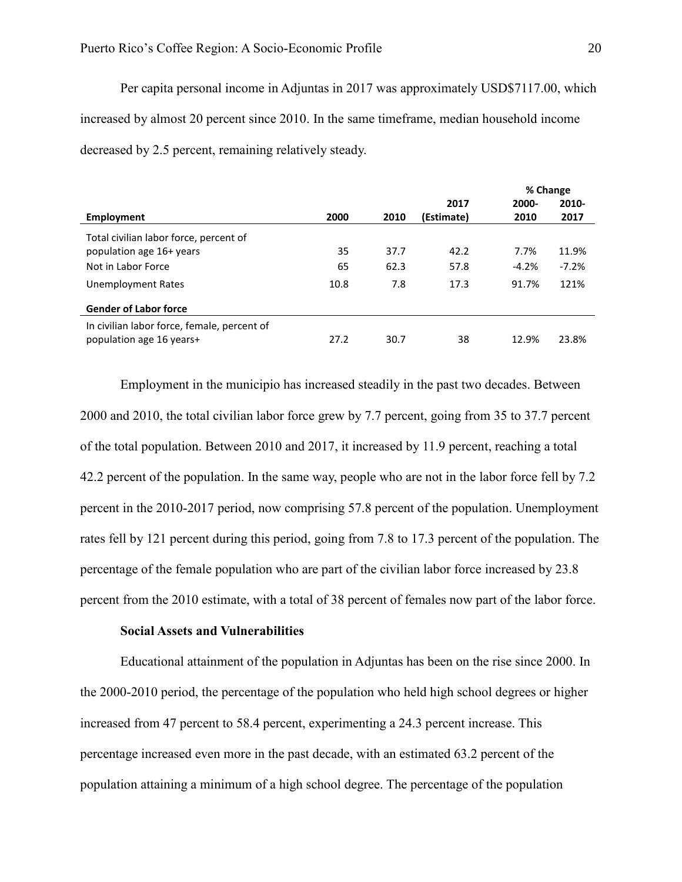Per capita personal income in Adjuntas in 2017 was approximately USD$7117.00, which increased by almost 20 percent since 2010. In the same timeframe, median household income decreased by 2.5 percent, remaining relatively steady.

| | | | | % Change | |
|---|---|---|---|---|---|
| **Employment** | **2000** | **2010** | **2017 (Estimate)** | **2000-2010** | **2010-2017** |
| Total civilian labor force, percent of population age 16+ years | 35 | 37.7 | 42.2 | 7.7% | 11.9% |
| Not in Labor Force | 65 | 62.3 | 57.8 | -4.2% | -7.2% |
| Unemployment Rates | 10.8 | 7.8 | 17.3 | 91.7% | 121% |
| **Gender of Labor force** | | | | | |
| In civilian labor force, female, percent of population age 16 years+ | 27.2 | 30.7 | 38 | 12.9% | 23.8% |

Employment in the municipio has increased steadily in the past two decades. Between 2000 and 2010, the total civilian labor force grew by 7.7 percent, going from 35 to 37.7 percent of the total population. Between 2010 and 2017, it increased by 11.9 percent, reaching a total 42.2 percent of the population. In the same way, people who are not in the labor force fell by 7.2 percent in the 2010-2017 period, now comprising 57.8 percent of the population. Unemployment rates fell by 121 percent during this period, going from 7.8 to 17.3 percent of the population. The percentage of the female population who are part of the civilian labor force increased by 23.8 percent from the 2010 estimate, with a total of 38 percent of females now part of the labor force.

### Social Assets and Vulnerabilities

Educational attainment of the population in Adjuntas has been on the rise since 2000. In the 2000-2010 period, the percentage of the population who held high school degrees or higher increased from 47 percent to 58.4 percent, experimenting a 24.3 percent increase. This percentage increased even more in the past decade, with an estimated 63.2 percent of the population attaining a minimum of a high school degree. The percentage of the population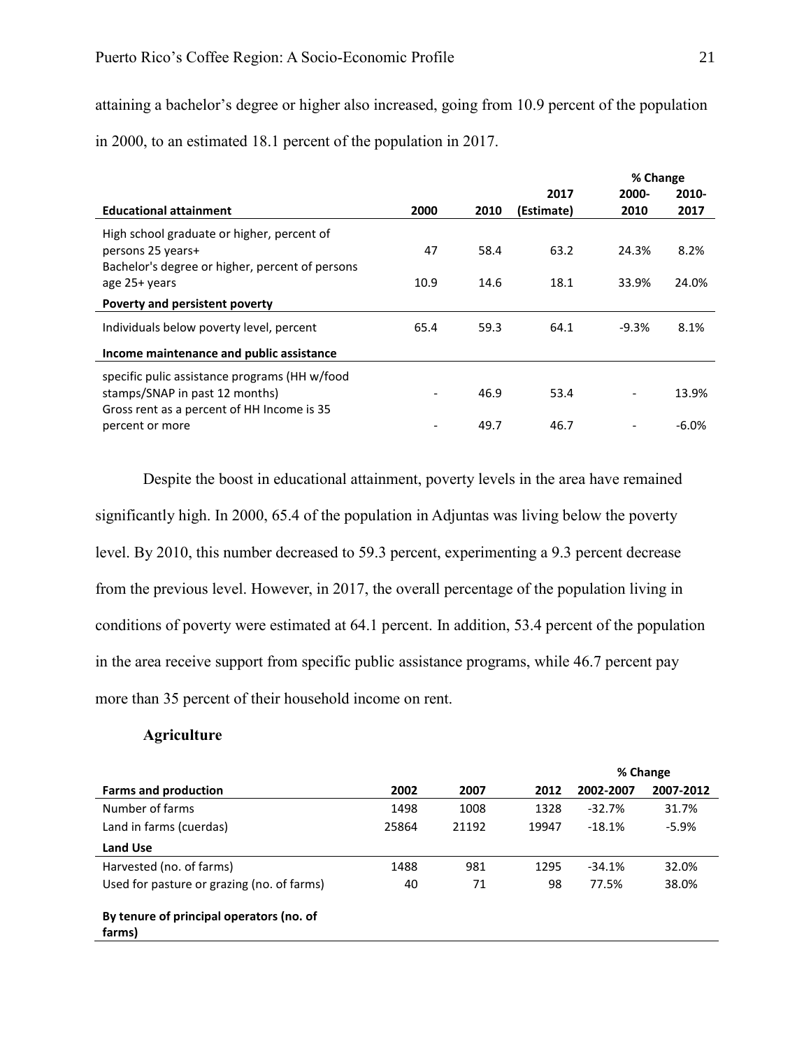attaining a bachelor's degree or higher also increased, going from 10.9 percent of the population in 2000, to an estimated 18.1 percent of the population in 2017.

| | | | | % Change | |
|---|---|---|---|---|---|
| **Educational attainment** | **2000** | **2010** | **2017 (Estimate)** | **2000-2010** | **2010-2017** |
| High school graduate or higher, percent of persons 25 years+ | 47 | 58.4 | 63.2 | 24.3% | 8.2% |
| Bachelor's degree or higher, percent of persons age 25+ years | 10.9 | 14.6 | 18.1 | 33.9% | 24.0% |
| **Poverty and persistent poverty** | | | | | |
| Individuals below poverty level, percent | 65.4 | 59.3 | 64.1 | -9.3% | 8.1% |
| **Income maintenance and public assistance** | | | | | |
| specific pulic assistance programs (HH w/food stamps/SNAP in past 12 months) | - | 46.9 | 53.4 | - | 13.9% |
| Gross rent as a percent of HH Income is 35 percent or more | - | 49.7 | 46.7 | - | -6.0% |

Despite the boost in educational attainment, poverty levels in the area have remained significantly high. In 2000, 65.4 of the population in Adjuntas was living below the poverty level. By 2010, this number decreased to 59.3 percent, experimenting a 9.3 percent decrease from the previous level. However, in 2017, the overall percentage of the population living in conditions of poverty were estimated at 64.1 percent. In addition, 53.4 percent of the population in the area receive support from specific public assistance programs, while 46.7 percent pay more than 35 percent of their household income on rent.

### Agriculture

| | | | | % Change | |
|---|---|---|---|---|---|
| **Farms and production** | **2002** | **2007** | **2012** | **2002-2007** | **2007-2012** |
| Number of farms | 1498 | 1008 | 1328 | -32.7% | 31.7% |
| Land in farms (cuerdas) | 25864 | 21192 | 19947 | -18.1% | -5.9% |
| **Land Use** | | | | | |
| Harvested (no. of farms) | 1488 | 981 | 1295 | -34.1% | 32.0% |
| Used for pasture or grazing (no. of farms) | 40 | 71 | 98 | 77.5% | 38.0% |
| **By tenure of principal operators (no. of farms)** | | | | | |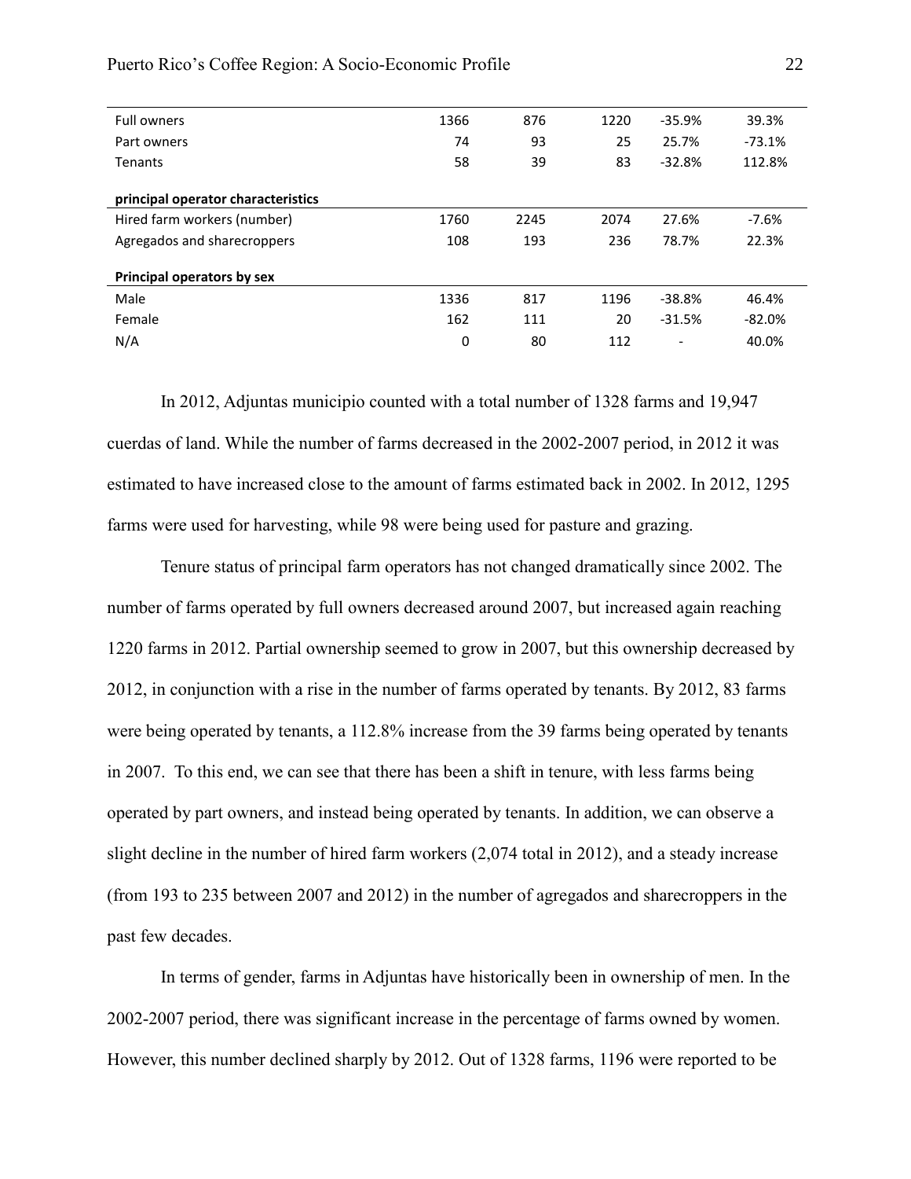| | | | | | |
|---|---|---|---|---|---|
| Full owners | 1366 | 876 | 1220 | -35.9% | 39.3% |
| Part owners | 74 | 93 | 25 | 25.7% | -73.1% |
| Tenants | 58 | 39 | 83 | -32.8% | 112.8% |
| **principal operator characteristics** | | | | | |
| Hired farm workers (number) | 1760 | 2245 | 2074 | 27.6% | -7.6% |
| Agregados and sharecroppers | 108 | 193 | 236 | 78.7% | 22.3% |
| **Principal operators by sex** | | | | | |
| Male | 1336 | 817 | 1196 | -38.8% | 46.4% |
| Female | 162 | 111 | 20 | -31.5% | -82.0% |
| N/A | 0 | 80 | 112 | - | 40.0% |

In 2012, Adjuntas municipio counted with a total number of 1328 farms and 19,947 cuerdas of land. While the number of farms decreased in the 2002-2007 period, in 2012 it was estimated to have increased close to the amount of farms estimated back in 2002. In 2012, 1295 farms were used for harvesting, while 98 were being used for pasture and grazing.

Tenure status of principal farm operators has not changed dramatically since 2002. The number of farms operated by full owners decreased around 2007, but increased again reaching 1220 farms in 2012. Partial ownership seemed to grow in 2007, but this ownership decreased by 2012, in conjunction with a rise in the number of farms operated by tenants. By 2012, 83 farms were being operated by tenants, a 112.8% increase from the 39 farms being operated by tenants in 2007. To this end, we can see that there has been a shift in tenure, with less farms being operated by part owners, and instead being operated by tenants. In addition, we can observe a slight decline in the number of hired farm workers (2,074 total in 2012), and a steady increase (from 193 to 235 between 2007 and 2012) in the number of agregados and sharecroppers in the past few decades.

In terms of gender, farms in Adjuntas have historically been in ownership of men. In the 2002-2007 period, there was significant increase in the percentage of farms owned by women. However, this number declined sharply by 2012. Out of 1328 farms, 1196 were reported to be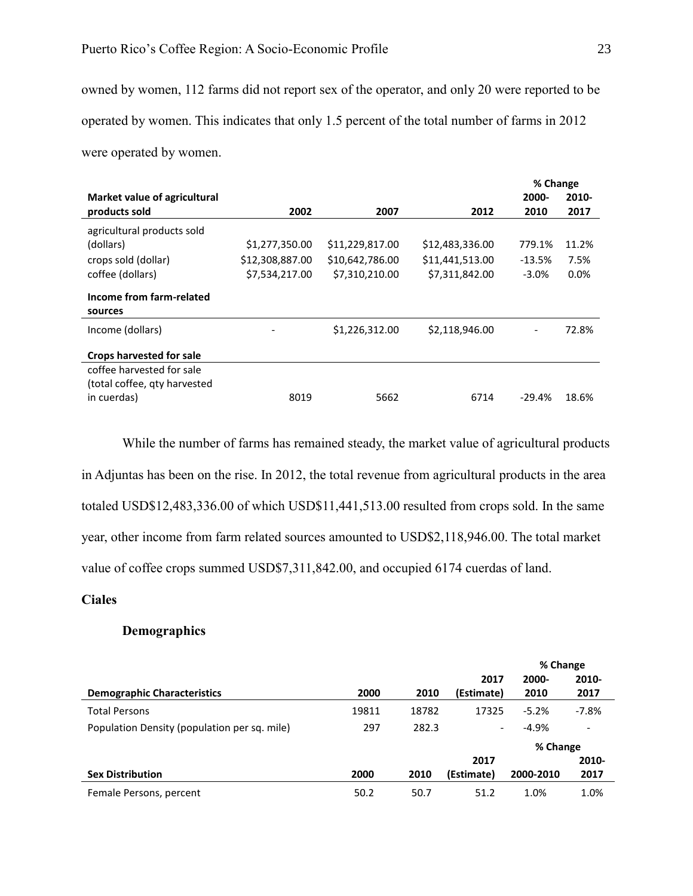owned by women, 112 farms did not report sex of the operator, and only 20 were reported to be operated by women. This indicates that only 1.5 percent of the total number of farms in 2012 were operated by women.

| Market value of agricultural products sold | 2002 | 2007 | 2012 | % Change 2000-2010 | % Change 2010-2017 |
|---|---|---|---|---|---|
| agricultural products sold (dollars) | $1,277,350.00 | $11,229,817.00 | $12,483,336.00 | 779.1% | 11.2% |
| crops sold (dollar) | $12,308,887.00 | $10,642,786.00 | $11,441,513.00 | -13.5% | 7.5% |
| coffee (dollars) | $7,534,217.00 | $7,310,210.00 | $7,311,842.00 | -3.0% | 0.0% |
| **Income from farm-related sources** | | | | | |
| Income (dollars) | - | $1,226,312.00 | $2,118,946.00 | - | 72.8% |
| **Crops harvested for sale** | | | | | |
| coffee harvested for sale (total coffee, qty harvested in cuerdas) | 8019 | 5662 | 6714 | -29.4% | 18.6% |

While the number of farms has remained steady, the market value of agricultural products in Adjuntas has been on the rise. In 2012, the total revenue from agricultural products in the area totaled USD$12,483,336.00 of which USD$11,441,513.00 resulted from crops sold. In the same year, other income from farm related sources amounted to USD$2,118,946.00. The total market value of coffee crops summed USD$7,311,842.00, and occupied 6174 cuerdas of land.

## Ciales

### Demographics

| Demographic Characteristics | 2000 | 2010 | 2017 (Estimate) | % Change 2000-2010 | % Change 2010-2017 |
|---|---|---|---|---|---|
| Total Persons | 19811 | 18782 | 17325 | -5.2% | -7.8% |
| Population Density (population per sq. mile) | 297 | 282.3 | - | -4.9% | - |

| Sex Distribution | 2000 | 2010 | 2017 (Estimate) | % Change 2000-2010 | % Change 2010-2017 |
|---|---|---|---|---|---|
| Female Persons, percent | 50.2 | 50.7 | 51.2 | 1.0% | 1.0% |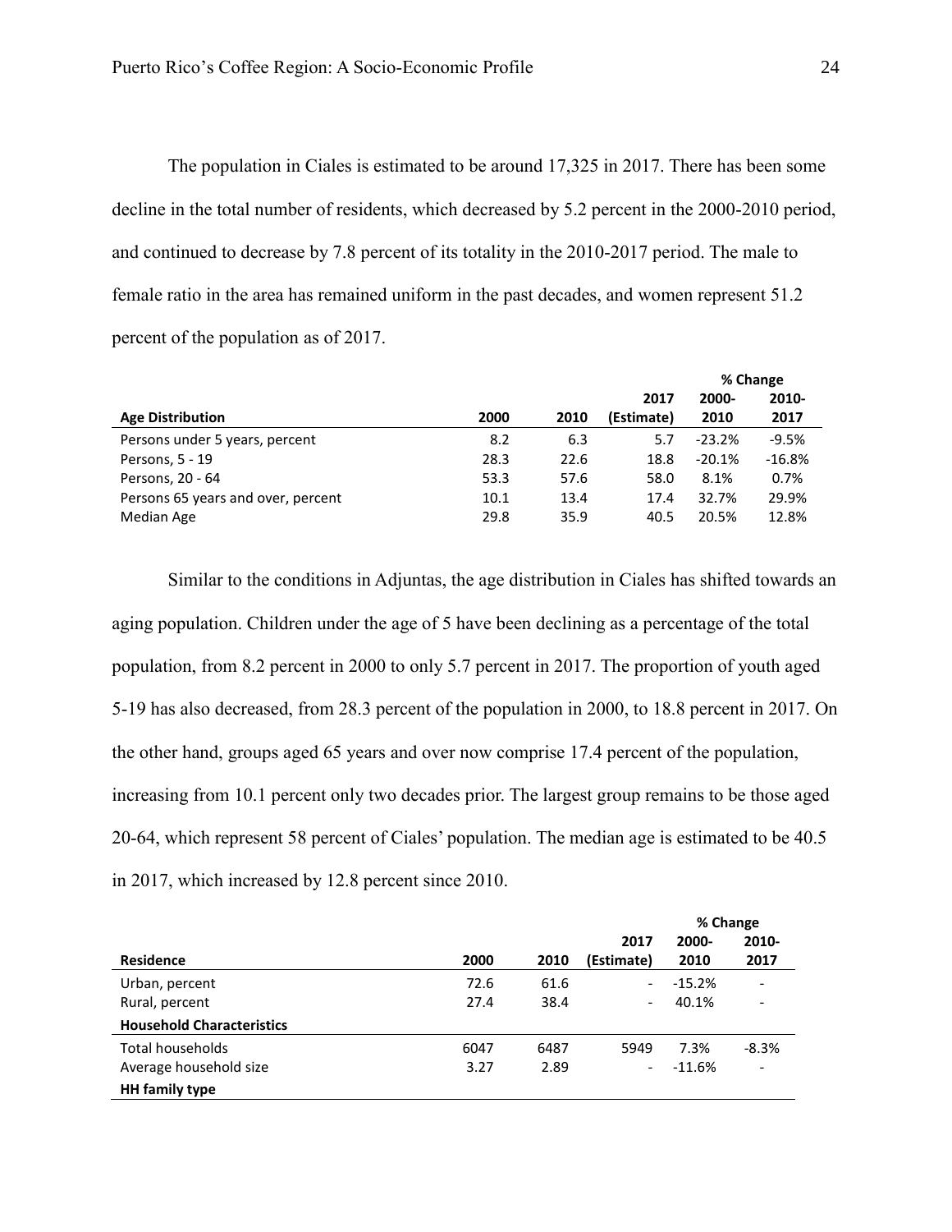The population in Ciales is estimated to be around 17,325 in 2017. There has been some decline in the total number of residents, which decreased by 5.2 percent in the 2000-2010 period, and continued to decrease by 7.8 percent of its totality in the 2010-2017 period. The male to female ratio in the area has remained uniform in the past decades, and women represent 51.2 percent of the population as of 2017.

| | | | | % Change | |
|---|---|---|---|---|---|
| **Age Distribution** | **2000** | **2010** | **2017 (Estimate)** | **2000-2010** | **2010-2017** |
| Persons under 5 years, percent | 8.2 | 6.3 | 5.7 | -23.2% | -9.5% |
| Persons, 5 - 19 | 28.3 | 22.6 | 18.8 | -20.1% | -16.8% |
| Persons, 20 - 64 | 53.3 | 57.6 | 58.0 | 8.1% | 0.7% |
| Persons 65 years and over, percent | 10.1 | 13.4 | 17.4 | 32.7% | 29.9% |
| Median Age | 29.8 | 35.9 | 40.5 | 20.5% | 12.8% |

Similar to the conditions in Adjuntas, the age distribution in Ciales has shifted towards an aging population. Children under the age of 5 have been declining as a percentage of the total population, from 8.2 percent in 2000 to only 5.7 percent in 2017. The proportion of youth aged 5-19 has also decreased, from 28.3 percent of the population in 2000, to 18.8 percent in 2017. On the other hand, groups aged 65 years and over now comprise 17.4 percent of the population, increasing from 10.1 percent only two decades prior. The largest group remains to be those aged 20-64, which represent 58 percent of Ciales' population. The median age is estimated to be 40.5 in 2017, which increased by 12.8 percent since 2010.

| | | | | % Change | |
|---|---|---|---|---|---|
| **Residence** | **2000** | **2010** | **2017 (Estimate)** | **2000-2010** | **2010-2017** |
| Urban, percent | 72.6 | 61.6 | - | -15.2% | - |
| Rural, percent | 27.4 | 38.4 | - | 40.1% | - |
| **Household Characteristics** | | | | | |
| Total households | 6047 | 6487 | 5949 | 7.3% | -8.3% |
| Average household size | 3.27 | 2.89 | - | -11.6% | - |
| **HH family type** | | | | | |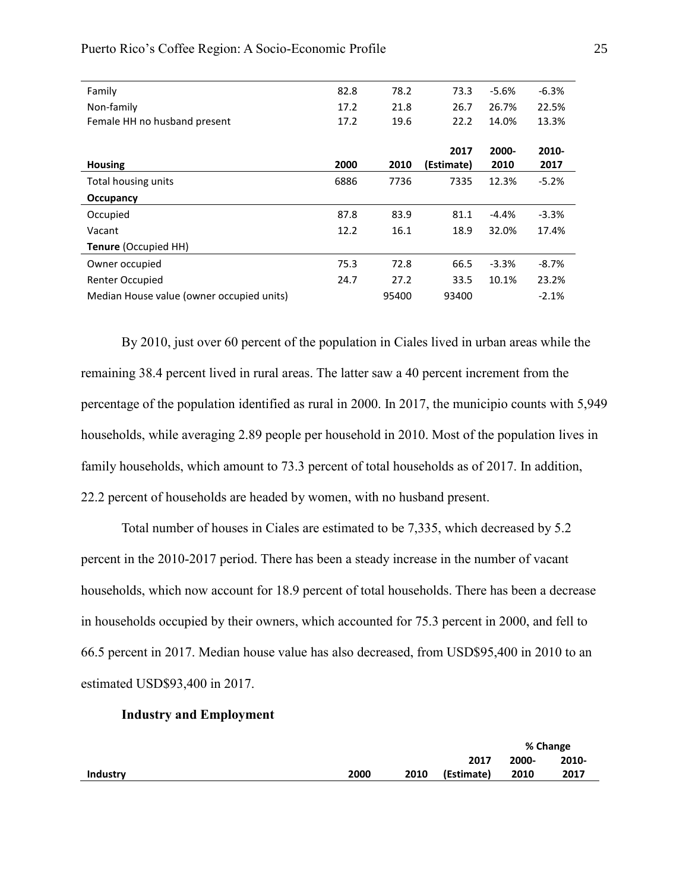| | | | | | |
|---|---|---|---|---|---|
| Family | 82.8 | 78.2 | 73.3 | -5.6% | -6.3% |
| Non-family | 17.2 | 21.8 | 26.7 | 26.7% | 22.5% |
| Female HH no husband present | 17.2 | 19.6 | 22.2 | 14.0% | 13.3% |

| **Housing** | **2000** | **2010** | **2017 (Estimate)** | **2000-2010** | **2010-2017** |
|---|---|---|---|---|---|
| Total housing units | 6886 | 7736 | 7335 | 12.3% | -5.2% |
| **Occupancy** | | | | | |
| Occupied | 87.8 | 83.9 | 81.1 | -4.4% | -3.3% |
| Vacant | 12.2 | 16.1 | 18.9 | 32.0% | 17.4% |
| **Tenure** (Occupied HH) | | | | | |
| Owner occupied | 75.3 | 72.8 | 66.5 | -3.3% | -8.7% |
| Renter Occupied | 24.7 | 27.2 | 33.5 | 10.1% | 23.2% |
| Median House value (owner occupied units) | | 95400 | 93400 | | -2.1% |

By 2010, just over 60 percent of the population in Ciales lived in urban areas while the remaining 38.4 percent lived in rural areas. The latter saw a 40 percent increment from the percentage of the population identified as rural in 2000. In 2017, the municipio counts with 5,949 households, while averaging 2.89 people per household in 2010. Most of the population lives in family households, which amount to 73.3 percent of total households as of 2017. In addition, 22.2 percent of households are headed by women, with no husband present.

Total number of houses in Ciales are estimated to be 7,335, which decreased by 5.2 percent in the 2010-2017 period. There has been a steady increase in the number of vacant households, which now account for 18.9 percent of total households. There has been a decrease in households occupied by their owners, which accounted for 75.3 percent in 2000, and fell to 66.5 percent in 2017. Median house value has also decreased, from USD$95,400 in 2010 to an estimated USD$93,400 in 2017.

**Industry and Employment**

| | | | | % Change | |
|---|---|---|---|---|---|
| **Industry** | **2000** | **2010** | **2017 (Estimate)** | **2000-2010** | **2010-2017** |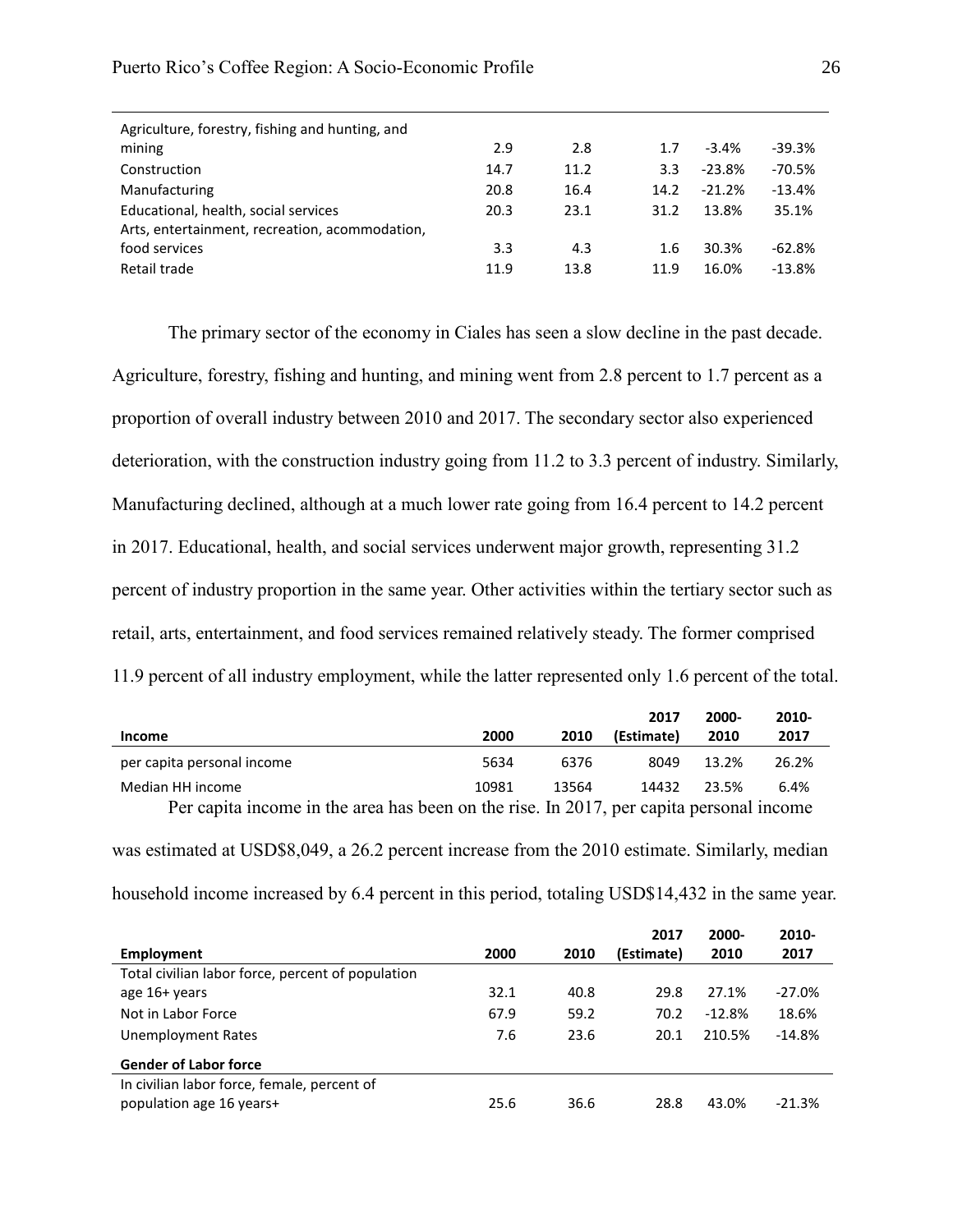| | | | | | |
|---|---|---|---|---|---|
| Agriculture, forestry, fishing and hunting, and mining | 2.9 | 2.8 | 1.7 | -3.4% | -39.3% |
| Construction | 14.7 | 11.2 | 3.3 | -23.8% | -70.5% |
| Manufacturing | 20.8 | 16.4 | 14.2 | -21.2% | -13.4% |
| Educational, health, social services | 20.3 | 23.1 | 31.2 | 13.8% | 35.1% |
| Arts, entertainment, recreation, acommodation, food services | 3.3 | 4.3 | 1.6 | 30.3% | -62.8% |
| Retail trade | 11.9 | 13.8 | 11.9 | 16.0% | -13.8% |

The primary sector of the economy in Ciales has seen a slow decline in the past decade. Agriculture, forestry, fishing and hunting, and mining went from 2.8 percent to 1.7 percent as a proportion of overall industry between 2010 and 2017. The secondary sector also experienced deterioration, with the construction industry going from 11.2 to 3.3 percent of industry. Similarly, Manufacturing declined, although at a much lower rate going from 16.4 percent to 14.2 percent in 2017. Educational, health, and social services underwent major growth, representing 31.2 percent of industry proportion in the same year. Other activities within the tertiary sector such as retail, arts, entertainment, and food services remained relatively steady. The former comprised 11.9 percent of all industry employment, while the latter represented only 1.6 percent of the total.

| **Income** | **2000** | **2010** | **2017 (Estimate)** | **2000-2010** | **2010-2017** |
|---|---|---|---|---|---|
| per capita personal income | 5634 | 6376 | 8049 | 13.2% | 26.2% |
| Median HH income | 10981 | 13564 | 14432 | 23.5% | 6.4% |

Per capita income in the area has been on the rise. In 2017, per capita personal income was estimated at USD$8,049, a 26.2 percent increase from the 2010 estimate. Similarly, median household income increased by 6.4 percent in this period, totaling USD$14,432 in the same year.

| **Employment** | **2000** | **2010** | **2017 (Estimate)** | **2000-2010** | **2010-2017** |
|---|---|---|---|---|---|
| Total civilian labor force, percent of population age 16+ years | 32.1 | 40.8 | 29.8 | 27.1% | -27.0% |
| Not in Labor Force | 67.9 | 59.2 | 70.2 | -12.8% | 18.6% |
| Unemployment Rates | 7.6 | 23.6 | 20.1 | 210.5% | -14.8% |
| **Gender of Labor force** | | | | | |
| In civilian labor force, female, percent of population age 16 years+ | 25.6 | 36.6 | 28.8 | 43.0% | -21.3% |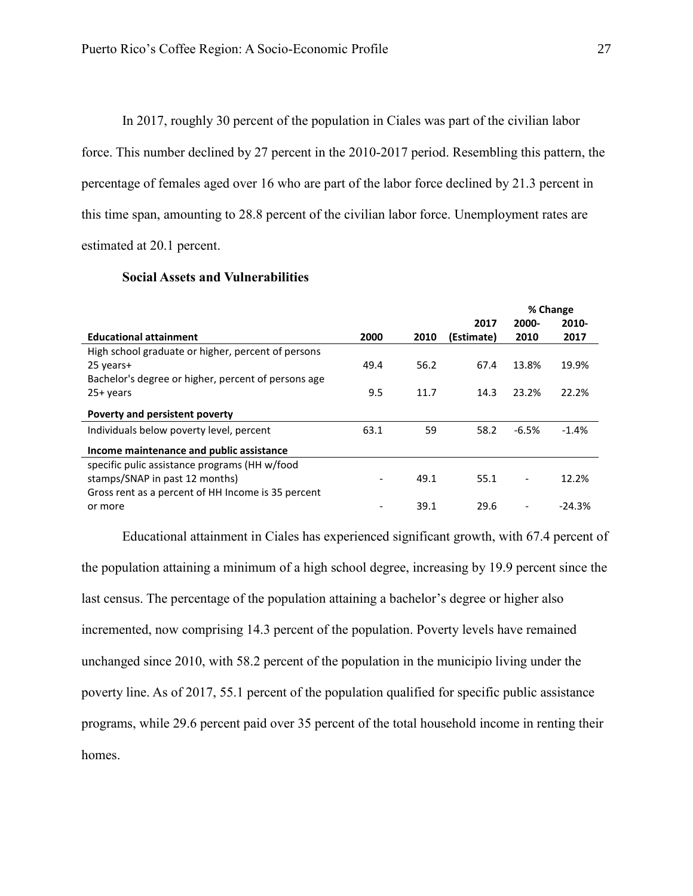In 2017, roughly 30 percent of the population in Ciales was part of the civilian labor force. This number declined by 27 percent in the 2010-2017 period. Resembling this pattern, the percentage of females aged over 16 who are part of the labor force declined by 21.3 percent in this time span, amounting to 28.8 percent of the civilian labor force. Unemployment rates are estimated at 20.1 percent.

**Social Assets and Vulnerabilities**

| | | | | % Change | |
|---|---|---|---|---|---|
| **Educational attainment** | **2000** | **2010** | **2017 (Estimate)** | **2000-2010** | **2010-2017** |
| High school graduate or higher, percent of persons 25 years+ | 49.4 | 56.2 | 67.4 | 13.8% | 19.9% |
| Bachelor's degree or higher, percent of persons age 25+ years | 9.5 | 11.7 | 14.3 | 23.2% | 22.2% |
| **Poverty and persistent poverty** | | | | | |
| Individuals below poverty level, percent | 63.1 | 59 | 58.2 | -6.5% | -1.4% |
| **Income maintenance and public assistance** | | | | | |
| specific pulic assistance programs (HH w/food stamps/SNAP in past 12 months) | - | 49.1 | 55.1 | - | 12.2% |
| Gross rent as a percent of HH Income is 35 percent or more | - | 39.1 | 29.6 | - | -24.3% |

Educational attainment in Ciales has experienced significant growth, with 67.4 percent of the population attaining a minimum of a high school degree, increasing by 19.9 percent since the last census. The percentage of the population attaining a bachelor's degree or higher also incremented, now comprising 14.3 percent of the population. Poverty levels have remained unchanged since 2010, with 58.2 percent of the population in the municipio living under the poverty line. As of 2017, 55.1 percent of the population qualified for specific public assistance programs, while 29.6 percent paid over 35 percent of the total household income in renting their homes.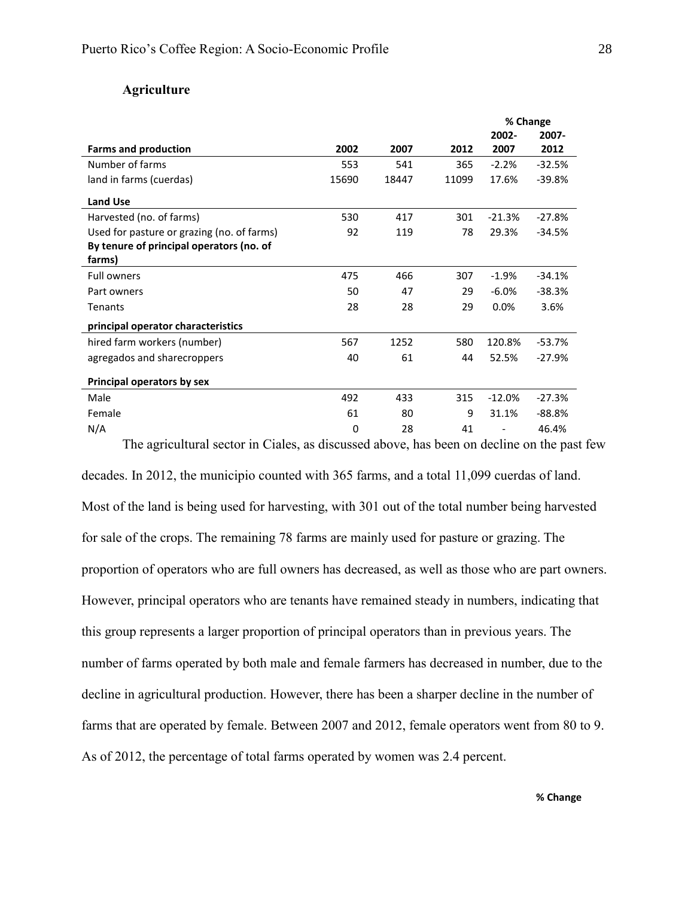### Agriculture

| Farms and production | 2002 | 2007 | 2012 | % Change 2002-2007 | 2007-2012 |
|---|---|---|---|---|---|
| Number of farms | 553 | 541 | 365 | -2.2% | -32.5% |
| land in farms (cuerdas) | 15690 | 18447 | 11099 | 17.6% | -39.8% |
| **Land Use** | | | | | |
| Harvested (no. of farms) | 530 | 417 | 301 | -21.3% | -27.8% |
| Used for pasture or grazing (no. of farms) | 92 | 119 | 78 | 29.3% | -34.5% |
| **By tenure of principal operators (no. of farms)** | | | | | |
| Full owners | 475 | 466 | 307 | -1.9% | -34.1% |
| Part owners | 50 | 47 | 29 | -6.0% | -38.3% |
| Tenants | 28 | 28 | 29 | 0.0% | 3.6% |
| **principal operator characteristics** | | | | | |
| hired farm workers (number) | 567 | 1252 | 580 | 120.8% | -53.7% |
| agregados and sharecroppers | 40 | 61 | 44 | 52.5% | -27.9% |
| **Principal operators by sex** | | | | | |
| Male | 492 | 433 | 315 | -12.0% | -27.3% |
| Female | 61 | 80 | 9 | 31.1% | -88.8% |
| N/A | 0 | 28 | 41 | - | 46.4% |

The agricultural sector in Ciales, as discussed above, has been on decline on the past few decades. In 2012, the municipio counted with 365 farms, and a total 11,099 cuerdas of land. Most of the land is being used for harvesting, with 301 out of the total number being harvested for sale of the crops. The remaining 78 farms are mainly used for pasture or grazing. The proportion of operators who are full owners has decreased, as well as those who are part owners. However, principal operators who are tenants have remained steady in numbers, indicating that this group represents a larger proportion of principal operators than in previous years. The number of farms operated by both male and female farmers has decreased in number, due to the decline in agricultural production. However, there has been a sharper decline in the number of farms that are operated by female. Between 2007 and 2012, female operators went from 80 to 9. As of 2012, the percentage of total farms operated by women was 2.4 percent.

**% Change**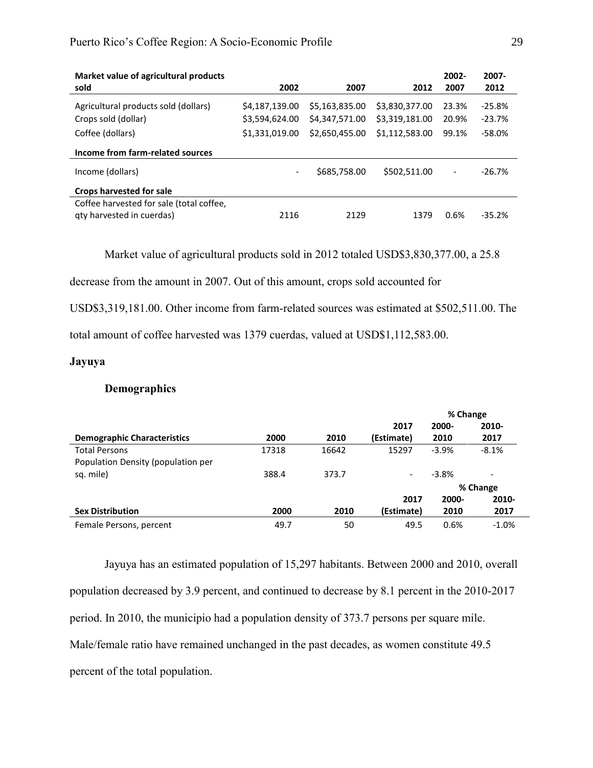| Market value of agricultural products sold | 2002 | 2007 | 2012 | 2002-2007 | 2007-2012 |
|---|---|---|---|---|---|
| Agricultural products sold (dollars) | $4,187,139.00 | $5,163,835.00 | $3,830,377.00 | 23.3% | -25.8% |
| Crops sold (dollar) | $3,594,624.00 | $4,347,571.00 | $3,319,181.00 | 20.9% | -23.7% |
| Coffee (dollars) | $1,331,019.00 | $2,650,455.00 | $1,112,583.00 | 99.1% | -58.0% |
| **Income from farm-related sources** | | | | | |
| Income (dollars) | - | $685,758.00 | $502,511.00 | - | -26.7% |
| **Crops harvested for sale** | | | | | |
| Coffee harvested for sale (total coffee, qty harvested in cuerdas) | 2116 | 2129 | 1379 | 0.6% | -35.2% |

Market value of agricultural products sold in 2012 totaled USD$3,830,377.00, a 25.8 decrease from the amount in 2007. Out of this amount, crops sold accounted for USD$3,319,181.00. Other income from farm-related sources was estimated at $502,511.00. The total amount of coffee harvested was 1379 cuerdas, valued at USD$1,112,583.00.

## Jayuya

### Demographics

| | | | | % Change | |
|---|---|---|---|---|---|
| **Demographic Characteristics** | **2000** | **2010** | **2017 (Estimate)** | **2000-2010** | **2010-2017** |
| Total Persons | 17318 | 16642 | 15297 | -3.9% | -8.1% |
| Population Density (population per sq. mile) | 388.4 | 373.7 | - | -3.8% | - |

| | | | | % Change | |
|---|---|---|---|---|---|
| **Sex Distribution** | **2000** | **2010** | **2017 (Estimate)** | **2000-2010** | **2010-2017** |
| Female Persons, percent | 49.7 | 50 | 49.5 | 0.6% | -1.0% |

Jayuya has an estimated population of 15,297 habitants. Between 2000 and 2010, overall population decreased by 3.9 percent, and continued to decrease by 8.1 percent in the 2010-2017 period. In 2010, the municipio had a population density of 373.7 persons per square mile. Male/female ratio have remained unchanged in the past decades, as women constitute 49.5 percent of the total population.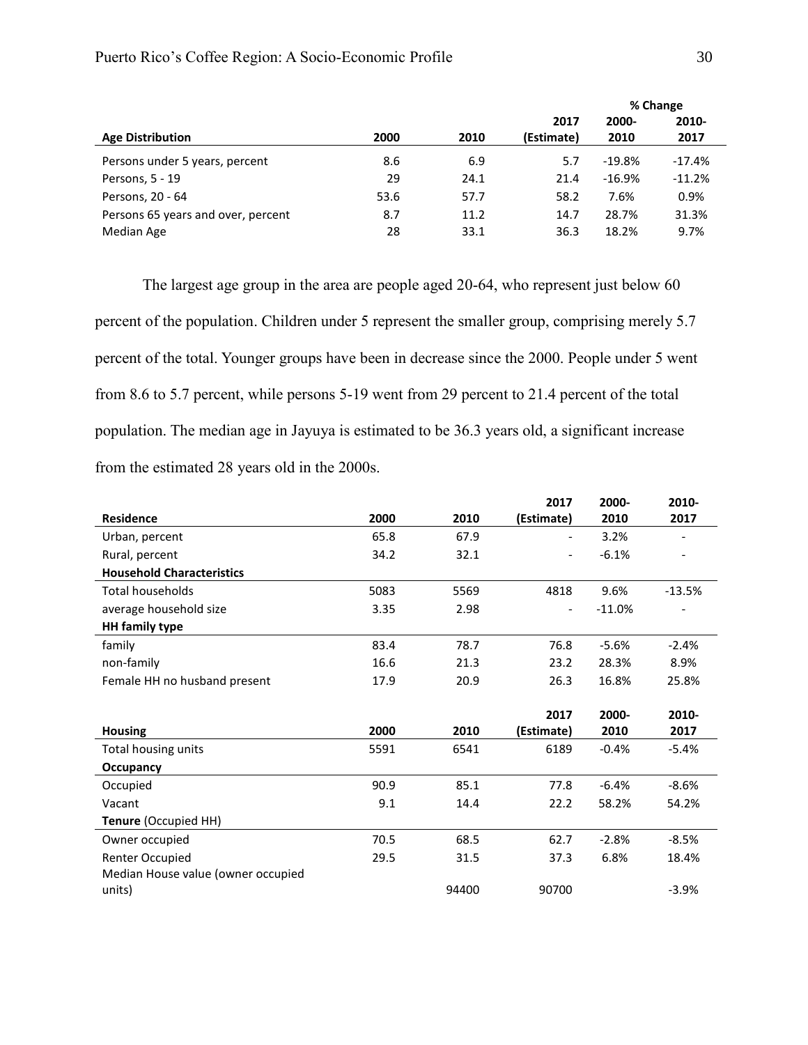| Age Distribution | 2000 | 2010 | 2017 (Estimate) | % Change 2000-2010 | % Change 2010-2017 |
|---|---|---|---|---|---|
| Persons under 5 years, percent | 8.6 | 6.9 | 5.7 | -19.8% | -17.4% |
| Persons, 5 - 19 | 29 | 24.1 | 21.4 | -16.9% | -11.2% |
| Persons, 20 - 64 | 53.6 | 57.7 | 58.2 | 7.6% | 0.9% |
| Persons 65 years and over, percent | 8.7 | 11.2 | 14.7 | 28.7% | 31.3% |
| Median Age | 28 | 33.1 | 36.3 | 18.2% | 9.7% |

The largest age group in the area are people aged 20-64, who represent just below 60 percent of the population. Children under 5 represent the smaller group, comprising merely 5.7 percent of the total. Younger groups have been in decrease since the 2000. People under 5 went from 8.6 to 5.7 percent, while persons 5-19 went from 29 percent to 21.4 percent of the total population. The median age in Jayuya is estimated to be 36.3 years old, a significant increase from the estimated 28 years old in the 2000s.

| Residence | 2000 | 2010 | 2017 (Estimate) | 2000-2010 | 2010-2017 |
|---|---|---|---|---|---|
| Urban, percent | 65.8 | 67.9 | - | 3.2% | - |
| Rural, percent | 34.2 | 32.1 | - | -6.1% | - |
| **Household Characteristics** | | | | | |
| Total households | 5083 | 5569 | 4818 | 9.6% | -13.5% |
| average household size | 3.35 | 2.98 | - | -11.0% | - |
| **HH family type** | | | | | |
| family | 83.4 | 78.7 | 76.8 | -5.6% | -2.4% |
| non-family | 16.6 | 21.3 | 23.2 | 28.3% | 8.9% |
| Female HH no husband present | 17.9 | 20.9 | 26.3 | 16.8% | 25.8% |

| Housing | 2000 | 2010 | 2017 (Estimate) | 2000-2010 | 2010-2017 |
|---|---|---|---|---|---|
| Total housing units | 5591 | 6541 | 6189 | -0.4% | -5.4% |
| **Occupancy** | | | | | |
| Occupied | 90.9 | 85.1 | 77.8 | -6.4% | -8.6% |
| Vacant | 9.1 | 14.4 | 22.2 | 58.2% | 54.2% |
| **Tenure** (Occupied HH) | | | | | |
| Owner occupied | 70.5 | 68.5 | 62.7 | -2.8% | -8.5% |
| Renter Occupied | 29.5 | 31.5 | 37.3 | 6.8% | 18.4% |
| Median House value (owner occupied units) | | 94400 | 90700 | | -3.9% |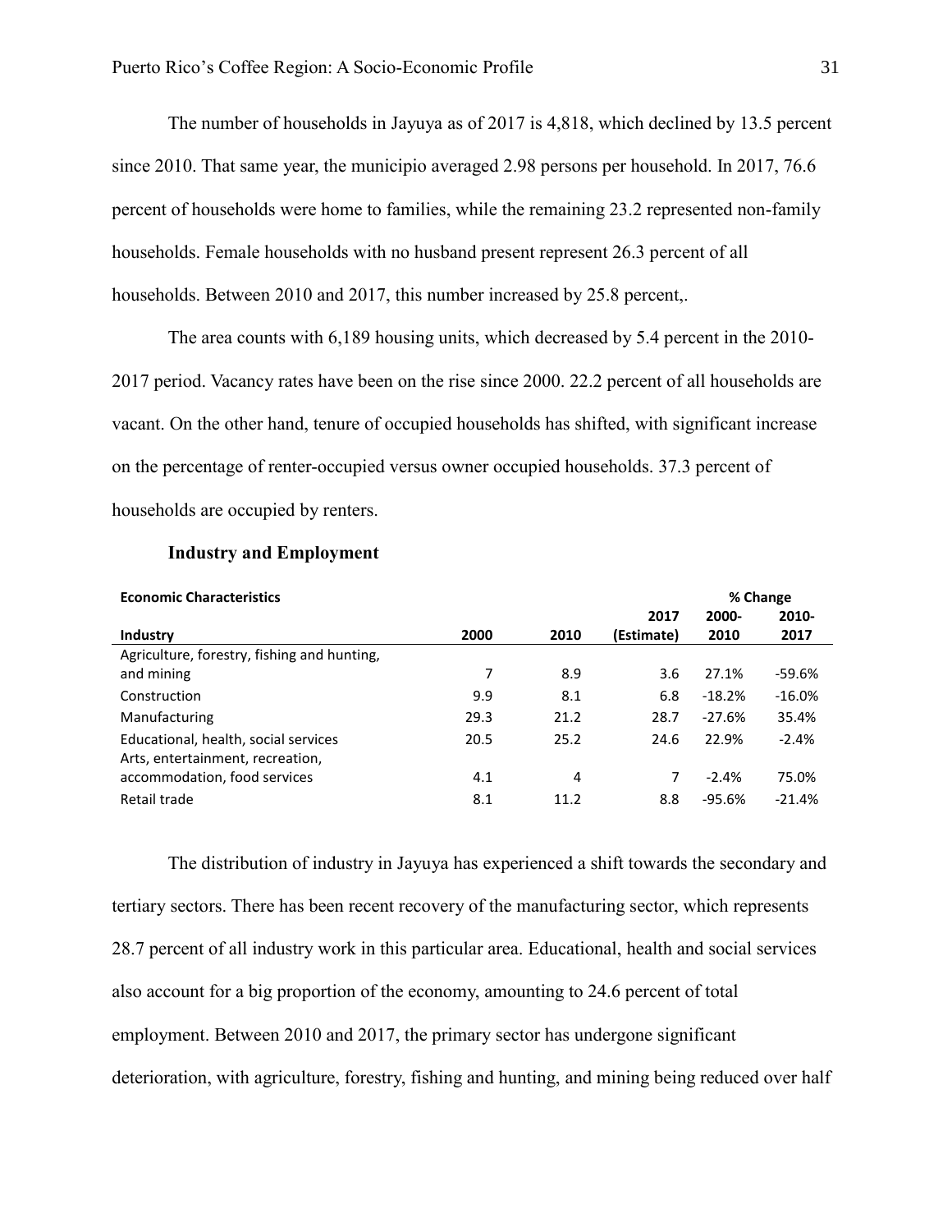The number of households in Jayuya as of 2017 is 4,818, which declined by 13.5 percent since 2010. That same year, the municipio averaged 2.98 persons per household. In 2017, 76.6 percent of households were home to families, while the remaining 23.2 represented non-family households. Female households with no husband present represent 26.3 percent of all households. Between 2010 and 2017, this number increased by 25.8 percent,.

The area counts with 6,189 housing units, which decreased by 5.4 percent in the 2010-2017 period. Vacancy rates have been on the rise since 2000. 22.2 percent of all households are vacant. On the other hand, tenure of occupied households has shifted, with significant increase on the percentage of renter-occupied versus owner occupied households. 37.3 percent of households are occupied by renters.

### Industry and Employment

| Economic Characteristics | | | | % Change | |
|---|---|---|---|---|---|
| **Industry** | **2000** | **2010** | **2017 (Estimate)** | **2000-2010** | **2010-2017** |
| Agriculture, forestry, fishing and hunting, and mining | 7 | 8.9 | 3.6 | 27.1% | -59.6% |
| Construction | 9.9 | 8.1 | 6.8 | -18.2% | -16.0% |
| Manufacturing | 29.3 | 21.2 | 28.7 | -27.6% | 35.4% |
| Educational, health, social services | 20.5 | 25.2 | 24.6 | 22.9% | -2.4% |
| Arts, entertainment, recreation, accommodation, food services | 4.1 | 4 | 7 | -2.4% | 75.0% |
| Retail trade | 8.1 | 11.2 | 8.8 | -95.6% | -21.4% |

The distribution of industry in Jayuya has experienced a shift towards the secondary and tertiary sectors. There has been recent recovery of the manufacturing sector, which represents 28.7 percent of all industry work in this particular area. Educational, health and social services also account for a big proportion of the economy, amounting to 24.6 percent of total employment. Between 2010 and 2017, the primary sector has undergone significant deterioration, with agriculture, forestry, fishing and hunting, and mining being reduced over half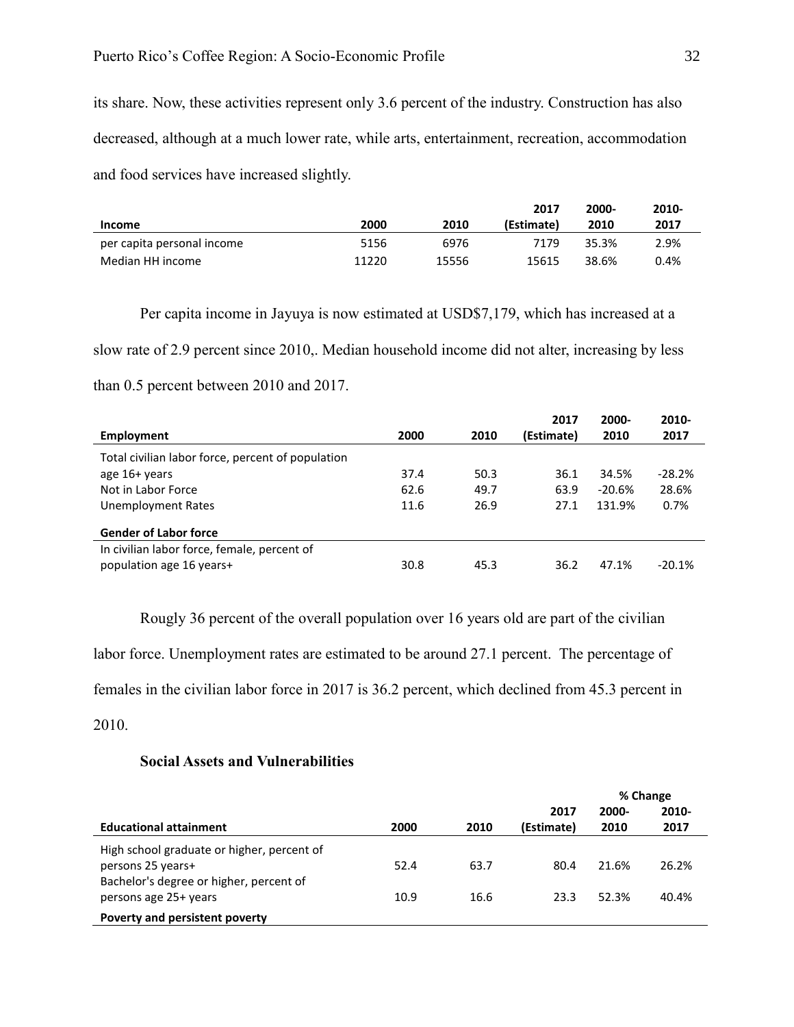its share. Now, these activities represent only 3.6 percent of the industry. Construction has also decreased, although at a much lower rate, while arts, entertainment, recreation, accommodation and food services have increased slightly.

| Income | 2000 | 2010 | 2017 (Estimate) | 2000-2010 | 2010-2017 |
|---|---|---|---|---|---|
| per capita personal income | 5156 | 6976 | 7179 | 35.3% | 2.9% |
| Median HH income | 11220 | 15556 | 15615 | 38.6% | 0.4% |

Per capita income in Jayuya is now estimated at USD$7,179, which has increased at a slow rate of 2.9 percent since 2010,. Median household income did not alter, increasing by less than 0.5 percent between 2010 and 2017.

| Employment | 2000 | 2010 | 2017 (Estimate) | 2000-2010 | 2010-2017 |
|---|---|---|---|---|---|
| Total civilian labor force, percent of population age 16+ years | 37.4 | 50.3 | 36.1 | 34.5% | -28.2% |
| Not in Labor Force | 62.6 | 49.7 | 63.9 | -20.6% | 28.6% |
| Unemployment Rates | 11.6 | 26.9 | 27.1 | 131.9% | 0.7% |
| **Gender of Labor force** | | | | | |
| In civilian labor force, female, percent of population age 16 years+ | 30.8 | 45.3 | 36.2 | 47.1% | -20.1% |

Rougly 36 percent of the overall population over 16 years old are part of the civilian labor force. Unemployment rates are estimated to be around 27.1 percent. The percentage of females in the civilian labor force in 2017 is 36.2 percent, which declined from 45.3 percent in 2010.

### Social Assets and Vulnerabilities

| | | | | % Change | |
|---|---|---|---|---|---|
| **Educational attainment** | **2000** | **2010** | **2017 (Estimate)** | **2000-2010** | **2010-2017** |
| High school graduate or higher, percent of persons 25 years+ | 52.4 | 63.7 | 80.4 | 21.6% | 26.2% |
| Bachelor's degree or higher, percent of persons age 25+ years | 10.9 | 16.6 | 23.3 | 52.3% | 40.4% |
| **Poverty and persistent poverty** | | | | | |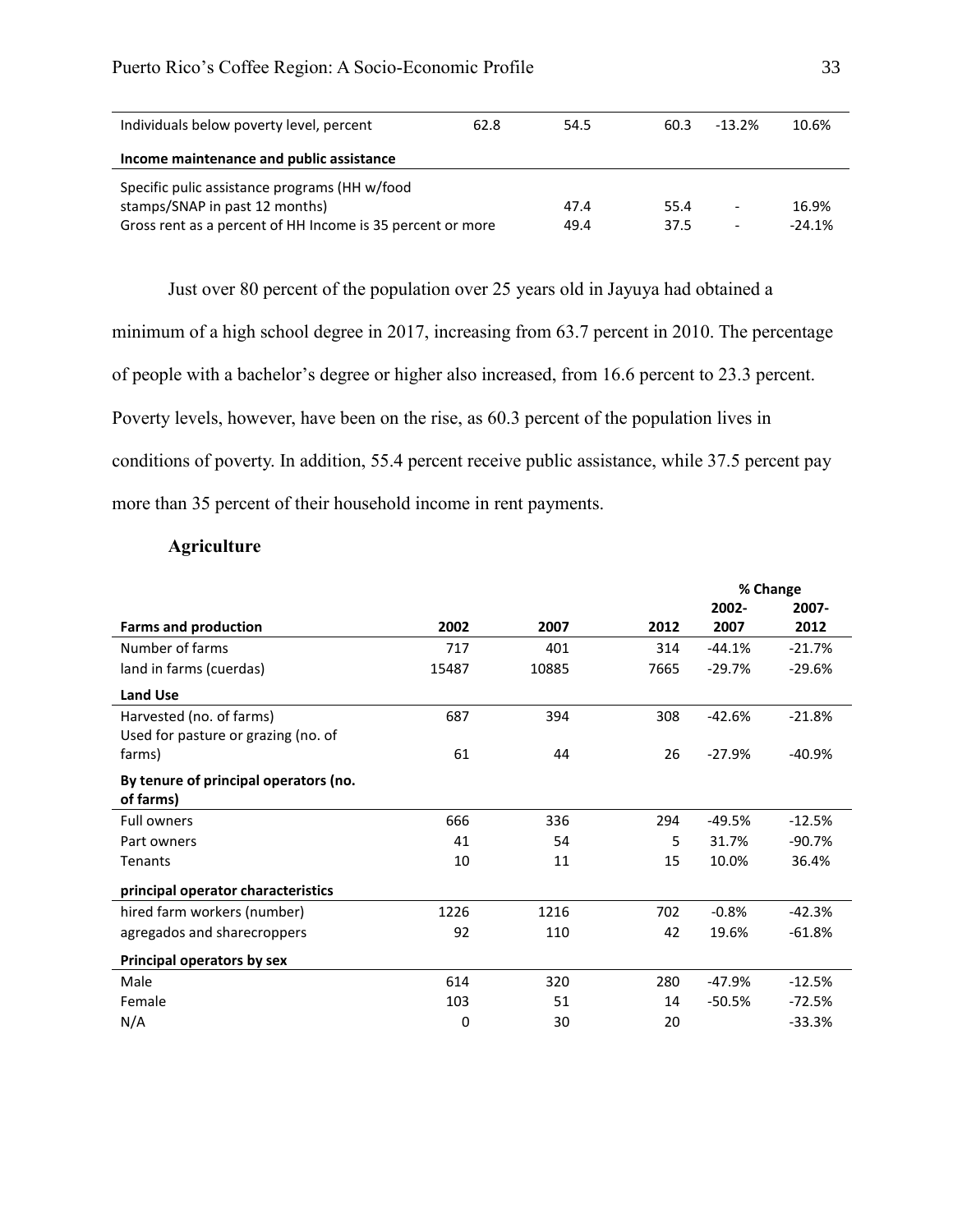| | | | | | |
|---|---|---|---|---|---|
| Individuals below poverty level, percent | 62.8 | 54.5 | 60.3 | -13.2% | 10.6% |
| **Income maintenance and public assistance** | | | | | |
| Specific pulic assistance programs (HH w/food stamps/SNAP in past 12 months) | | 47.4 | 55.4 | - | 16.9% |
| Gross rent as a percent of HH Income is 35 percent or more | | 49.4 | 37.5 | - | -24.1% |

Just over 80 percent of the population over 25 years old in Jayuya had obtained a minimum of a high school degree in 2017, increasing from 63.7 percent in 2010. The percentage of people with a bachelor's degree or higher also increased, from 16.6 percent to 23.3 percent. Poverty levels, however, have been on the rise, as 60.3 percent of the population lives in conditions of poverty. In addition, 55.4 percent receive public assistance, while 37.5 percent pay more than 35 percent of their household income in rent payments.

### Agriculture

| | | | | % Change | |
|---|---|---|---|---|---|
| **Farms and production** | **2002** | **2007** | **2012** | **2002-2007** | **2007-2012** |
| Number of farms | 717 | 401 | 314 | -44.1% | -21.7% |
| land in farms (cuerdas) | 15487 | 10885 | 7665 | -29.7% | -29.6% |
| **Land Use** | | | | | |
| Harvested (no. of farms) | 687 | 394 | 308 | -42.6% | -21.8% |
| Used for pasture or grazing (no. of farms) | 61 | 44 | 26 | -27.9% | -40.9% |
| **By tenure of principal operators (no. of farms)** | | | | | |
| Full owners | 666 | 336 | 294 | -49.5% | -12.5% |
| Part owners | 41 | 54 | 5 | 31.7% | -90.7% |
| Tenants | 10 | 11 | 15 | 10.0% | 36.4% |
| **principal operator characteristics** | | | | | |
| hired farm workers (number) | 1226 | 1216 | 702 | -0.8% | -42.3% |
| agregados and sharecroppers | 92 | 110 | 42 | 19.6% | -61.8% |
| **Principal operators by sex** | | | | | |
| Male | 614 | 320 | 280 | -47.9% | -12.5% |
| Female | 103 | 51 | 14 | -50.5% | -72.5% |
| N/A | 0 | 30 | 20 | | -33.3% |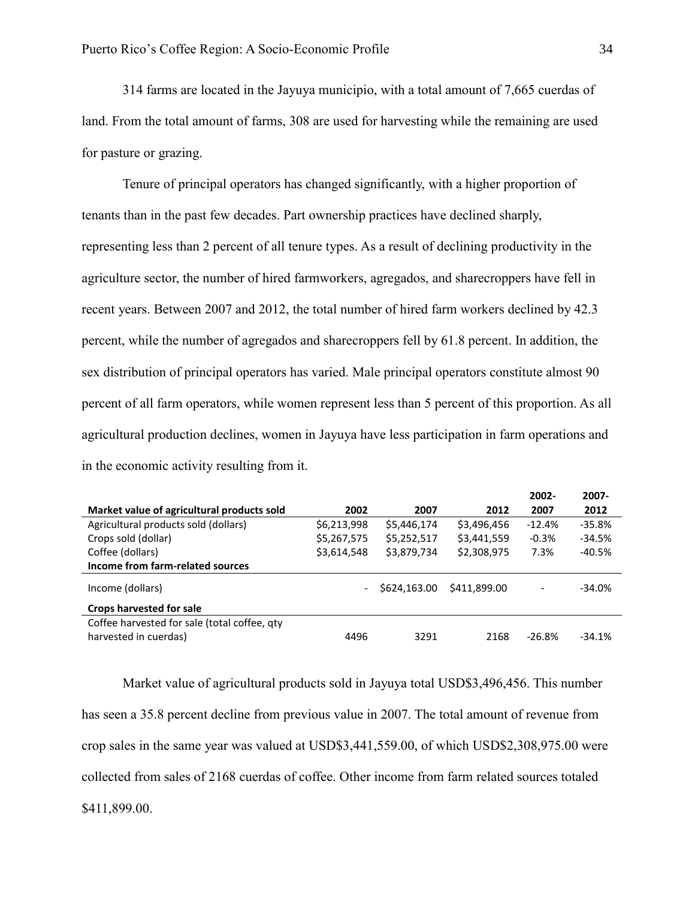314 farms are located in the Jayuya municipio, with a total amount of 7,665 cuerdas of land. From the total amount of farms, 308 are used for harvesting while the remaining are used for pasture or grazing.

Tenure of principal operators has changed significantly, with a higher proportion of tenants than in the past few decades. Part ownership practices have declined sharply, representing less than 2 percent of all tenure types. As a result of declining productivity in the agriculture sector, the number of hired farmworkers, agregados, and sharecroppers have fell in recent years. Between 2007 and 2012, the total number of hired farm workers declined by 42.3 percent, while the number of agregados and sharecroppers fell by 61.8 percent. In addition, the sex distribution of principal operators has varied. Male principal operators constitute almost 90 percent of all farm operators, while women represent less than 5 percent of this proportion. As all agricultural production declines, women in Jayuya have less participation in farm operations and in the economic activity resulting from it.

| **Market value of agricultural products sold** | **2002** | **2007** | **2012** | **2002-2007** | **2007-2012** |
|---|---|---|---|---|---|
| Agricultural products sold (dollars) | $6,213,998 | $5,446,174 | $3,496,456 | -12.4% | -35.8% |
| Crops sold (dollar) | $5,267,575 | $5,252,517 | $3,441,559 | -0.3% | -34.5% |
| Coffee (dollars) | $3,614,548 | $3,879,734 | $2,308,975 | 7.3% | -40.5% |
| **Income from farm-related sources** | | | | | |
| Income (dollars) | - | $624,163.00 | $411,899.00 | - | -34.0% |
| **Crops harvested for sale** | | | | | |
| Coffee harvested for sale (total coffee, qty harvested in cuerdas) | 4496 | 3291 | 2168 | -26.8% | -34.1% |

Market value of agricultural products sold in Jayuya total USD$3,496,456. This number has seen a 35.8 percent decline from previous value in 2007. The total amount of revenue from crop sales in the same year was valued at USD$3,441,559.00, of which USD$2,308,975.00 were collected from sales of 2168 cuerdas of coffee. Other income from farm related sources totaled $411,899.00.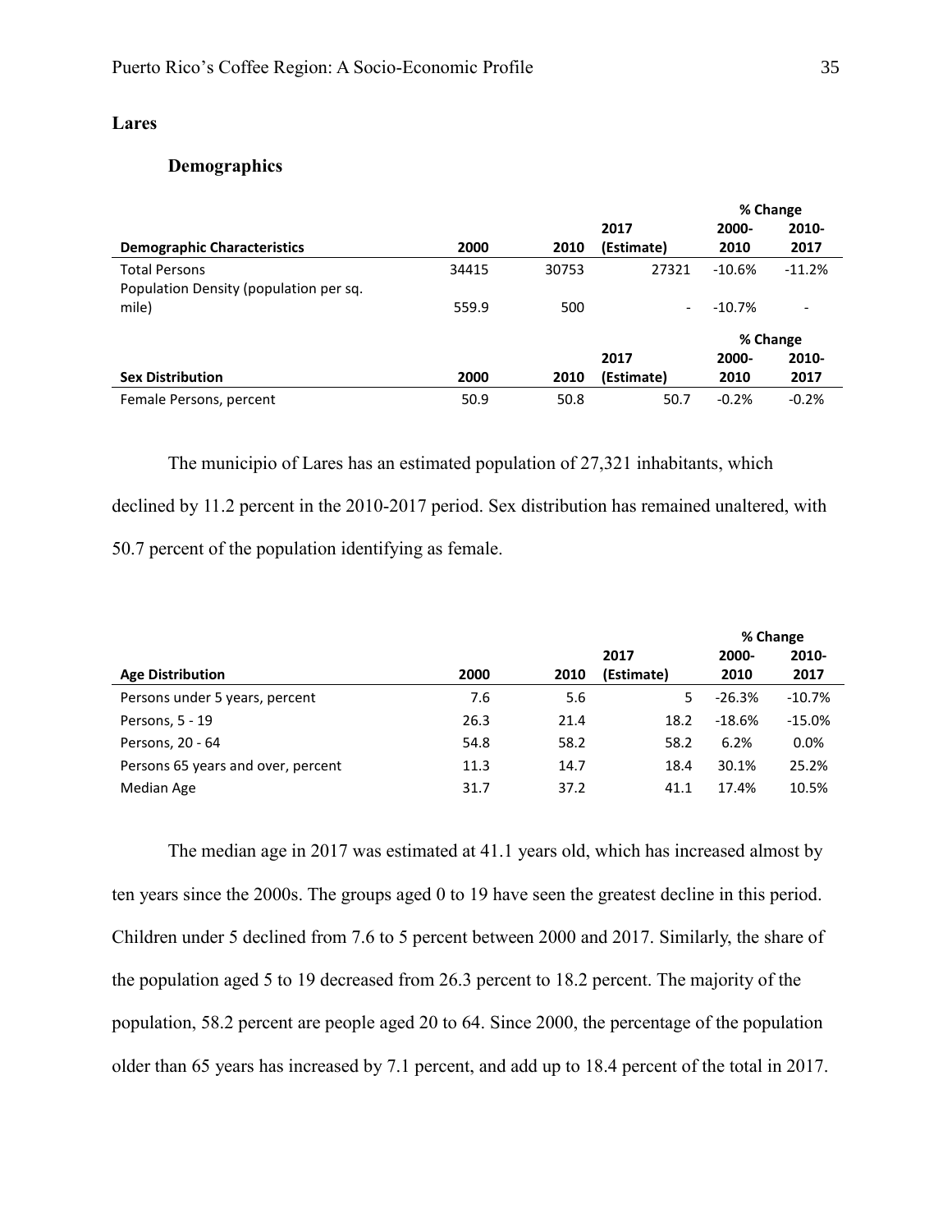## Lares

### Demographics

| Demographic Characteristics | 2000 | 2010 | 2017 (Estimate) | % Change 2000-2010 | % Change 2010-2017 |
|---|---|---|---|---|---|
| Total Persons | 34415 | 30753 | 27321 | -10.6% | -11.2% |
| Population Density (population per sq. mile) | 559.9 | 500 | - | -10.7% | - |

| Sex Distribution | 2000 | 2010 | 2017 (Estimate) | % Change 2000-2010 | % Change 2010-2017 |
|---|---|---|---|---|---|
| Female Persons, percent | 50.9 | 50.8 | 50.7 | -0.2% | -0.2% |

The municipio of Lares has an estimated population of 27,321 inhabitants, which declined by 11.2 percent in the 2010-2017 period. Sex distribution has remained unaltered, with 50.7 percent of the population identifying as female.

| Age Distribution | 2000 | 2010 | 2017 (Estimate) | % Change 2000-2010 | % Change 2010-2017 |
|---|---|---|---|---|---|
| Persons under 5 years, percent | 7.6 | 5.6 | 5 | -26.3% | -10.7% |
| Persons, 5 - 19 | 26.3 | 21.4 | 18.2 | -18.6% | -15.0% |
| Persons, 20 - 64 | 54.8 | 58.2 | 58.2 | 6.2% | 0.0% |
| Persons 65 years and over, percent | 11.3 | 14.7 | 18.4 | 30.1% | 25.2% |
| Median Age | 31.7 | 37.2 | 41.1 | 17.4% | 10.5% |

The median age in 2017 was estimated at 41.1 years old, which has increased almost by ten years since the 2000s. The groups aged 0 to 19 have seen the greatest decline in this period. Children under 5 declined from 7.6 to 5 percent between 2000 and 2017. Similarly, the share of the population aged 5 to 19 decreased from 26.3 percent to 18.2 percent. The majority of the population, 58.2 percent are people aged 20 to 64. Since 2000, the percentage of the population older than 65 years has increased by 7.1 percent, and add up to 18.4 percent of the total in 2017.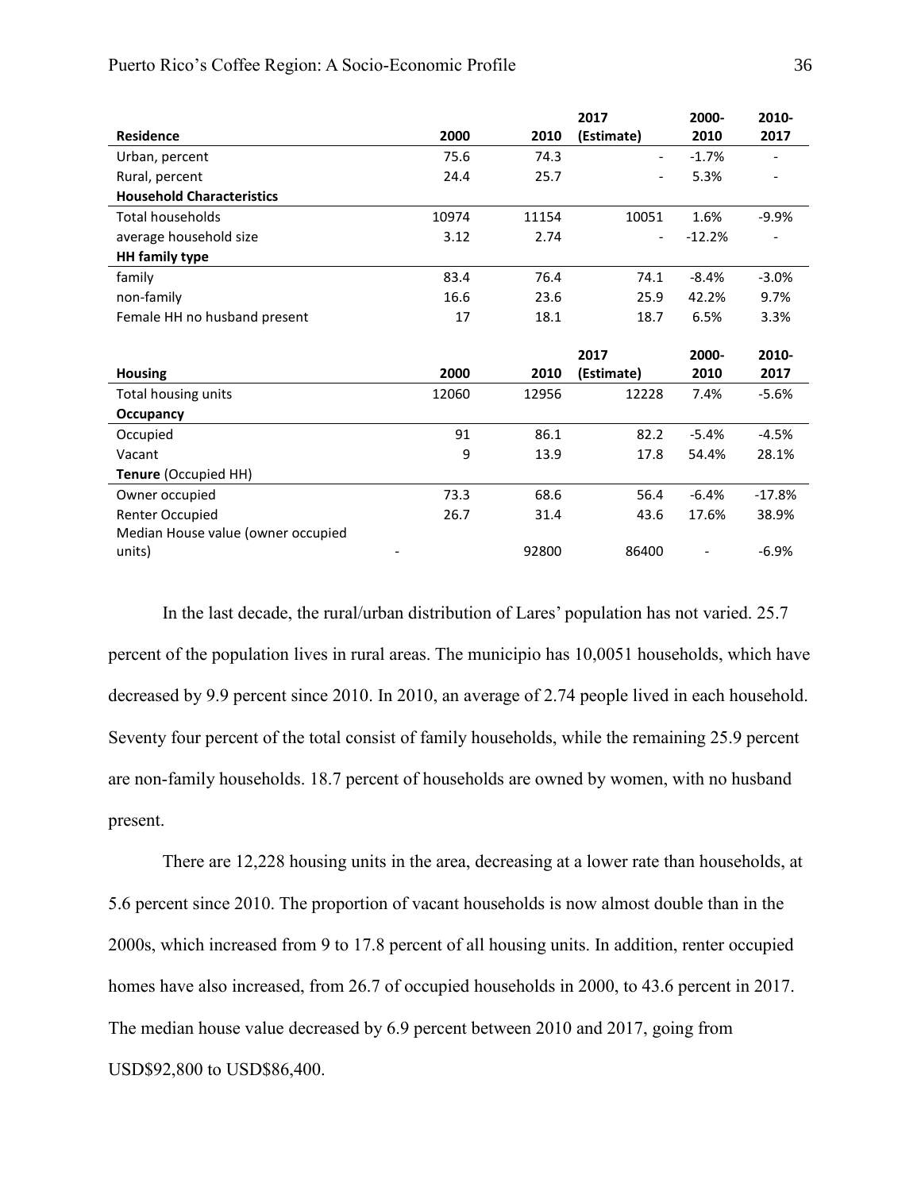| Residence | 2000 | 2010 | 2017 (Estimate) | 2000-2010 | 2010-2017 |
|---|---|---|---|---|---|
| Urban, percent | 75.6 | 74.3 | - | -1.7% | - |
| Rural, percent | 24.4 | 25.7 | - | 5.3% | - |
| **Household Characteristics** | | | | | |
| Total households | 10974 | 11154 | 10051 | 1.6% | -9.9% |
| average household size | 3.12 | 2.74 | - | -12.2% | - |
| **HH family type** | | | | | |
| family | 83.4 | 76.4 | 74.1 | -8.4% | -3.0% |
| non-family | 16.6 | 23.6 | 25.9 | 42.2% | 9.7% |
| Female HH no husband present | 17 | 18.1 | 18.7 | 6.5% | 3.3% |

| Housing | 2000 | 2010 | 2017 (Estimate) | 2000-2010 | 2010-2017 |
|---|---|---|---|---|---|
| Total housing units | 12060 | 12956 | 12228 | 7.4% | -5.6% |
| **Occupancy** | | | | | |
| Occupied | 91 | 86.1 | 82.2 | -5.4% | -4.5% |
| Vacant | 9 | 13.9 | 17.8 | 54.4% | 28.1% |
| **Tenure** (Occupied HH) | | | | | |
| Owner occupied | 73.3 | 68.6 | 56.4 | -6.4% | -17.8% |
| Renter Occupied | 26.7 | 31.4 | 43.6 | 17.6% | 38.9% |
| Median House value (owner occupied units) | - | 92800 | 86400 | - | -6.9% |

In the last decade, the rural/urban distribution of Lares' population has not varied. 25.7 percent of the population lives in rural areas. The municipio has 10,0051 households, which have decreased by 9.9 percent since 2010. In 2010, an average of 2.74 people lived in each household. Seventy four percent of the total consist of family households, while the remaining 25.9 percent are non-family households. 18.7 percent of households are owned by women, with no husband present.

There are 12,228 housing units in the area, decreasing at a lower rate than households, at 5.6 percent since 2010. The proportion of vacant households is now almost double than in the 2000s, which increased from 9 to 17.8 percent of all housing units. In addition, renter occupied homes have also increased, from 26.7 of occupied households in 2000, to 43.6 percent in 2017. The median house value decreased by 6.9 percent between 2010 and 2017, going from USD$92,800 to USD$86,400.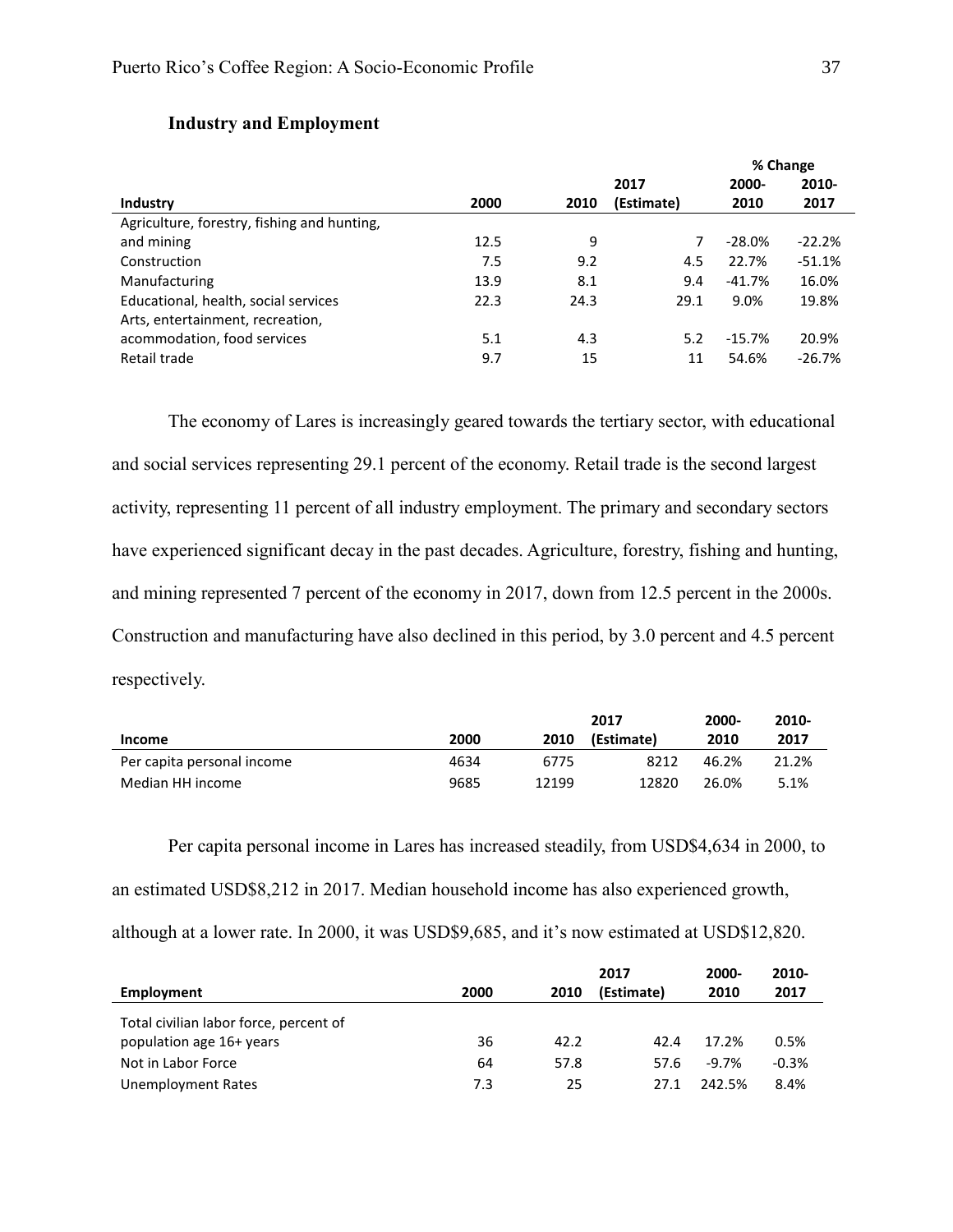### Industry and Employment

| Industry | 2000 | 2010 | 2017 (Estimate) | % Change 2000-2010 | % Change 2010-2017 |
|---|---|---|---|---|---|
| Agriculture, forestry, fishing and hunting, and mining | 12.5 | 9 | 7 | -28.0% | -22.2% |
| Construction | 7.5 | 9.2 | 4.5 | 22.7% | -51.1% |
| Manufacturing | 13.9 | 8.1 | 9.4 | -41.7% | 16.0% |
| Educational, health, social services | 22.3 | 24.3 | 29.1 | 9.0% | 19.8% |
| Arts, entertainment, recreation, acommodation, food services | 5.1 | 4.3 | 5.2 | -15.7% | 20.9% |
| Retail trade | 9.7 | 15 | 11 | 54.6% | -26.7% |

The economy of Lares is increasingly geared towards the tertiary sector, with educational and social services representing 29.1 percent of the economy. Retail trade is the second largest activity, representing 11 percent of all industry employment. The primary and secondary sectors have experienced significant decay in the past decades. Agriculture, forestry, fishing and hunting, and mining represented 7 percent of the economy in 2017, down from 12.5 percent in the 2000s. Construction and manufacturing have also declined in this period, by 3.0 percent and 4.5 percent respectively.

| Income | 2000 | 2010 | 2017 (Estimate) | 2000-2010 | 2010-2017 |
|---|---|---|---|---|---|
| Per capita personal income | 4634 | 6775 | 8212 | 46.2% | 21.2% |
| Median HH income | 9685 | 12199 | 12820 | 26.0% | 5.1% |

Per capita personal income in Lares has increased steadily, from USD$4,634 in 2000, to an estimated USD$8,212 in 2017. Median household income has also experienced growth, although at a lower rate. In 2000, it was USD$9,685, and it's now estimated at USD$12,820.

| Employment | 2000 | 2010 | 2017 (Estimate) | 2000-2010 | 2010-2017 |
|---|---|---|---|---|---|
| Total civilian labor force, percent of population age 16+ years | 36 | 42.2 | 42.4 | 17.2% | 0.5% |
| Not in Labor Force | 64 | 57.8 | 57.6 | -9.7% | -0.3% |
| Unemployment Rates | 7.3 | 25 | 27.1 | 242.5% | 8.4% |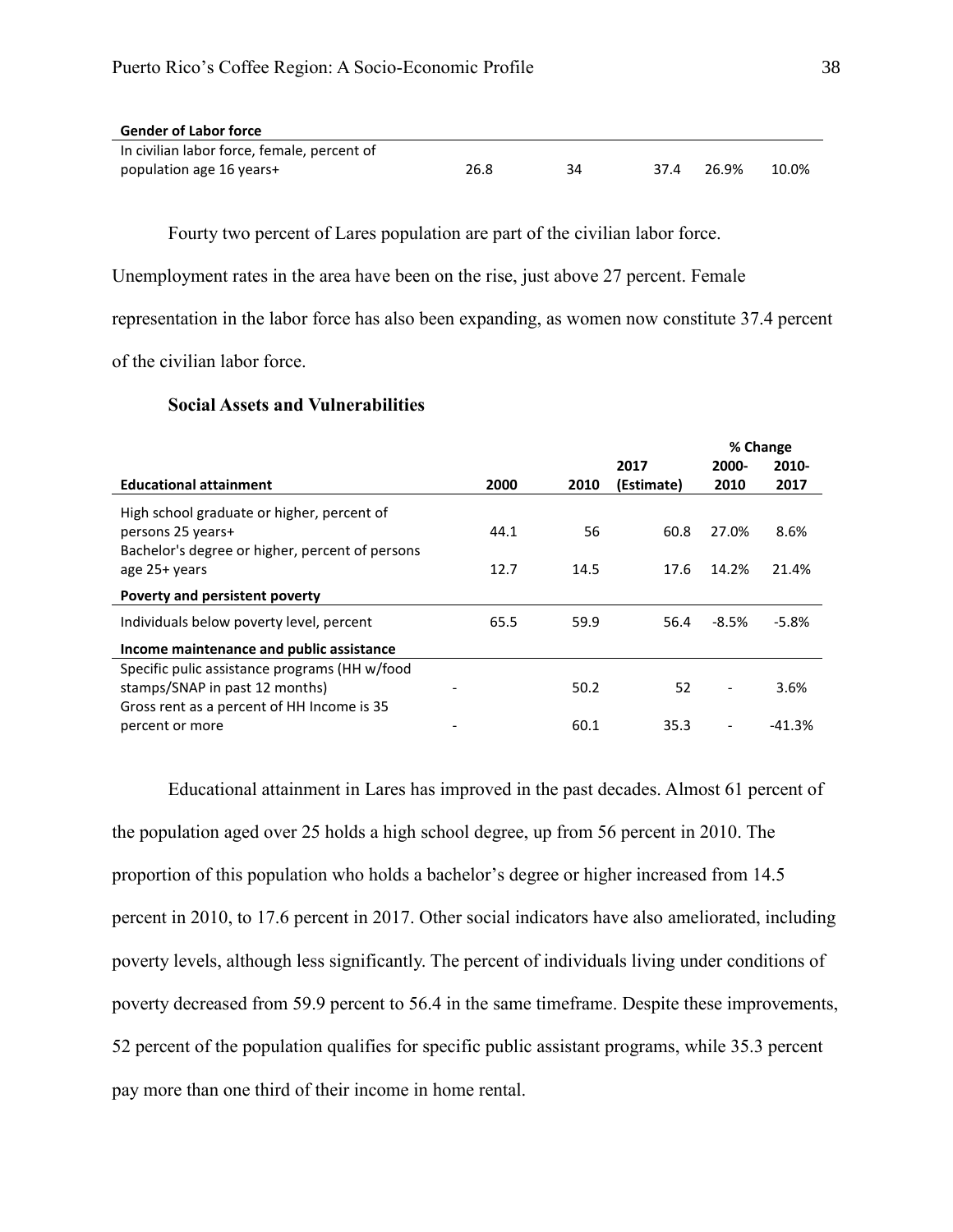| **Gender of Labor force** | | | | | |
|---|---|---|---|---|---|
| In civilian labor force, female, percent of population age 16 years+ | 26.8 | 34 | 37.4 | 26.9% | 10.0% |

Fourty two percent of Lares population are part of the civilian labor force. Unemployment rates in the area have been on the rise, just above 27 percent. Female representation in the labor force has also been expanding, as women now constitute 37.4 percent of the civilian labor force.

### Social Assets and Vulnerabilities

| | | | | % Change | |
|---|---|---|---|---|---|
| **Educational attainment** | **2000** | **2010** | **2017 (Estimate)** | **2000-2010** | **2010-2017** |
| High school graduate or higher, percent of persons 25 years+ | 44.1 | 56 | 60.8 | 27.0% | 8.6% |
| Bachelor's degree or higher, percent of persons age 25+ years | 12.7 | 14.5 | 17.6 | 14.2% | 21.4% |
| **Poverty and persistent poverty** | | | | | |
| Individuals below poverty level, percent | 65.5 | 59.9 | 56.4 | -8.5% | -5.8% |
| **Income maintenance and public assistance** | | | | | |
| Specific pulic assistance programs (HH w/food stamps/SNAP in past 12 months) | - | 50.2 | 52 | - | 3.6% |
| Gross rent as a percent of HH Income is 35 percent or more | - | 60.1 | 35.3 | - | -41.3% |

Educational attainment in Lares has improved in the past decades. Almost 61 percent of the population aged over 25 holds a high school degree, up from 56 percent in 2010. The proportion of this population who holds a bachelor's degree or higher increased from 14.5 percent in 2010, to 17.6 percent in 2017. Other social indicators have also ameliorated, including poverty levels, although less significantly. The percent of individuals living under conditions of poverty decreased from 59.9 percent to 56.4 in the same timeframe. Despite these improvements, 52 percent of the population qualifies for specific public assistant programs, while 35.3 percent pay more than one third of their income in home rental.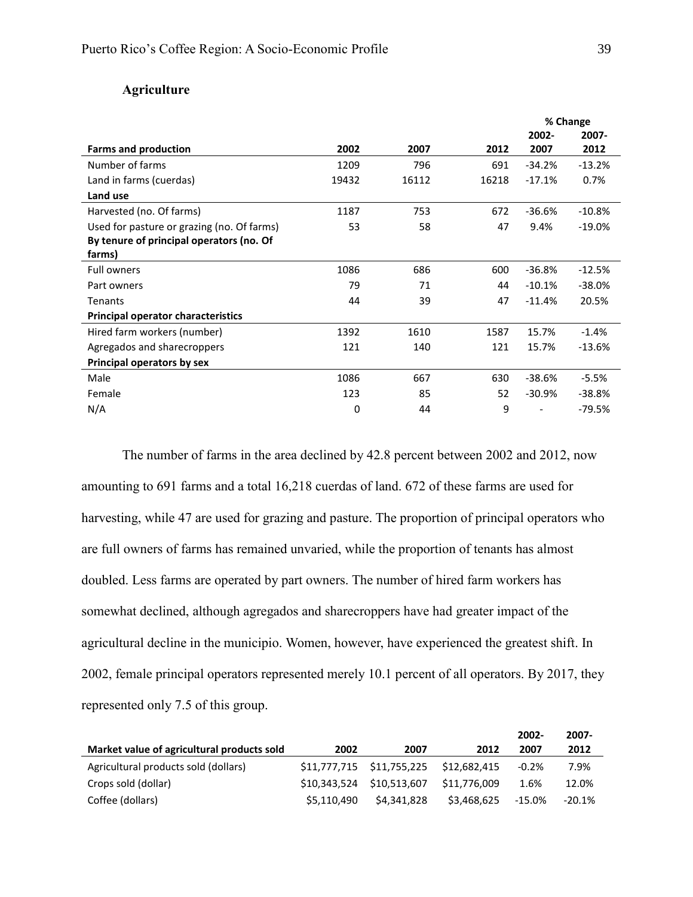## Agriculture

| Farms and production | 2002 | 2007 | 2012 | % Change 2002-2007 | 2007-2012 |
|---|---|---|---|---|---|
| Number of farms | 1209 | 796 | 691 | -34.2% | -13.2% |
| Land in farms (cuerdas) | 19432 | 16112 | 16218 | -17.1% | 0.7% |
| **Land use** | | | | | |
| Harvested (no. Of farms) | 1187 | 753 | 672 | -36.6% | -10.8% |
| Used for pasture or grazing (no. Of farms) | 53 | 58 | 47 | 9.4% | -19.0% |
| **By tenure of principal operators (no. Of farms)** | | | | | |
| Full owners | 1086 | 686 | 600 | -36.8% | -12.5% |
| Part owners | 79 | 71 | 44 | -10.1% | -38.0% |
| Tenants | 44 | 39 | 47 | -11.4% | 20.5% |
| **Principal operator characteristics** | | | | | |
| Hired farm workers (number) | 1392 | 1610 | 1587 | 15.7% | -1.4% |
| Agregados and sharecroppers | 121 | 140 | 121 | 15.7% | -13.6% |
| **Principal operators by sex** | | | | | |
| Male | 1086 | 667 | 630 | -38.6% | -5.5% |
| Female | 123 | 85 | 52 | -30.9% | -38.8% |
| N/A | 0 | 44 | 9 | - | -79.5% |

The number of farms in the area declined by 42.8 percent between 2002 and 2012, now amounting to 691 farms and a total 16,218 cuerdas of land. 672 of these farms are used for harvesting, while 47 are used for grazing and pasture. The proportion of principal operators who are full owners of farms has remained unvaried, while the proportion of tenants has almost doubled. Less farms are operated by part owners. The number of hired farm workers has somewhat declined, although agregados and sharecroppers have had greater impact of the agricultural decline in the municipio. Women, however, have experienced the greatest shift. In 2002, female principal operators represented merely 10.1 percent of all operators. By 2017, they represented only 7.5 of this group.

| Market value of agricultural products sold | 2002 | 2007 | 2012 | 2002-2007 | 2007-2012 |
|---|---|---|---|---|---|
| Agricultural products sold (dollars) | $11,777,715 | $11,755,225 | $12,682,415 | -0.2% | 7.9% |
| Crops sold (dollar) | $10,343,524 | $10,513,607 | $11,776,009 | 1.6% | 12.0% |
| Coffee (dollars) | $5,110,490 | $4,341,828 | $3,468,625 | -15.0% | -20.1% |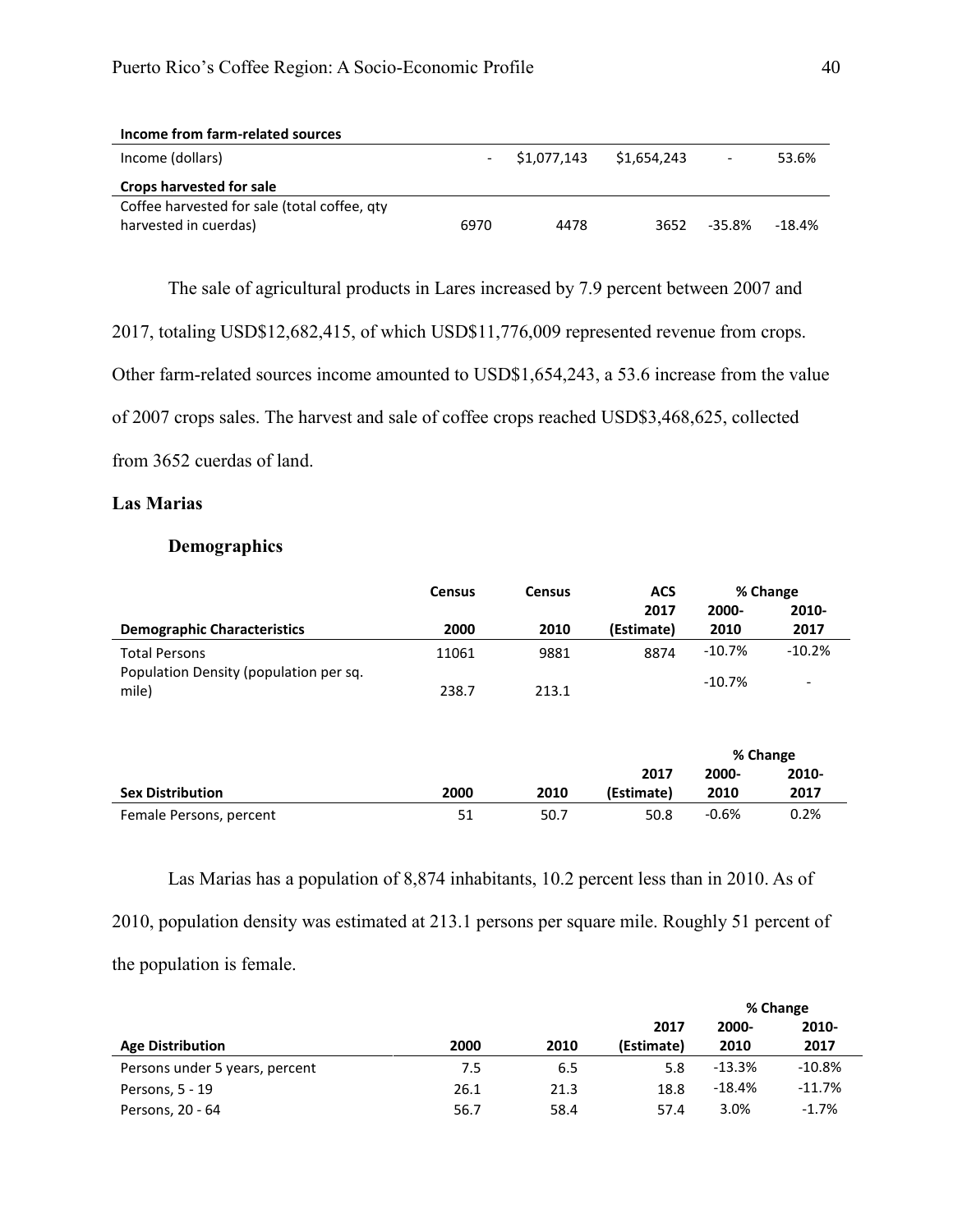| Income from farm-related sources | | | | | |
|---|---|---|---|---|---|
| Income (dollars) | - | $1,077,143 | $1,654,243 | - | 53.6% |
| **Crops harvested for sale** | | | | | |
| Coffee harvested for sale (total coffee, qty harvested in cuerdas) | 6970 | 4478 | 3652 | -35.8% | -18.4% |

The sale of agricultural products in Lares increased by 7.9 percent between 2007 and 2017, totaling USD$12,682,415, of which USD$11,776,009 represented revenue from crops. Other farm-related sources income amounted to USD$1,654,243, a 53.6 increase from the value of 2007 crops sales. The harvest and sale of coffee crops reached USD$3,468,625, collected from 3652 cuerdas of land.

## Las Marias

### Demographics

| | Census | Census | ACS | % Change | |
|---|---|---|---|---|---|
| **Demographic Characteristics** | **2000** | **2010** | **2017 (Estimate)** | **2000-2010** | **2010-2017** |
| Total Persons | 11061 | 9881 | 8874 | -10.7% | -10.2% |
| Population Density (population per sq. mile) | 238.7 | 213.1 | | -10.7% | - |

| | | | | % Change | |
|---|---|---|---|---|---|
| **Sex Distribution** | **2000** | **2010** | **2017 (Estimate)** | **2000-2010** | **2010-2017** |
| Female Persons, percent | 51 | 50.7 | 50.8 | -0.6% | 0.2% |

Las Marias has a population of 8,874 inhabitants, 10.2 percent less than in 2010. As of 2010, population density was estimated at 213.1 persons per square mile. Roughly 51 percent of the population is female.

| | | | | % Change | |
|---|---|---|---|---|---|
| **Age Distribution** | **2000** | **2010** | **2017 (Estimate)** | **2000-2010** | **2010-2017** |
| Persons under 5 years, percent | 7.5 | 6.5 | 5.8 | -13.3% | -10.8% |
| Persons, 5 - 19 | 26.1 | 21.3 | 18.8 | -18.4% | -11.7% |
| Persons, 20 - 64 | 56.7 | 58.4 | 57.4 | 3.0% | -1.7% |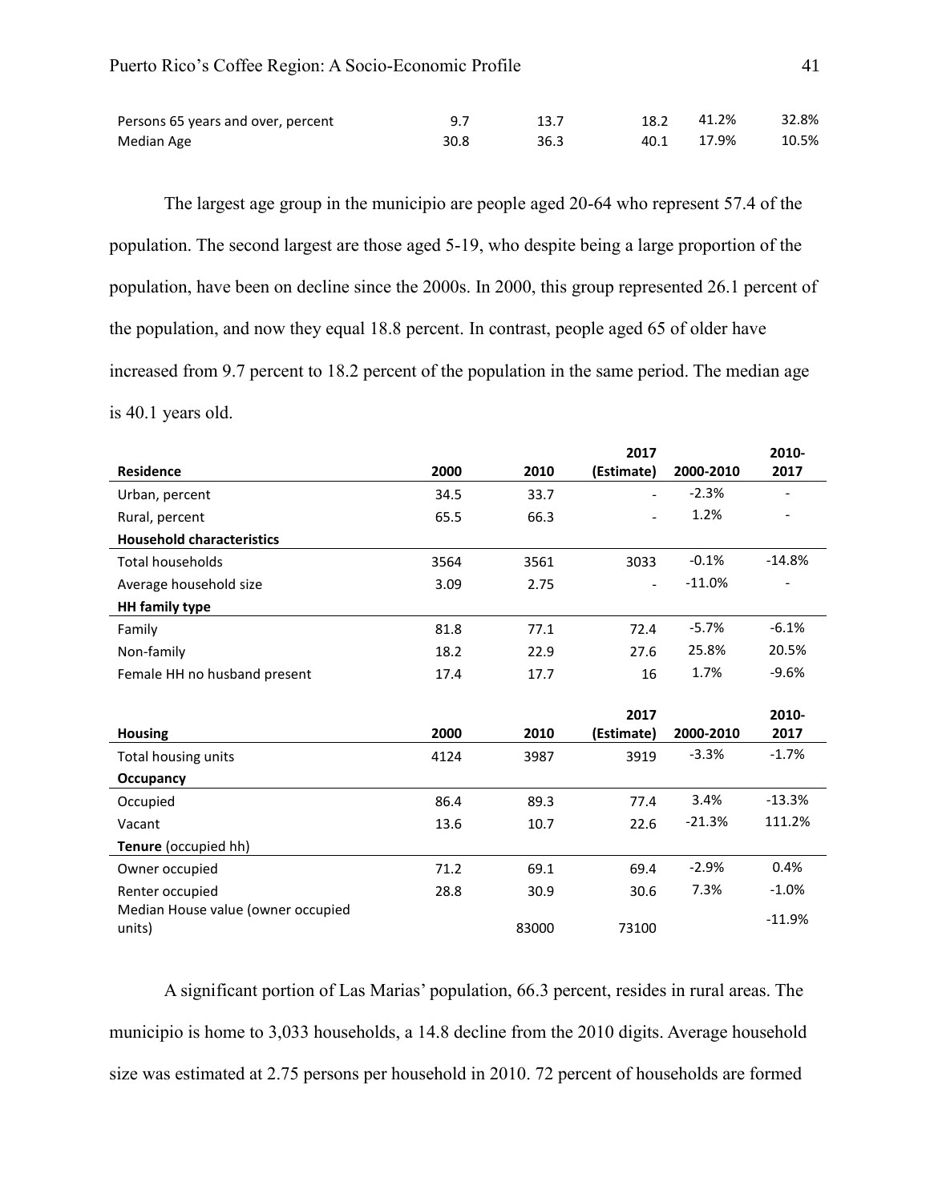| | | | | | |
|---|---|---|---|---|---|
| Persons 65 years and over, percent | 9.7 | 13.7 | 18.2 | 41.2% | 32.8% |
| Median Age | 30.8 | 36.3 | 40.1 | 17.9% | 10.5% |

The largest age group in the municipio are people aged 20-64 who represent 57.4 of the population. The second largest are those aged 5-19, who despite being a large proportion of the population, have been on decline since the 2000s. In 2000, this group represented 26.1 percent of the population, and now they equal 18.8 percent. In contrast, people aged 65 of older have increased from 9.7 percent to 18.2 percent of the population in the same period. The median age is 40.1 years old.

| Residence | 2000 | 2010 | 2017 (Estimate) | 2000-2010 | 2010-2017 |
|---|---|---|---|---|---|
| Urban, percent | 34.5 | 33.7 | - | -2.3% | - |
| Rural, percent | 65.5 | 66.3 | - | 1.2% | - |
| **Household characteristics** | | | | | |
| Total households | 3564 | 3561 | 3033 | -0.1% | -14.8% |
| Average household size | 3.09 | 2.75 | - | -11.0% | - |
| **HH family type** | | | | | |
| Family | 81.8 | 77.1 | 72.4 | -5.7% | -6.1% |
| Non-family | 18.2 | 22.9 | 27.6 | 25.8% | 20.5% |
| Female HH no husband present | 17.4 | 17.7 | 16 | 1.7% | -9.6% |

| Housing | 2000 | 2010 | 2017 (Estimate) | 2000-2010 | 2010-2017 |
|---|---|---|---|---|---|
| Total housing units | 4124 | 3987 | 3919 | -3.3% | -1.7% |
| **Occupancy** | | | | | |
| Occupied | 86.4 | 89.3 | 77.4 | 3.4% | -13.3% |
| Vacant | 13.6 | 10.7 | 22.6 | -21.3% | 111.2% |
| **Tenure** (occupied hh) | | | | | |
| Owner occupied | 71.2 | 69.1 | 69.4 | -2.9% | 0.4% |
| Renter occupied | 28.8 | 30.9 | 30.6 | 7.3% | -1.0% |
| Median House value (owner occupied units) | | 83000 | 73100 | | -11.9% |

A significant portion of Las Marias' population, 66.3 percent, resides in rural areas. The municipio is home to 3,033 households, a 14.8 decline from the 2010 digits. Average household size was estimated at 2.75 persons per household in 2010. 72 percent of households are formed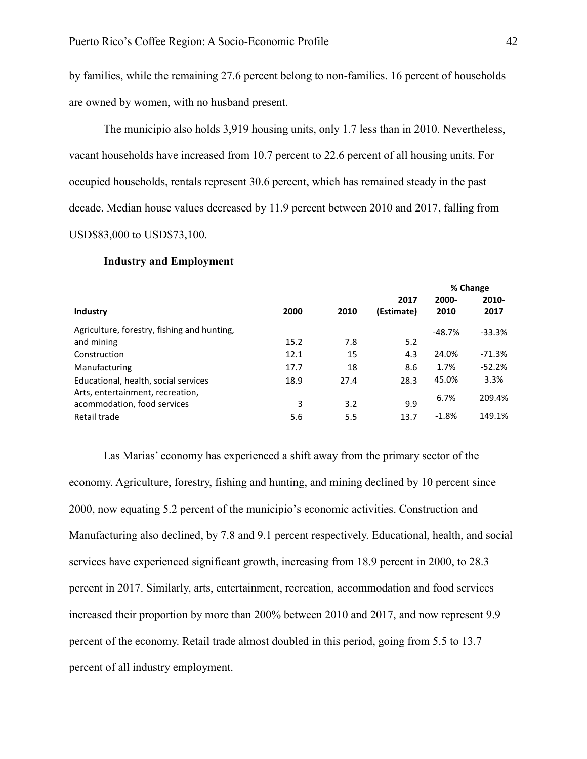by families, while the remaining 27.6 percent belong to non-families. 16 percent of households are owned by women, with no husband present.

The municipio also holds 3,919 housing units, only 1.7 less than in 2010. Nevertheless, vacant households have increased from 10.7 percent to 22.6 percent of all housing units. For occupied households, rentals represent 30.6 percent, which has remained steady in the past decade. Median house values decreased by 11.9 percent between 2010 and 2017, falling from USD$83,000 to USD$73,100.

**Industry and Employment**

| Industry | 2000 | 2010 | 2017 (Estimate) | % Change 2000-2010 | % Change 2010-2017 |
|---|---|---|---|---|---|
| Agriculture, forestry, fishing and hunting, and mining | 15.2 | 7.8 | 5.2 | -48.7% | -33.3% |
| Construction | 12.1 | 15 | 4.3 | 24.0% | -71.3% |
| Manufacturing | 17.7 | 18 | 8.6 | 1.7% | -52.2% |
| Educational, health, social services | 18.9 | 27.4 | 28.3 | 45.0% | 3.3% |
| Arts, entertainment, recreation, acommodation, food services | 3 | 3.2 | 9.9 | 6.7% | 209.4% |
| Retail trade | 5.6 | 5.5 | 13.7 | -1.8% | 149.1% |

Las Marias' economy has experienced a shift away from the primary sector of the economy. Agriculture, forestry, fishing and hunting, and mining declined by 10 percent since 2000, now equating 5.2 percent of the municipio's economic activities. Construction and Manufacturing also declined, by 7.8 and 9.1 percent respectively. Educational, health, and social services have experienced significant growth, increasing from 18.9 percent in 2000, to 28.3 percent in 2017. Similarly, arts, entertainment, recreation, accommodation and food services increased their proportion by more than 200% between 2010 and 2017, and now represent 9.9 percent of the economy. Retail trade almost doubled in this period, going from 5.5 to 13.7 percent of all industry employment.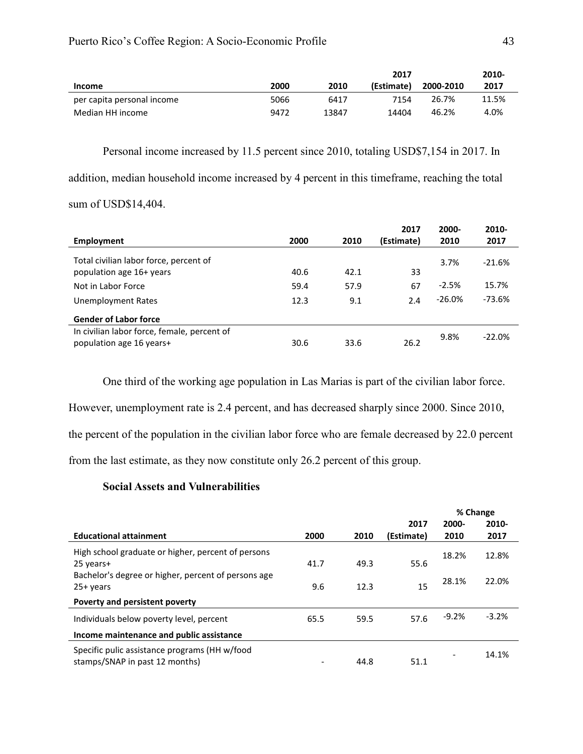| Income | 2000 | 2010 | 2017 (Estimate) | 2000-2010 | 2010-2017 |
|---|---|---|---|---|---|
| per capita personal income | 5066 | 6417 | 7154 | 26.7% | 11.5% |
| Median HH income | 9472 | 13847 | 14404 | 46.2% | 4.0% |

Personal income increased by 11.5 percent since 2010, totaling USD$7,154 in 2017. In addition, median household income increased by 4 percent in this timeframe, reaching the total sum of USD$14,404.

| Employment | 2000 | 2010 | 2017 (Estimate) | 2000-2010 | 2010-2017 |
|---|---|---|---|---|---|
| Total civilian labor force, percent of population age 16+ years | 40.6 | 42.1 | 33 | 3.7% | -21.6% |
| Not in Labor Force | 59.4 | 57.9 | 67 | -2.5% | 15.7% |
| Unemployment Rates | 12.3 | 9.1 | 2.4 | -26.0% | -73.6% |
| **Gender of Labor force** | | | | | |
| In civilian labor force, female, percent of population age 16 years+ | 30.6 | 33.6 | 26.2 | 9.8% | -22.0% |

One third of the working age population in Las Marias is part of the civilian labor force. However, unemployment rate is 2.4 percent, and has decreased sharply since 2000. Since 2010, the percent of the population in the civilian labor force who are female decreased by 22.0 percent from the last estimate, as they now constitute only 26.2 percent of this group.

### Social Assets and Vulnerabilities

| | | | | % Change | |
|---|---|---|---|---|---|
| **Educational attainment** | 2000 | 2010 | 2017 (Estimate) | 2000-2010 | 2010-2017 |
| High school graduate or higher, percent of persons 25 years+ | 41.7 | 49.3 | 55.6 | 18.2% | 12.8% |
| Bachelor's degree or higher, percent of persons age 25+ years | 9.6 | 12.3 | 15 | 28.1% | 22.0% |
| **Poverty and persistent poverty** | | | | | |
| Individuals below poverty level, percent | 65.5 | 59.5 | 57.6 | -9.2% | -3.2% |
| **Income maintenance and public assistance** | | | | | |
| Specific pulic assistance programs (HH w/food stamps/SNAP in past 12 months) | - | 44.8 | 51.1 | - | 14.1% |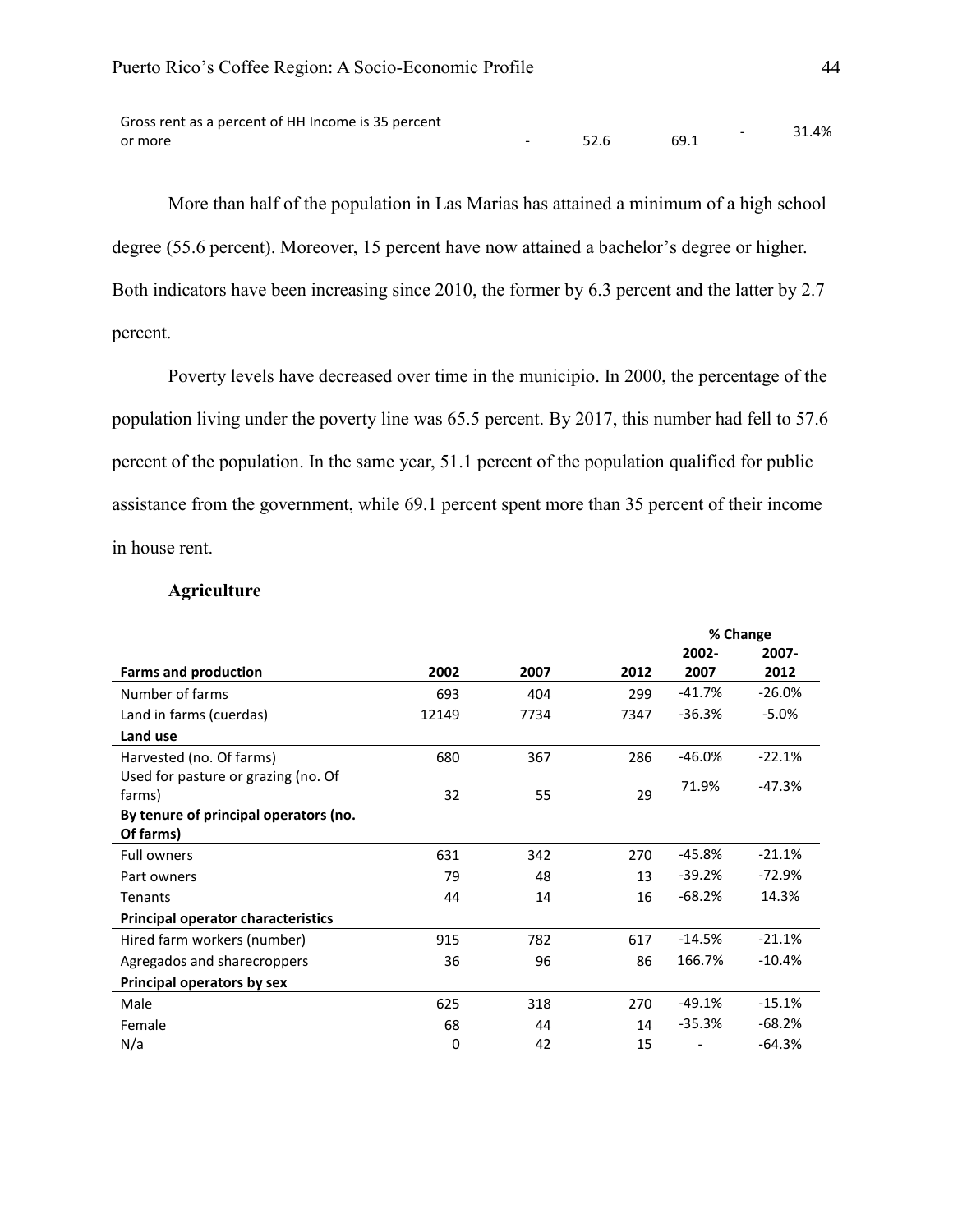| | | | | | |
|---|---|---|---|---|---|
| Gross rent as a percent of HH Income is 35 percent or more | - | 52.6 | 69.1 | - | 31.4% |

More than half of the population in Las Marias has attained a minimum of a high school degree (55.6 percent). Moreover, 15 percent have now attained a bachelor's degree or higher. Both indicators have been increasing since 2010, the former by 6.3 percent and the latter by 2.7 percent.

Poverty levels have decreased over time in the municipio. In 2000, the percentage of the population living under the poverty line was 65.5 percent. By 2017, this number had fell to 57.6 percent of the population. In the same year, 51.1 percent of the population qualified for public assistance from the government, while 69.1 percent spent more than 35 percent of their income in house rent.

### Agriculture

| | | | | % Change | |
|---|---|---|---|---|---|
| **Farms and production** | **2002** | **2007** | **2012** | **2002-2007** | **2007-2012** |
| Number of farms | 693 | 404 | 299 | -41.7% | -26.0% |
| Land in farms (cuerdas) | 12149 | 7734 | 7347 | -36.3% | -5.0% |
| **Land use** | | | | | |
| Harvested (no. Of farms) | 680 | 367 | 286 | -46.0% | -22.1% |
| Used for pasture or grazing (no. Of farms) | 32 | 55 | 29 | 71.9% | -47.3% |
| **By tenure of principal operators (no. Of farms)** | | | | | |
| Full owners | 631 | 342 | 270 | -45.8% | -21.1% |
| Part owners | 79 | 48 | 13 | -39.2% | -72.9% |
| Tenants | 44 | 14 | 16 | -68.2% | 14.3% |
| **Principal operator characteristics** | | | | | |
| Hired farm workers (number) | 915 | 782 | 617 | -14.5% | -21.1% |
| Agregados and sharecroppers | 36 | 96 | 86 | 166.7% | -10.4% |
| **Principal operators by sex** | | | | | |
| Male | 625 | 318 | 270 | -49.1% | -15.1% |
| Female | 68 | 44 | 14 | -35.3% | -68.2% |
| N/a | 0 | 42 | 15 | - | -64.3% |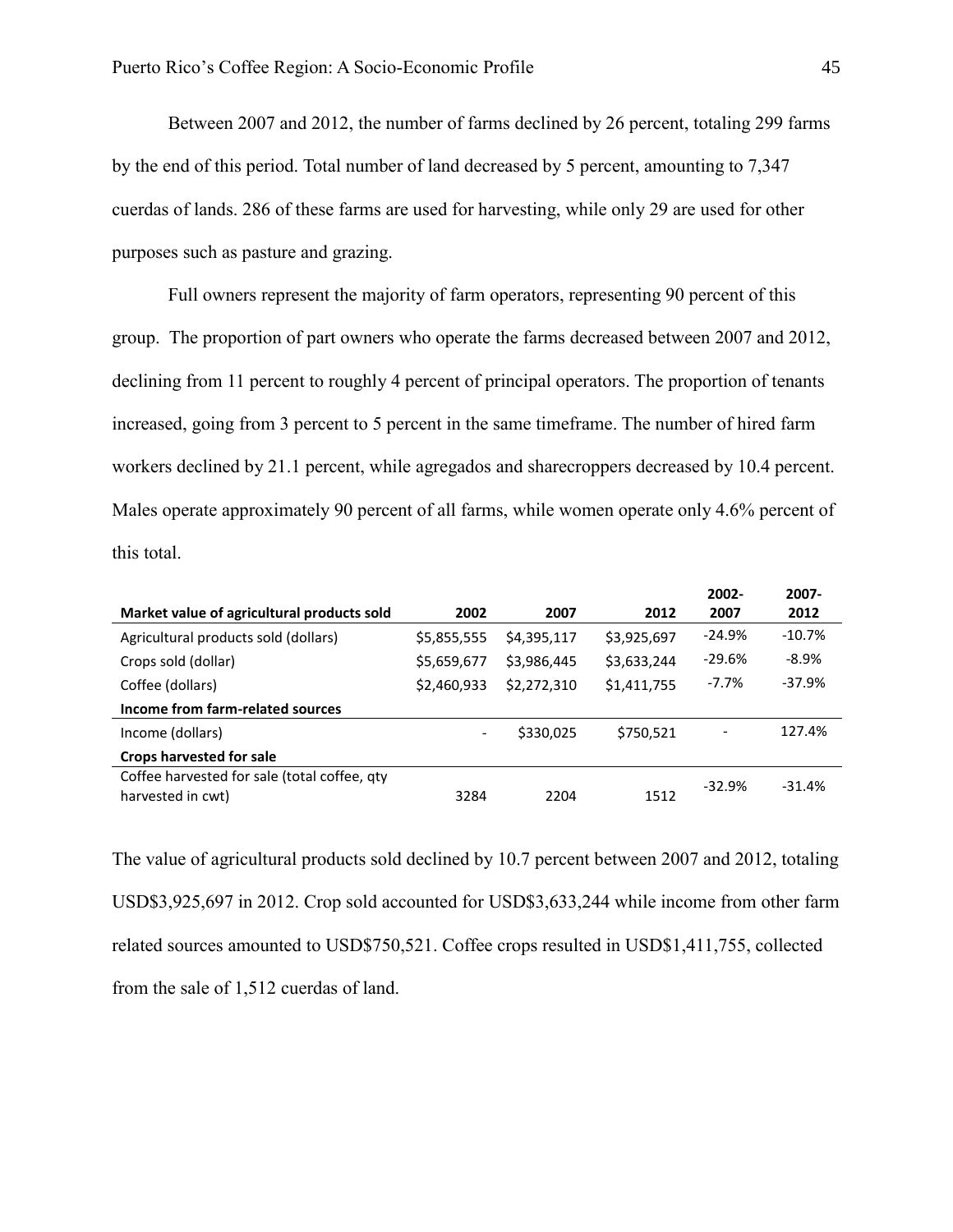Between 2007 and 2012, the number of farms declined by 26 percent, totaling 299 farms by the end of this period. Total number of land decreased by 5 percent, amounting to 7,347 cuerdas of lands. 286 of these farms are used for harvesting, while only 29 are used for other purposes such as pasture and grazing.

Full owners represent the majority of farm operators, representing 90 percent of this group. The proportion of part owners who operate the farms decreased between 2007 and 2012, declining from 11 percent to roughly 4 percent of principal operators. The proportion of tenants increased, going from 3 percent to 5 percent in the same timeframe. The number of hired farm workers declined by 21.1 percent, while agregados and sharecroppers decreased by 10.4 percent. Males operate approximately 90 percent of all farms, while women operate only 4.6% percent of this total.

| **Market value of agricultural products sold** | **2002** | **2007** | **2012** | **2002-2007** | **2007-2012** |
|---|---|---|---|---|---|
| Agricultural products sold (dollars) | \$5,855,555 | \$4,395,117 | \$3,925,697 | -24.9% | -10.7% |
| Crops sold (dollar) | \$5,659,677 | \$3,986,445 | \$3,633,244 | -29.6% | -8.9% |
| Coffee (dollars) | \$2,460,933 | \$2,272,310 | \$1,411,755 | -7.7% | -37.9% |
| **Income from farm-related sources** | | | | | |
| Income (dollars) | - | \$330,025 | \$750,521 | - | 127.4% |
| **Crops harvested for sale** | | | | | |
| Coffee harvested for sale (total coffee, qty harvested in cwt) | 3284 | 2204 | 1512 | -32.9% | -31.4% |

The value of agricultural products sold declined by 10.7 percent between 2007 and 2012, totaling USD\$3,925,697 in 2012. Crop sold accounted for USD\$3,633,244 while income from other farm related sources amounted to USD\$750,521. Coffee crops resulted in USD\$1,411,755, collected from the sale of 1,512 cuerdas of land.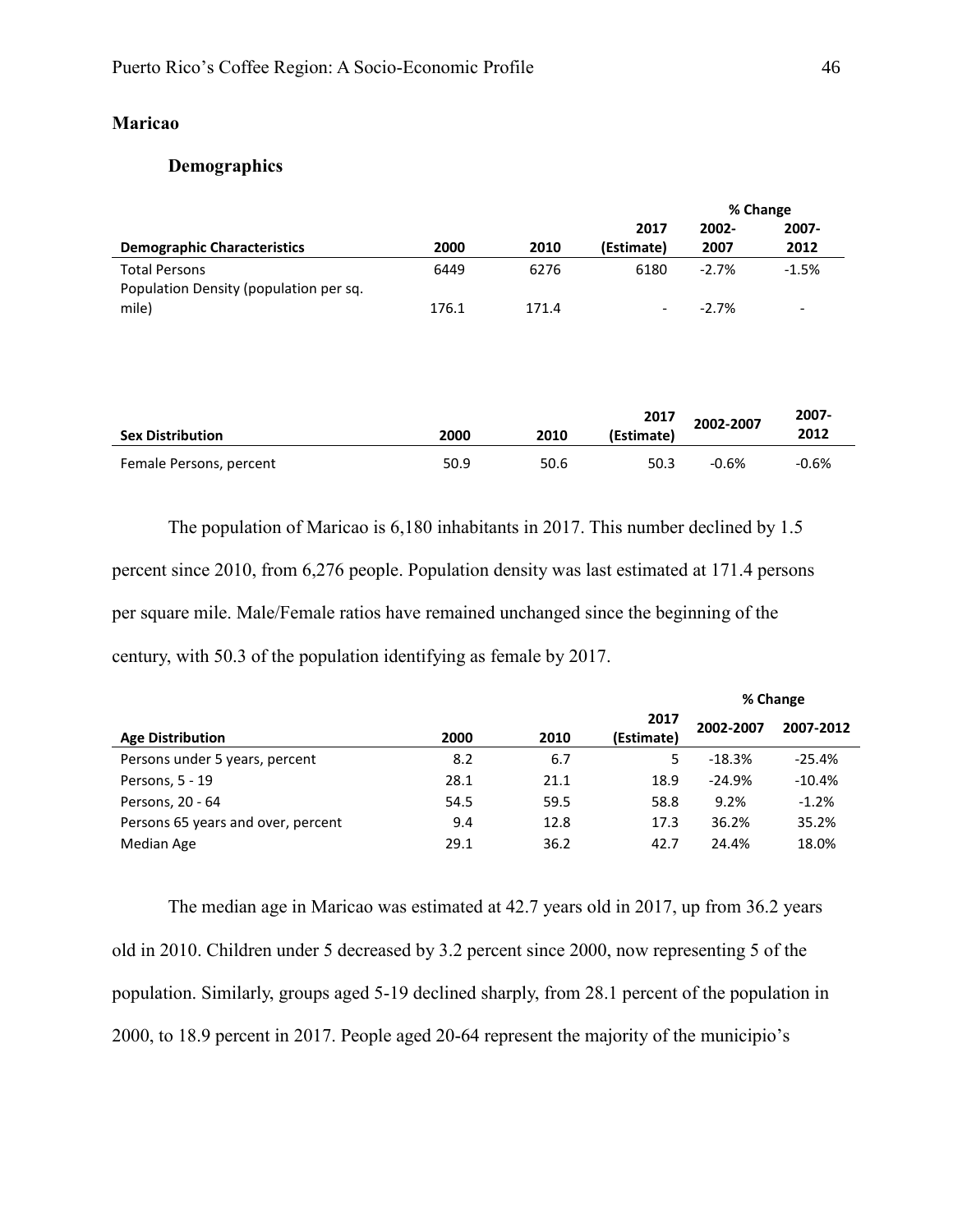## Maricao

### Demographics

| Demographic Characteristics | 2000 | 2010 | 2017 (Estimate) | % Change 2002-2007 | % Change 2007-2012 |
|---|---|---|---|---|---|
| Total Persons | 6449 | 6276 | 6180 | -2.7% | -1.5% |
| Population Density (population per sq. mile) | 176.1 | 171.4 | - | -2.7% | - |

| Sex Distribution | 2000 | 2010 | 2017 (Estimate) | 2002-2007 | 2007-2012 |
|---|---|---|---|---|---|
| Female Persons, percent | 50.9 | 50.6 | 50.3 | -0.6% | -0.6% |

The population of Maricao is 6,180 inhabitants in 2017. This number declined by 1.5 percent since 2010, from 6,276 people. Population density was last estimated at 171.4 persons per square mile. Male/Female ratios have remained unchanged since the beginning of the century, with 50.3 of the population identifying as female by 2017.

| Age Distribution | 2000 | 2010 | 2017 (Estimate) | % Change 2002-2007 | % Change 2007-2012 |
|---|---|---|---|---|---|
| Persons under 5 years, percent | 8.2 | 6.7 | 5 | -18.3% | -25.4% |
| Persons, 5 - 19 | 28.1 | 21.1 | 18.9 | -24.9% | -10.4% |
| Persons, 20 - 64 | 54.5 | 59.5 | 58.8 | 9.2% | -1.2% |
| Persons 65 years and over, percent | 9.4 | 12.8 | 17.3 | 36.2% | 35.2% |
| Median Age | 29.1 | 36.2 | 42.7 | 24.4% | 18.0% |

The median age in Maricao was estimated at 42.7 years old in 2017, up from 36.2 years old in 2010. Children under 5 decreased by 3.2 percent since 2000, now representing 5 of the population. Similarly, groups aged 5-19 declined sharply, from 28.1 percent of the population in 2000, to 18.9 percent in 2017. People aged 20-64 represent the majority of the municipio's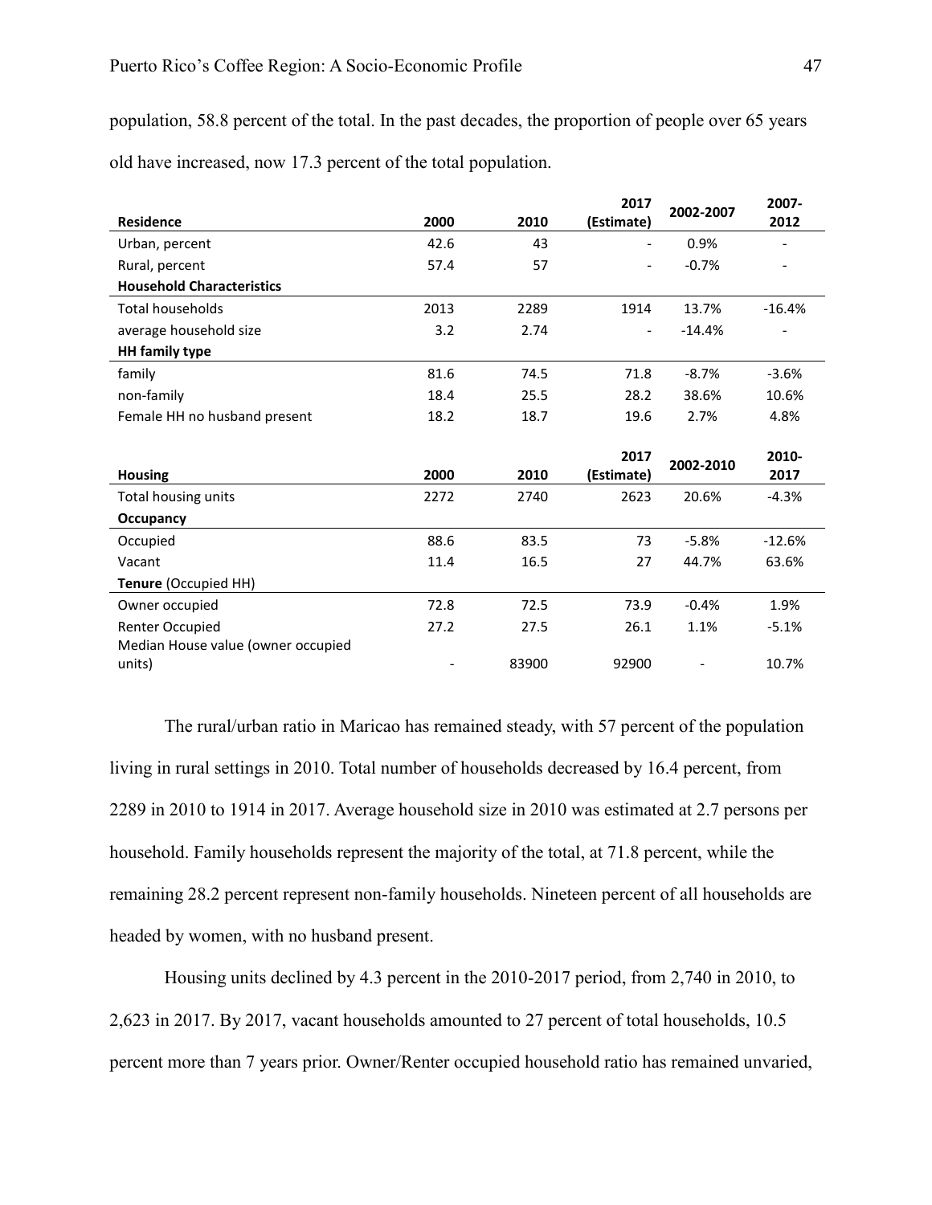population, 58.8 percent of the total. In the past decades, the proportion of people over 65 years old have increased, now 17.3 percent of the total population.

| **Residence** | **2000** | **2010** | **2017 (Estimate)** | **2002-2007** | **2007-2012** |
|---|---|---|---|---|---|
| Urban, percent | 42.6 | 43 | - | 0.9% | - |
| Rural, percent | 57.4 | 57 | - | -0.7% | - |
| **Household Characteristics** | | | | | |
| Total households | 2013 | 2289 | 1914 | 13.7% | -16.4% |
| average household size | 3.2 | 2.74 | - | -14.4% | - |
| **HH family type** | | | | | |
| family | 81.6 | 74.5 | 71.8 | -8.7% | -3.6% |
| non-family | 18.4 | 25.5 | 28.2 | 38.6% | 10.6% |
| Female HH no husband present | 18.2 | 18.7 | 19.6 | 2.7% | 4.8% |

| **Housing** | **2000** | **2010** | **2017 (Estimate)** | **2002-2010** | **2010-2017** |
|---|---|---|---|---|---|
| Total housing units | 2272 | 2740 | 2623 | 20.6% | -4.3% |
| **Occupancy** | | | | | |
| Occupied | 88.6 | 83.5 | 73 | -5.8% | -12.6% |
| Vacant | 11.4 | 16.5 | 27 | 44.7% | 63.6% |
| **Tenure** (Occupied HH) | | | | | |
| Owner occupied | 72.8 | 72.5 | 73.9 | -0.4% | 1.9% |
| Renter Occupied | 27.2 | 27.5 | 26.1 | 1.1% | -5.1% |
| Median House value (owner occupied units) | - | 83900 | 92900 | - | 10.7% |

The rural/urban ratio in Maricao has remained steady, with 57 percent of the population living in rural settings in 2010. Total number of households decreased by 16.4 percent, from 2289 in 2010 to 1914 in 2017. Average household size in 2010 was estimated at 2.7 persons per household. Family households represent the majority of the total, at 71.8 percent, while the remaining 28.2 percent represent non-family households. Nineteen percent of all households are headed by women, with no husband present.

Housing units declined by 4.3 percent in the 2010-2017 period, from 2,740 in 2010, to 2,623 in 2017. By 2017, vacant households amounted to 27 percent of total households, 10.5 percent more than 7 years prior. Owner/Renter occupied household ratio has remained unvaried,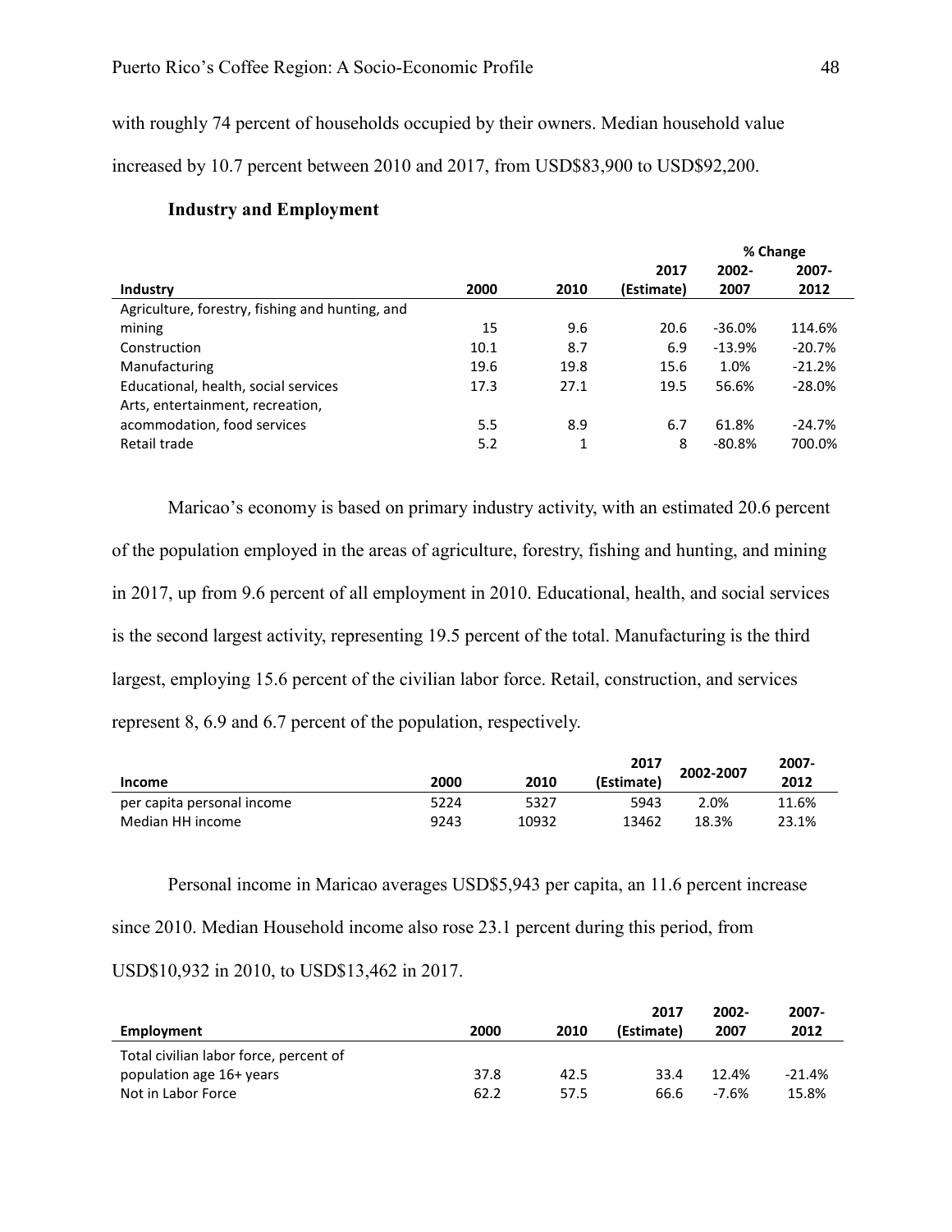with roughly 74 percent of households occupied by their owners. Median household value increased by 10.7 percent between 2010 and 2017, from USD$83,900 to USD$92,200.

### Industry and Employment

| Industry | 2000 | 2010 | 2017 (Estimate) | % Change 2002-2007 | % Change 2007-2012 |
|---|---|---|---|---|---|
| Agriculture, forestry, fishing and hunting, and mining | 15 | 9.6 | 20.6 | -36.0% | 114.6% |
| Construction | 10.1 | 8.7 | 6.9 | -13.9% | -20.7% |
| Manufacturing | 19.6 | 19.8 | 15.6 | 1.0% | -21.2% |
| Educational, health, social services | 17.3 | 27.1 | 19.5 | 56.6% | -28.0% |
| Arts, entertainment, recreation, acommodation, food services | 5.5 | 8.9 | 6.7 | 61.8% | -24.7% |
| Retail trade | 5.2 | 1 | 8 | -80.8% | 700.0% |

Maricao's economy is based on primary industry activity, with an estimated 20.6 percent of the population employed in the areas of agriculture, forestry, fishing and hunting, and mining in 2017, up from 9.6 percent of all employment in 2010. Educational, health, and social services is the second largest activity, representing 19.5 percent of the total. Manufacturing is the third largest, employing 15.6 percent of the civilian labor force. Retail, construction, and services represent 8, 6.9 and 6.7 percent of the population, respectively.

| Income | 2000 | 2010 | 2017 (Estimate) | 2002-2007 | 2007-2012 |
|---|---|---|---|---|---|
| per capita personal income | 5224 | 5327 | 5943 | 2.0% | 11.6% |
| Median HH income | 9243 | 10932 | 13462 | 18.3% | 23.1% |

Personal income in Maricao averages USD$5,943 per capita, an 11.6 percent increase since 2010. Median Household income also rose 23.1 percent during this period, from USD$10,932 in 2010, to USD$13,462 in 2017.

| Employment | 2000 | 2010 | 2017 (Estimate) | 2002-2007 | 2007-2012 |
|---|---|---|---|---|---|
| Total civilian labor force, percent of population age 16+ years | 37.8 | 42.5 | 33.4 | 12.4% | -21.4% |
| Not in Labor Force | 62.2 | 57.5 | 66.6 | -7.6% | 15.8% |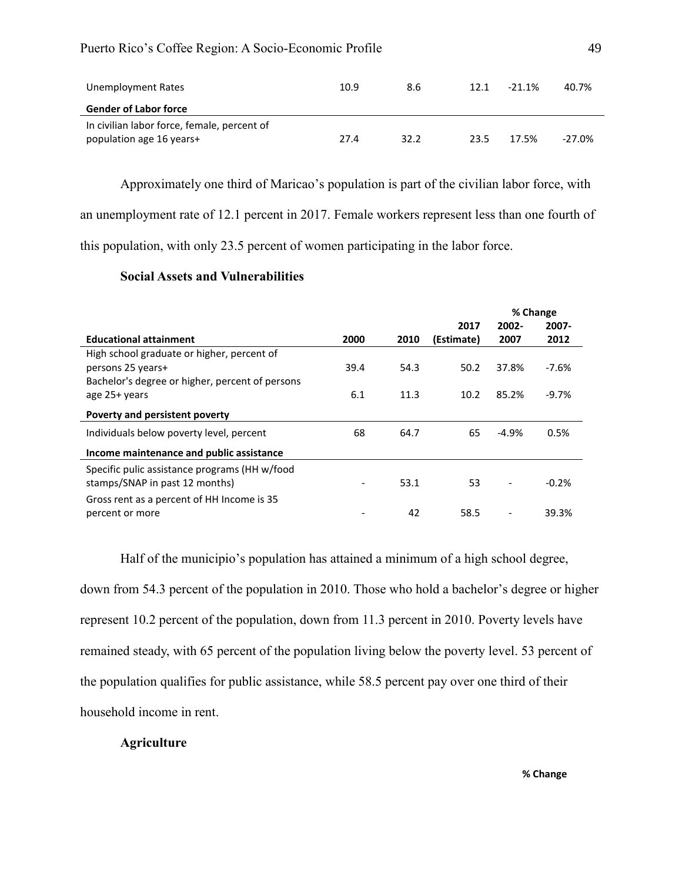| | | | | | |
|---|---|---|---|---|---|
| Unemployment Rates | 10.9 | 8.6 | 12.1 | -21.1% | 40.7% |
| **Gender of Labor force** | | | | | |
| In civilian labor force, female, percent of population age 16 years+ | 27.4 | 32.2 | 23.5 | 17.5% | -27.0% |

Approximately one third of Maricao's population is part of the civilian labor force, with an unemployment rate of 12.1 percent in 2017. Female workers represent less than one fourth of this population, with only 23.5 percent of women participating in the labor force.

### Social Assets and Vulnerabilities

| | | | | % Change | |
|---|---|---|---|---|---|
| **Educational attainment** | **2000** | **2010** | **2017 (Estimate)** | **2002-2007** | **2007-2012** |
| High school graduate or higher, percent of persons 25 years+ | 39.4 | 54.3 | 50.2 | 37.8% | -7.6% |
| Bachelor's degree or higher, percent of persons age 25+ years | 6.1 | 11.3 | 10.2 | 85.2% | -9.7% |
| **Poverty and persistent poverty** | | | | | |
| Individuals below poverty level, percent | 68 | 64.7 | 65 | -4.9% | 0.5% |
| **Income maintenance and public assistance** | | | | | |
| Specific pulic assistance programs (HH w/food stamps/SNAP in past 12 months) | - | 53.1 | 53 | - | -0.2% |
| Gross rent as a percent of HH Income is 35 percent or more | - | 42 | 58.5 | - | 39.3% |

Half of the municipio's population has attained a minimum of a high school degree, down from 54.3 percent of the population in 2010. Those who hold a bachelor's degree or higher represent 10.2 percent of the population, down from 11.3 percent in 2010. Poverty levels have remained steady, with 65 percent of the population living below the poverty level. 53 percent of the population qualifies for public assistance, while 58.5 percent pay over one third of their household income in rent.

### Agriculture

**% Change**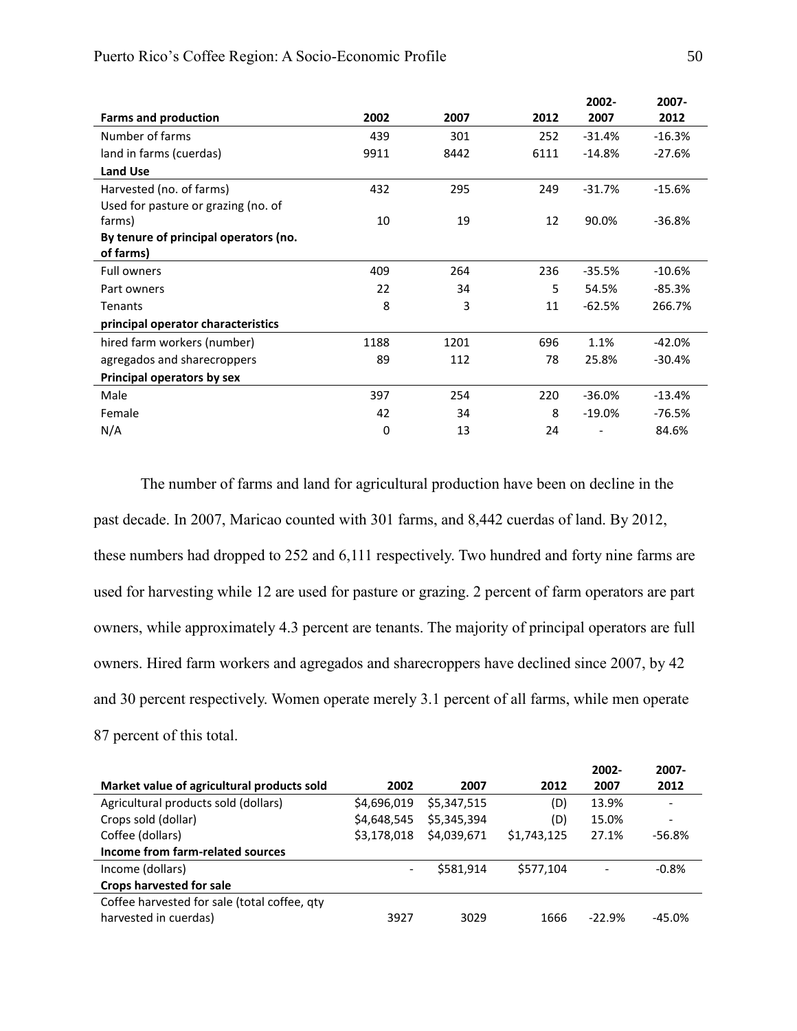| Farms and production | 2002 | 2007 | 2012 | 2002-2007 | 2007-2012 |
|---|---|---|---|---|---|
| Number of farms | 439 | 301 | 252 | -31.4% | -16.3% |
| land in farms (cuerdas) | 9911 | 8442 | 6111 | -14.8% | -27.6% |
| **Land Use** | | | | | |
| Harvested (no. of farms) | 432 | 295 | 249 | -31.7% | -15.6% |
| Used for pasture or grazing (no. of farms) | 10 | 19 | 12 | 90.0% | -36.8% |
| **By tenure of principal operators (no. of farms)** | | | | | |
| Full owners | 409 | 264 | 236 | -35.5% | -10.6% |
| Part owners | 22 | 34 | 5 | 54.5% | -85.3% |
| Tenants | 8 | 3 | 11 | -62.5% | 266.7% |
| **principal operator characteristics** | | | | | |
| hired farm workers (number) | 1188 | 1201 | 696 | 1.1% | -42.0% |
| agregados and sharecroppers | 89 | 112 | 78 | 25.8% | -30.4% |
| **Principal operators by sex** | | | | | |
| Male | 397 | 254 | 220 | -36.0% | -13.4% |
| Female | 42 | 34 | 8 | -19.0% | -76.5% |
| N/A | 0 | 13 | 24 | - | 84.6% |

The number of farms and land for agricultural production have been on decline in the past decade. In 2007, Maricao counted with 301 farms, and 8,442 cuerdas of land. By 2012, these numbers had dropped to 252 and 6,111 respectively. Two hundred and forty nine farms are used for harvesting while 12 are used for pasture or grazing. 2 percent of farm operators are part owners, while approximately 4.3 percent are tenants. The majority of principal operators are full owners. Hired farm workers and agregados and sharecroppers have declined since 2007, by 42 and 30 percent respectively. Women operate merely 3.1 percent of all farms, while men operate 87 percent of this total.

| Market value of agricultural products sold | 2002 | 2007 | 2012 | 2002-2007 | 2007-2012 |
|---|---|---|---|---|---|
| Agricultural products sold (dollars) | $4,696,019 | $5,347,515 | (D) | 13.9% | - |
| Crops sold (dollar) | $4,648,545 | $5,345,394 | (D) | 15.0% | - |
| Coffee (dollars) | $3,178,018 | $4,039,671 | $1,743,125 | 27.1% | -56.8% |
| **Income from farm-related sources** | | | | | |
| Income (dollars) | - | $581,914 | $577,104 | - | -0.8% |
| **Crops harvested for sale** | | | | | |
| Coffee harvested for sale (total coffee, qty harvested in cuerdas) | 3927 | 3029 | 1666 | -22.9% | -45.0% |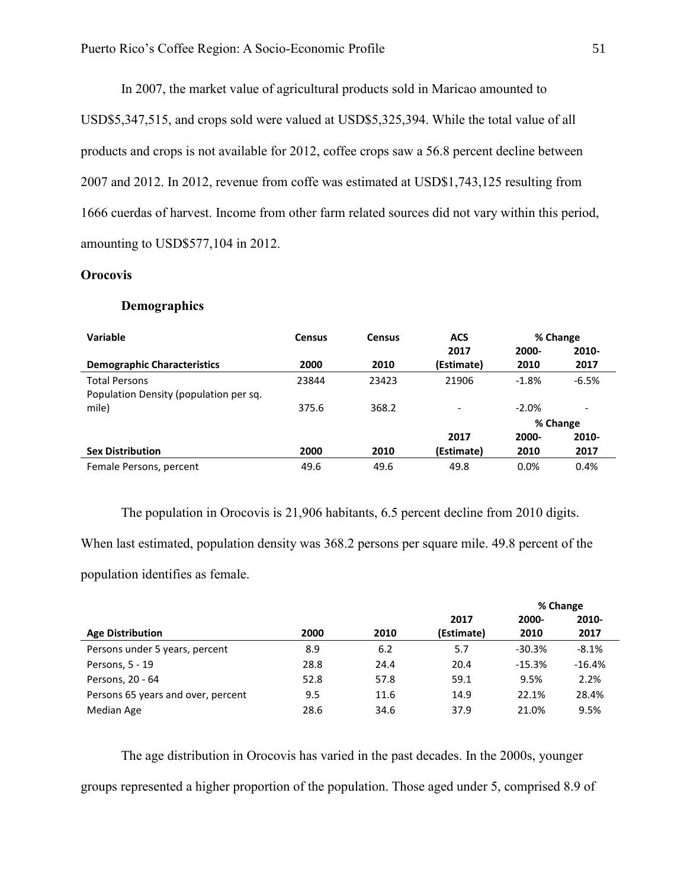In 2007, the market value of agricultural products sold in Maricao amounted to USD$5,347,515, and crops sold were valued at USD$5,325,394. While the total value of all products and crops is not available for 2012, coffee crops saw a 56.8 percent decline between 2007 and 2012. In 2012, revenue from coffe was estimated at USD$1,743,125 resulting from 1666 cuerdas of harvest. Income from other farm related sources did not vary within this period, amounting to USD$577,104 in 2012.

**Orocovis**

**Demographics**

| Variable | Census | Census | ACS | % Change | |
|---|---|---|---|---|---|
| **Demographic Characteristics** | **2000** | **2010** | **2017 (Estimate)** | **2000-2010** | **2010-2017** |
| Total Persons | 23844 | 23423 | 21906 | -1.8% | -6.5% |
| Population Density (population per sq. mile) | 375.6 | 368.2 | - | -2.0% | - |
| | | | | **% Change** | |
| **Sex Distribution** | **2000** | **2010** | **2017 (Estimate)** | **2000-2010** | **2010-2017** |
| Female Persons, percent | 49.6 | 49.6 | 49.8 | 0.0% | 0.4% |

The population in Orocovis is 21,906 habitants, 6.5 percent decline from 2010 digits. When last estimated, population density was 368.2 persons per square mile. 49.8 percent of the population identifies as female.

| | | | | % Change | |
|---|---|---|---|---|---|
| **Age Distribution** | **2000** | **2010** | **2017 (Estimate)** | **2000-2010** | **2010-2017** |
| Persons under 5 years, percent | 8.9 | 6.2 | 5.7 | -30.3% | -8.1% |
| Persons, 5 - 19 | 28.8 | 24.4 | 20.4 | -15.3% | -16.4% |
| Persons, 20 - 64 | 52.8 | 57.8 | 59.1 | 9.5% | 2.2% |
| Persons 65 years and over, percent | 9.5 | 11.6 | 14.9 | 22.1% | 28.4% |
| Median Age | 28.6 | 34.6 | 37.9 | 21.0% | 9.5% |

The age distribution in Orocovis has varied in the past decades. In the 2000s, younger groups represented a higher proportion of the population. Those aged under 5, comprised 8.9 of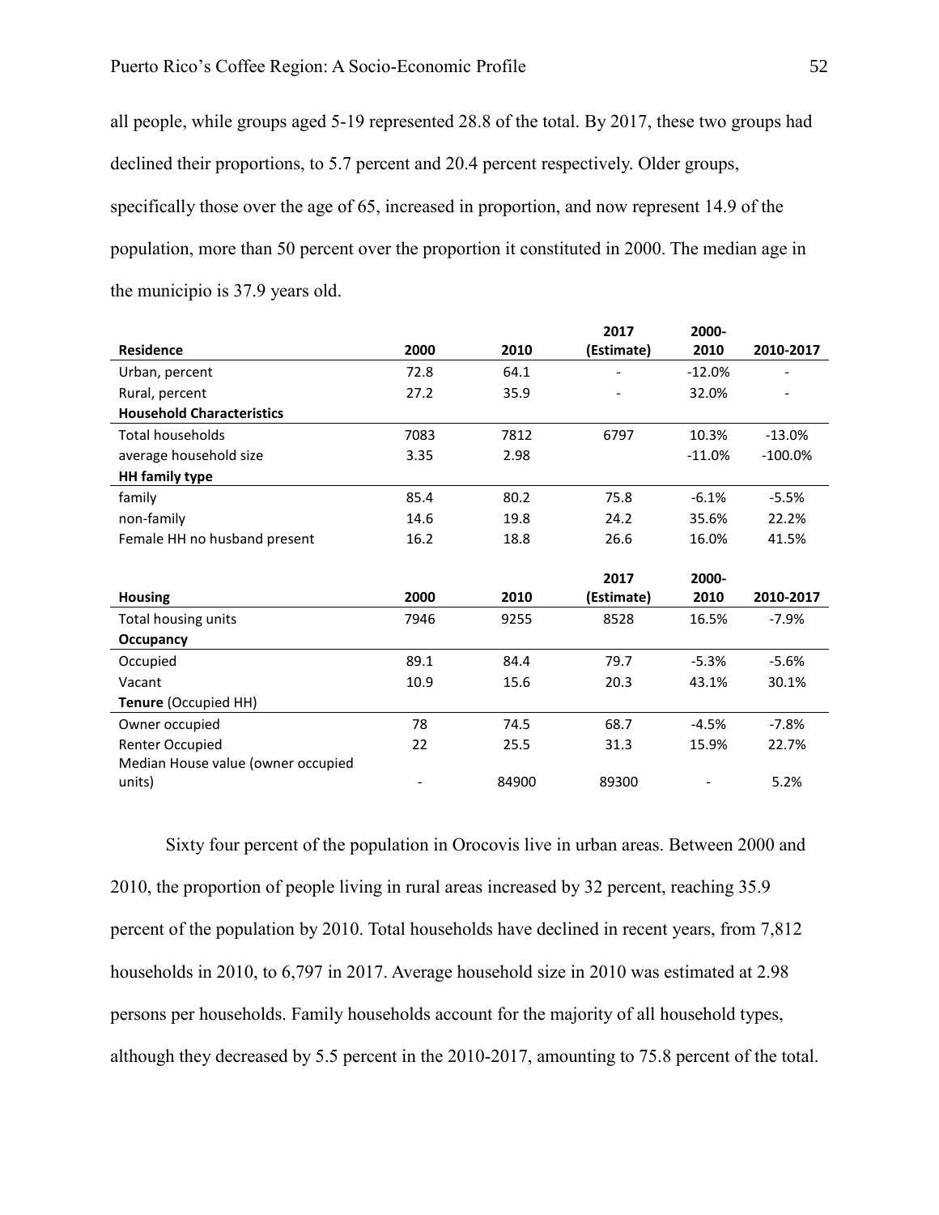all people, while groups aged 5-19 represented 28.8 of the total. By 2017, these two groups had declined their proportions, to 5.7 percent and 20.4 percent respectively. Older groups, specifically those over the age of 65, increased in proportion, and now represent 14.9 of the population, more than 50 percent over the proportion it constituted in 2000. The median age in the municipio is 37.9 years old.

| Residence | 2000 | 2010 | 2017 (Estimate) | 2000-2010 | 2010-2017 |
|---|---|---|---|---|---|
| Urban, percent | 72.8 | 64.1 | - | -12.0% | - |
| Rural, percent | 27.2 | 35.9 | - | 32.0% | - |
| **Household Characteristics** | | | | | |
| Total households | 7083 | 7812 | 6797 | 10.3% | -13.0% |
| average household size | 3.35 | 2.98 | | -11.0% | -100.0% |
| **HH family type** | | | | | |
| family | 85.4 | 80.2 | 75.8 | -6.1% | -5.5% |
| non-family | 14.6 | 19.8 | 24.2 | 35.6% | 22.2% |
| Female HH no husband present | 16.2 | 18.8 | 26.6 | 16.0% | 41.5% |

| Housing | 2000 | 2010 | 2017 (Estimate) | 2000-2010 | 2010-2017 |
|---|---|---|---|---|---|
| Total housing units | 7946 | 9255 | 8528 | 16.5% | -7.9% |
| **Occupancy** | | | | | |
| Occupied | 89.1 | 84.4 | 79.7 | -5.3% | -5.6% |
| Vacant | 10.9 | 15.6 | 20.3 | 43.1% | 30.1% |
| **Tenure** (Occupied HH) | | | | | |
| Owner occupied | 78 | 74.5 | 68.7 | -4.5% | -7.8% |
| Renter Occupied | 22 | 25.5 | 31.3 | 15.9% | 22.7% |
| Median House value (owner occupied units) | - | 84900 | 89300 | - | 5.2% |

Sixty four percent of the population in Orocovis live in urban areas. Between 2000 and 2010, the proportion of people living in rural areas increased by 32 percent, reaching 35.9 percent of the population by 2010. Total households have declined in recent years, from 7,812 households in 2010, to 6,797 in 2017. Average household size in 2010 was estimated at 2.98 persons per households. Family households account for the majority of all household types, although they decreased by 5.5 percent in the 2010-2017, amounting to 75.8 percent of the total.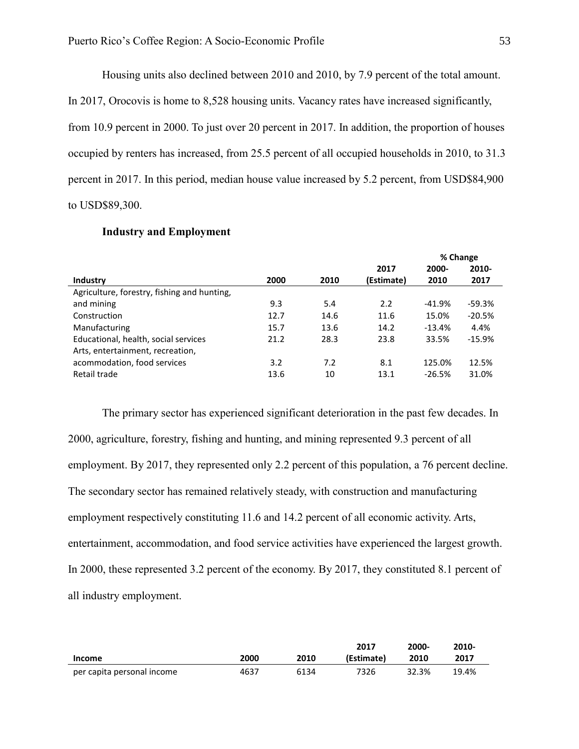Housing units also declined between 2010 and 2010, by 7.9 percent of the total amount. In 2017, Orocovis is home to 8,528 housing units. Vacancy rates have increased significantly, from 10.9 percent in 2000. To just over 20 percent in 2017. In addition, the proportion of houses occupied by renters has increased, from 25.5 percent of all occupied households in 2010, to 31.3 percent in 2017. In this period, median house value increased by 5.2 percent, from USD$84,900 to USD$89,300.

**Industry and Employment**

| Industry | 2000 | 2010 | 2017 (Estimate) | % Change 2000-2010 | % Change 2010-2017 |
|---|---|---|---|---|---|
| Agriculture, forestry, fishing and hunting, and mining | 9.3 | 5.4 | 2.2 | -41.9% | -59.3% |
| Construction | 12.7 | 14.6 | 11.6 | 15.0% | -20.5% |
| Manufacturing | 15.7 | 13.6 | 14.2 | -13.4% | 4.4% |
| Educational, health, social services | 21.2 | 28.3 | 23.8 | 33.5% | -15.9% |
| Arts, entertainment, recreation, acommodation, food services | 3.2 | 7.2 | 8.1 | 125.0% | 12.5% |
| Retail trade | 13.6 | 10 | 13.1 | -26.5% | 31.0% |

The primary sector has experienced significant deterioration in the past few decades. In 2000, agriculture, forestry, fishing and hunting, and mining represented 9.3 percent of all employment. By 2017, they represented only 2.2 percent of this population, a 76 percent decline. The secondary sector has remained relatively steady, with construction and manufacturing employment respectively constituting 11.6 and 14.2 percent of all economic activity. Arts, entertainment, accommodation, and food service activities have experienced the largest growth. In 2000, these represented 3.2 percent of the economy. By 2017, they constituted 8.1 percent of all industry employment.

| Income | 2000 | 2010 | 2017 (Estimate) | 2000-2010 | 2010-2017 |
|---|---|---|---|---|---|
| per capita personal income | 4637 | 6134 | 7326 | 32.3% | 19.4% |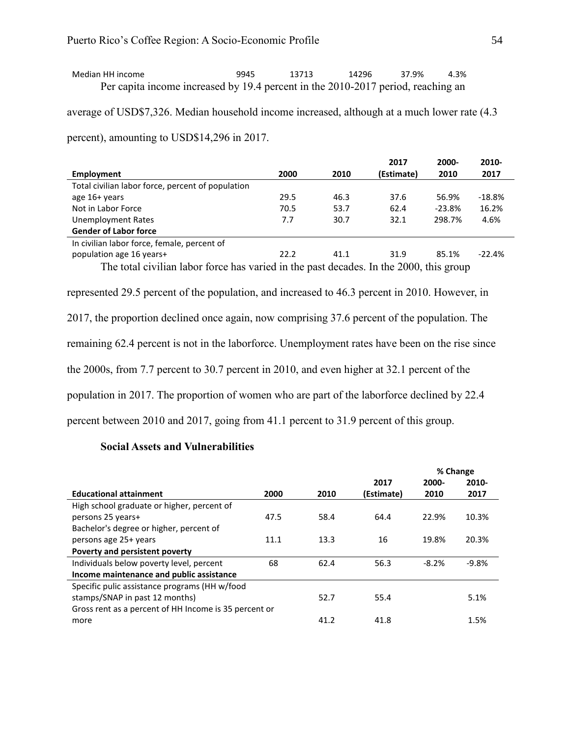| Median HH income | 9945 | 13713 | 14296 | 37.9% | 4.3% |
|---|---|---|---|---|---|

Per capita income increased by 19.4 percent in the 2010-2017 period, reaching an average of USD$7,326. Median household income increased, although at a much lower rate (4.3 percent), amounting to USD$14,296 in 2017.

| Employment | 2000 | 2010 | 2017 (Estimate) | 2000-2010 | 2010-2017 |
|---|---|---|---|---|---|
| Total civilian labor force, percent of population age 16+ years | 29.5 | 46.3 | 37.6 | 56.9% | -18.8% |
| Not in Labor Force | 70.5 | 53.7 | 62.4 | -23.8% | 16.2% |
| Unemployment Rates | 7.7 | 30.7 | 32.1 | 298.7% | 4.6% |
| **Gender of Labor force** | | | | | |
| In civilian labor force, female, percent of population age 16 years+ | 22.2 | 41.1 | 31.9 | 85.1% | -22.4% |

The total civilian labor force has varied in the past decades. In the 2000, this group represented 29.5 percent of the population, and increased to 46.3 percent in 2010. However, in 2017, the proportion declined once again, now comprising 37.6 percent of the population. The remaining 62.4 percent is not in the laborforce. Unemployment rates have been on the rise since the 2000s, from 7.7 percent to 30.7 percent in 2010, and even higher at 32.1 percent of the population in 2017. The proportion of women who are part of the laborforce declined by 22.4 percent between 2010 and 2017, going from 41.1 percent to 31.9 percent of this group.

### Social Assets and Vulnerabilities

| | | | | % Change | |
|---|---|---|---|---|---|
| **Educational attainment** | **2000** | **2010** | **2017 (Estimate)** | **2000-2010** | **2010-2017** |
| High school graduate or higher, percent of persons 25 years+ | 47.5 | 58.4 | 64.4 | 22.9% | 10.3% |
| Bachelor's degree or higher, percent of persons age 25+ years | 11.1 | 13.3 | 16 | 19.8% | 20.3% |
| **Poverty and persistent poverty** | | | | | |
| Individuals below poverty level, percent | 68 | 62.4 | 56.3 | -8.2% | -9.8% |
| **Income maintenance and public assistance** | | | | | |
| Specific pulic assistance programs (HH w/food stamps/SNAP in past 12 months) | | 52.7 | 55.4 | | 5.1% |
| Gross rent as a percent of HH Income is 35 percent or more | | 41.2 | 41.8 | | 1.5% |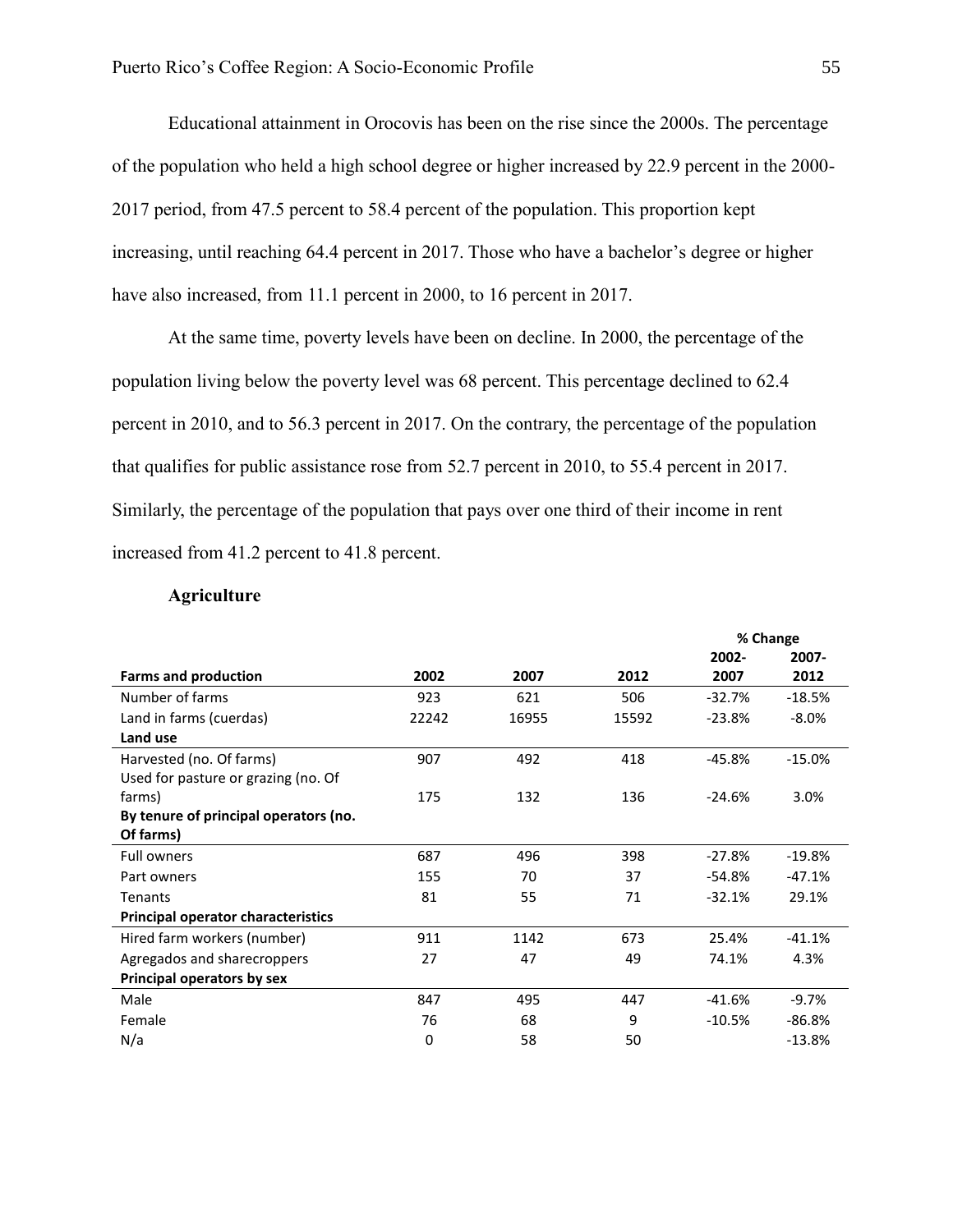Educational attainment in Orocovis has been on the rise since the 2000s. The percentage of the population who held a high school degree or higher increased by 22.9 percent in the 2000-2017 period, from 47.5 percent to 58.4 percent of the population. This proportion kept increasing, until reaching 64.4 percent in 2017. Those who have a bachelor's degree or higher have also increased, from 11.1 percent in 2000, to 16 percent in 2017.

At the same time, poverty levels have been on decline. In 2000, the percentage of the population living below the poverty level was 68 percent. This percentage declined to 62.4 percent in 2010, and to 56.3 percent in 2017. On the contrary, the percentage of the population that qualifies for public assistance rose from 52.7 percent in 2010, to 55.4 percent in 2017. Similarly, the percentage of the population that pays over one third of their income in rent increased from 41.2 percent to 41.8 percent.

### Agriculture

| | | | | % Change | |
|---|---|---|---|---|---|
| **Farms and production** | **2002** | **2007** | **2012** | **2002-2007** | **2007-2012** |
| Number of farms | 923 | 621 | 506 | -32.7% | -18.5% |
| Land in farms (cuerdas) | 22242 | 16955 | 15592 | -23.8% | -8.0% |
| **Land use** | | | | | |
| Harvested (no. Of farms) | 907 | 492 | 418 | -45.8% | -15.0% |
| Used for pasture or grazing (no. Of farms) | 175 | 132 | 136 | -24.6% | 3.0% |
| **By tenure of principal operators (no. Of farms)** | | | | | |
| Full owners | 687 | 496 | 398 | -27.8% | -19.8% |
| Part owners | 155 | 70 | 37 | -54.8% | -47.1% |
| Tenants | 81 | 55 | 71 | -32.1% | 29.1% |
| **Principal operator characteristics** | | | | | |
| Hired farm workers (number) | 911 | 1142 | 673 | 25.4% | -41.1% |
| Agregados and sharecroppers | 27 | 47 | 49 | 74.1% | 4.3% |
| **Principal operators by sex** | | | | | |
| Male | 847 | 495 | 447 | -41.6% | -9.7% |
| Female | 76 | 68 | 9 | -10.5% | -86.8% |
| N/a | 0 | 58 | 50 | | -13.8% |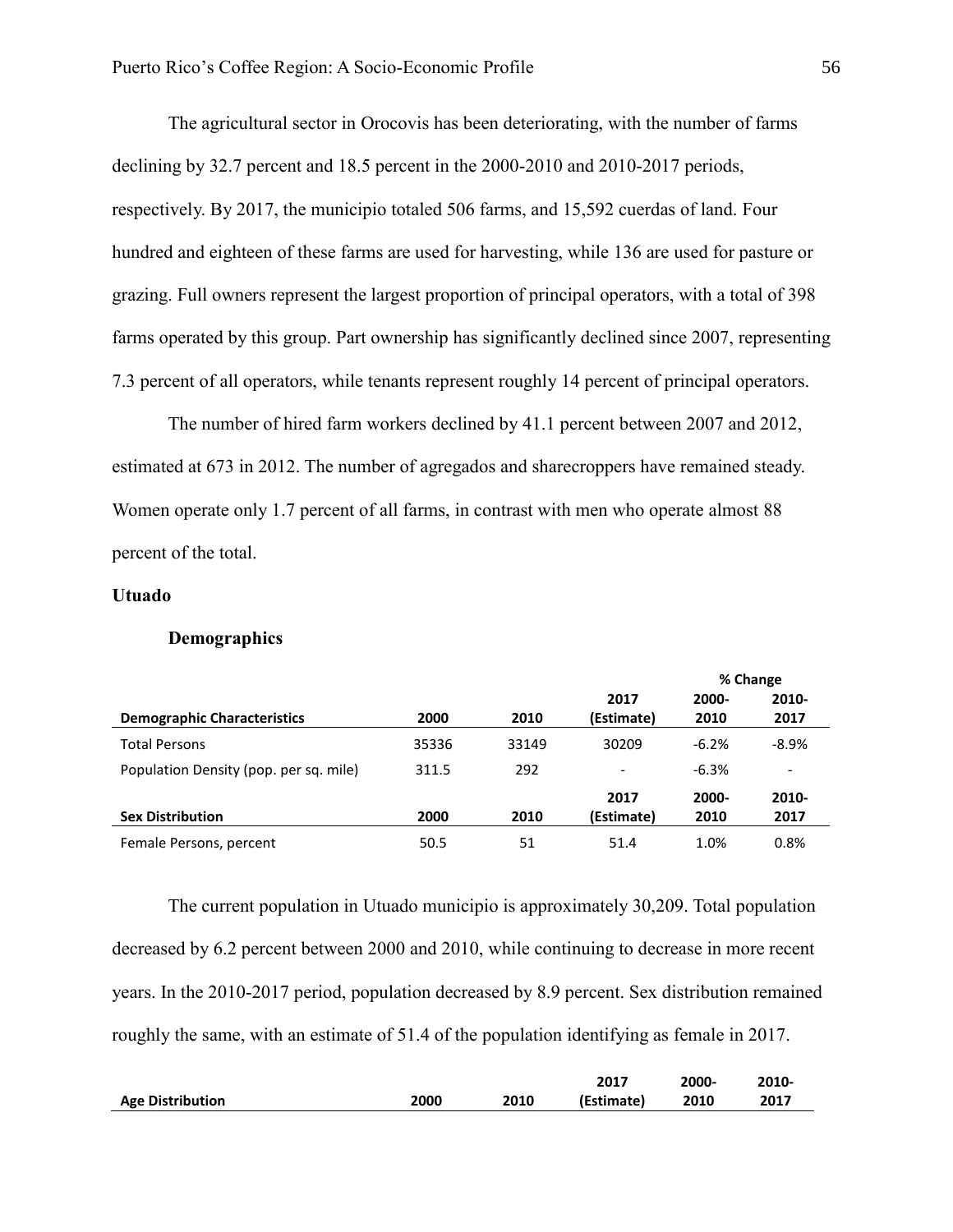The agricultural sector in Orocovis has been deteriorating, with the number of farms declining by 32.7 percent and 18.5 percent in the 2000-2010 and 2010-2017 periods, respectively. By 2017, the municipio totaled 506 farms, and 15,592 cuerdas of land. Four hundred and eighteen of these farms are used for harvesting, while 136 are used for pasture or grazing. Full owners represent the largest proportion of principal operators, with a total of 398 farms operated by this group. Part ownership has significantly declined since 2007, representing 7.3 percent of all operators, while tenants represent roughly 14 percent of principal operators.

The number of hired farm workers declined by 41.1 percent between 2007 and 2012, estimated at 673 in 2012. The number of agregados and sharecroppers have remained steady. Women operate only 1.7 percent of all farms, in contrast with men who operate almost 88 percent of the total.

## Utuado

### Demographics

| | | | | % Change | |
|---|---|---|---|---|---|
| **Demographic Characteristics** | **2000** | **2010** | **2017 (Estimate)** | **2000-2010** | **2010-2017** |
| Total Persons | 35336 | 33149 | 30209 | -6.2% | -8.9% |
| Population Density (pop. per sq. mile) | 311.5 | 292 | - | -6.3% | - |
| **Sex Distribution** | **2000** | **2010** | **2017 (Estimate)** | **2000-2010** | **2010-2017** |
| Female Persons, percent | 50.5 | 51 | 51.4 | 1.0% | 0.8% |

The current population in Utuado municipio is approximately 30,209. Total population decreased by 6.2 percent between 2000 and 2010, while continuing to decrease in more recent years. In the 2010-2017 period, population decreased by 8.9 percent. Sex distribution remained roughly the same, with an estimate of 51.4 of the population identifying as female in 2017.

| **Age Distribution** | **2000** | **2010** | **2017 (Estimate)** | **2000-2010** | **2010-2017** |
|---|---|---|---|---|---|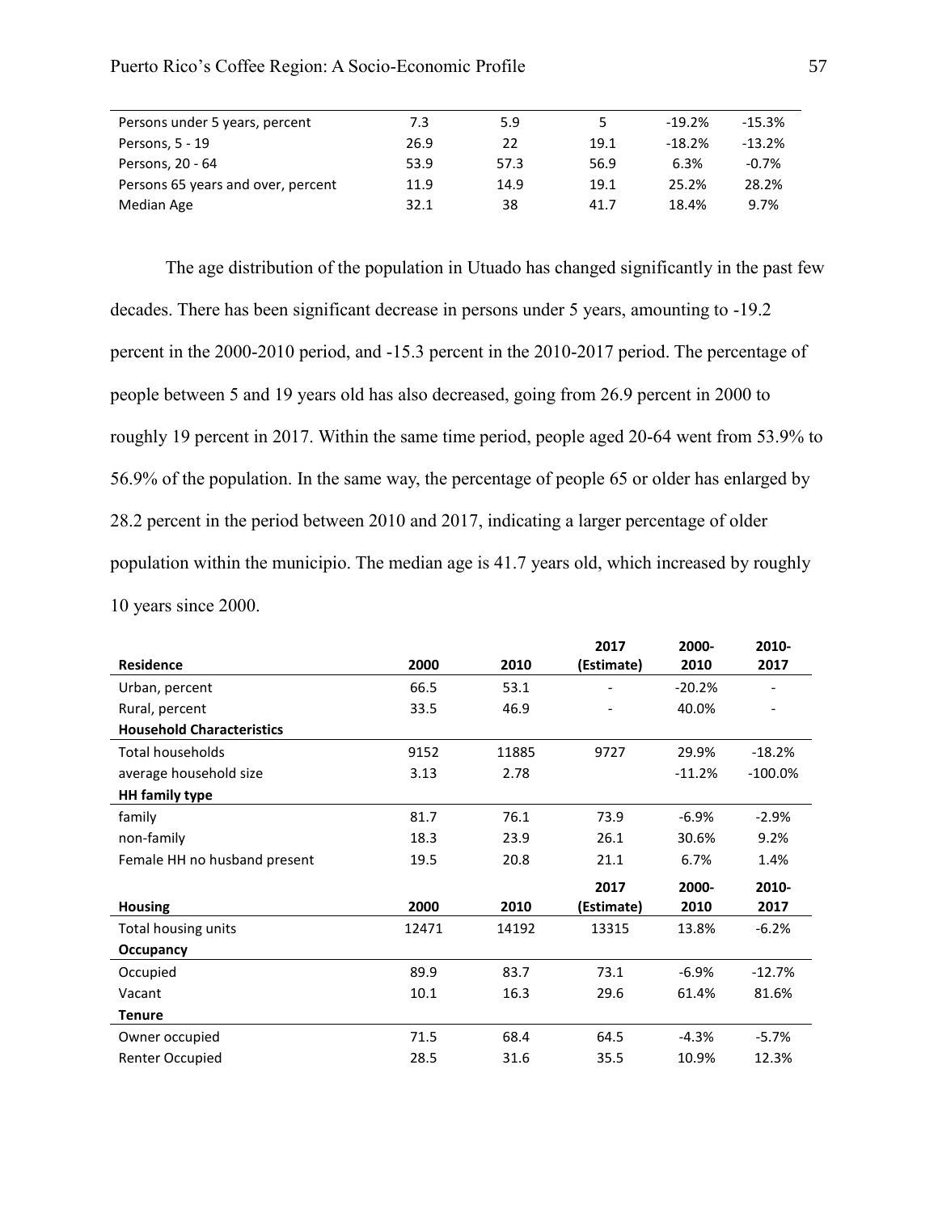| | | | | | |
|---|---|---|---|---|---|
| Persons under 5 years, percent | 7.3 | 5.9 | 5 | -19.2% | -15.3% |
| Persons, 5 - 19 | 26.9 | 22 | 19.1 | -18.2% | -13.2% |
| Persons, 20 - 64 | 53.9 | 57.3 | 56.9 | 6.3% | -0.7% |
| Persons 65 years and over, percent | 11.9 | 14.9 | 19.1 | 25.2% | 28.2% |
| Median Age | 32.1 | 38 | 41.7 | 18.4% | 9.7% |

The age distribution of the population in Utuado has changed significantly in the past few decades. There has been significant decrease in persons under 5 years, amounting to -19.2 percent in the 2000-2010 period, and -15.3 percent in the 2010-2017 period. The percentage of people between 5 and 19 years old has also decreased, going from 26.9 percent in 2000 to roughly 19 percent in 2017. Within the same time period, people aged 20-64 went from 53.9% to 56.9% of the population. In the same way, the percentage of people 65 or older has enlarged by 28.2 percent in the period between 2010 and 2017, indicating a larger percentage of older population within the municipio. The median age is 41.7 years old, which increased by roughly 10 years since 2000.

| **Residence** | **2000** | **2010** | **2017 (Estimate)** | **2000-2010** | **2010-2017** |
|---|---|---|---|---|---|
| Urban, percent | 66.5 | 53.1 | - | -20.2% | - |
| Rural, percent | 33.5 | 46.9 | - | 40.0% | - |
| **Household Characteristics** | | | | | |
| Total households | 9152 | 11885 | 9727 | 29.9% | -18.2% |
| average household size | 3.13 | 2.78 | | -11.2% | -100.0% |
| **HH family type** | | | | | |
| family | 81.7 | 76.1 | 73.9 | -6.9% | -2.9% |
| non-family | 18.3 | 23.9 | 26.1 | 30.6% | 9.2% |
| Female HH no husband present | 19.5 | 20.8 | 21.1 | 6.7% | 1.4% |

| **Housing** | **2000** | **2010** | **2017 (Estimate)** | **2000-2010** | **2010-2017** |
|---|---|---|---|---|---|
| Total housing units | 12471 | 14192 | 13315 | 13.8% | -6.2% |
| **Occupancy** | | | | | |
| Occupied | 89.9 | 83.7 | 73.1 | -6.9% | -12.7% |
| Vacant | 10.1 | 16.3 | 29.6 | 61.4% | 81.6% |
| **Tenure** | | | | | |
| Owner occupied | 71.5 | 68.4 | 64.5 | -4.3% | -5.7% |
| Renter Occupied | 28.5 | 31.6 | 35.5 | 10.9% | 12.3% |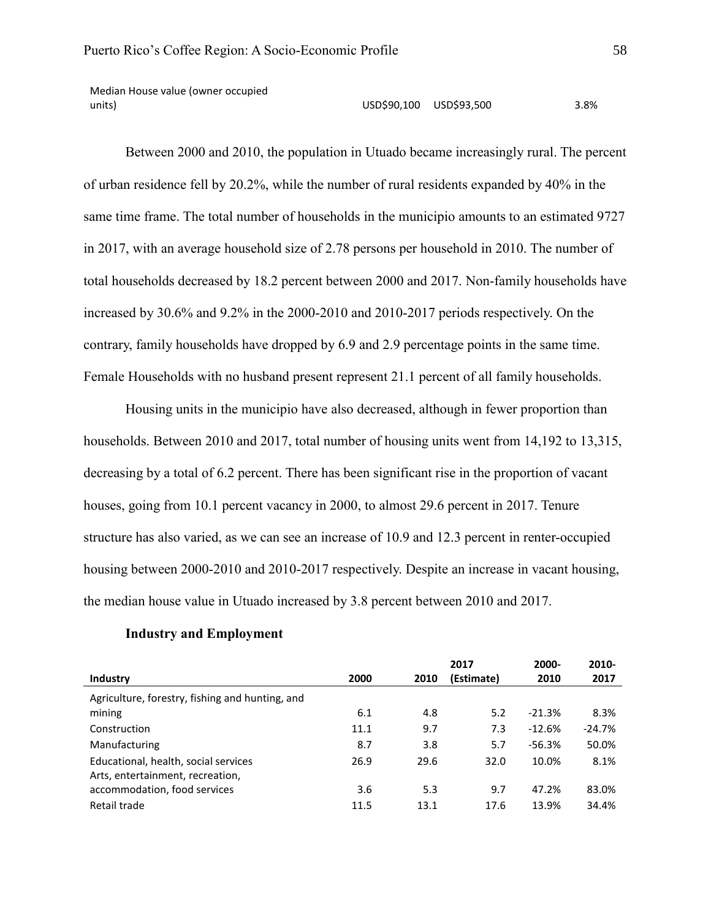| | | | |
|---|---|---|---|
| Median House value (owner occupied units) | USD$90,100 | USD$93,500 | 3.8% |

Between 2000 and 2010, the population in Utuado became increasingly rural. The percent of urban residence fell by 20.2%, while the number of rural residents expanded by 40% in the same time frame. The total number of households in the municipio amounts to an estimated 9727 in 2017, with an average household size of 2.78 persons per household in 2010. The number of total households decreased by 18.2 percent between 2000 and 2017. Non-family households have increased by 30.6% and 9.2% in the 2000-2010 and 2010-2017 periods respectively. On the contrary, family households have dropped by 6.9 and 2.9 percentage points in the same time. Female Households with no husband present represent 21.1 percent of all family households.

Housing units in the municipio have also decreased, although in fewer proportion than households. Between 2010 and 2017, total number of housing units went from 14,192 to 13,315, decreasing by a total of 6.2 percent. There has been significant rise in the proportion of vacant houses, going from 10.1 percent vacancy in 2000, to almost 29.6 percent in 2017. Tenure structure has also varied, as we can see an increase of 10.9 and 12.3 percent in renter-occupied housing between 2000-2010 and 2010-2017 respectively. Despite an increase in vacant housing, the median house value in Utuado increased by 3.8 percent between 2010 and 2017.

### Industry and Employment

| Industry | 2000 | 2010 | 2017 (Estimate) | 2000-2010 | 2010-2017 |
|---|---|---|---|---|---|
| Agriculture, forestry, fishing and hunting, and mining | 6.1 | 4.8 | 5.2 | -21.3% | 8.3% |
| Construction | 11.1 | 9.7 | 7.3 | -12.6% | -24.7% |
| Manufacturing | 8.7 | 3.8 | 5.7 | -56.3% | 50.0% |
| Educational, health, social services | 26.9 | 29.6 | 32.0 | 10.0% | 8.1% |
| Arts, entertainment, recreation, accommodation, food services | 3.6 | 5.3 | 9.7 | 47.2% | 83.0% |
| Retail trade | 11.5 | 13.1 | 17.6 | 13.9% | 34.4% |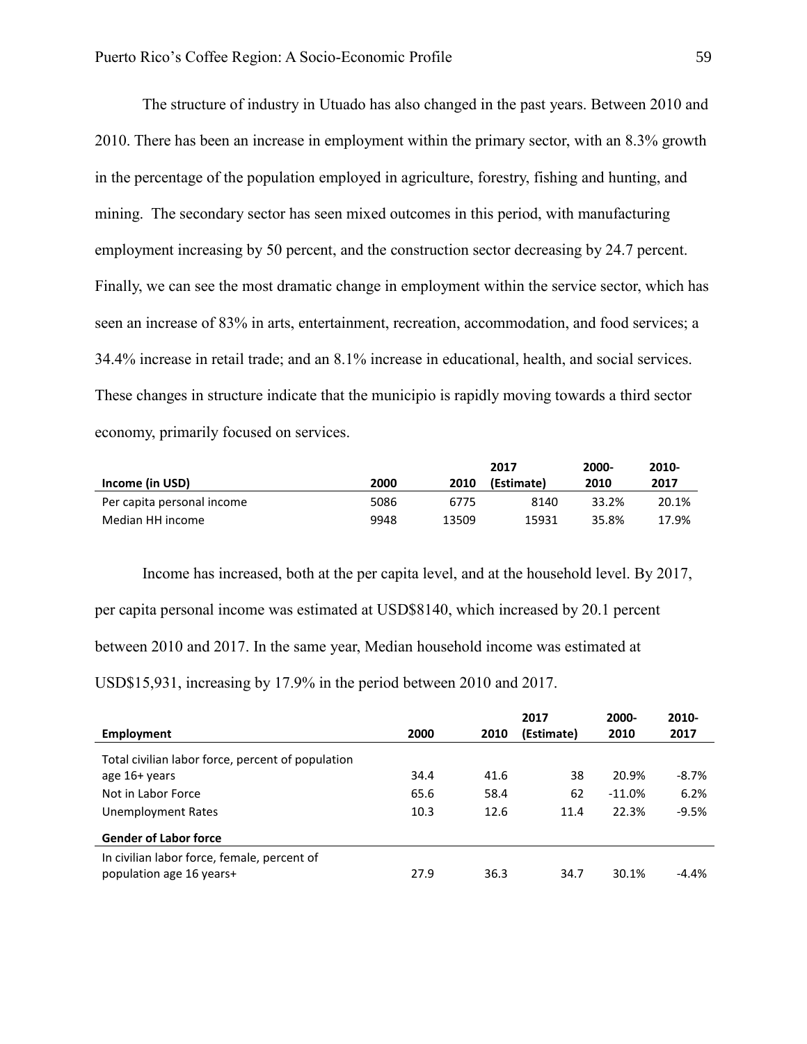The structure of industry in Utuado has also changed in the past years. Between 2010 and 2010. There has been an increase in employment within the primary sector, with an 8.3% growth in the percentage of the population employed in agriculture, forestry, fishing and hunting, and mining. The secondary sector has seen mixed outcomes in this period, with manufacturing employment increasing by 50 percent, and the construction sector decreasing by 24.7 percent. Finally, we can see the most dramatic change in employment within the service sector, which has seen an increase of 83% in arts, entertainment, recreation, accommodation, and food services; a 34.4% increase in retail trade; and an 8.1% increase in educational, health, and social services. These changes in structure indicate that the municipio is rapidly moving towards a third sector economy, primarily focused on services.

| Income (in USD) | 2000 | 2010 | 2017 (Estimate) | 2000-2010 | 2010-2017 |
|---|---|---|---|---|---|
| Per capita personal income | 5086 | 6775 | 8140 | 33.2% | 20.1% |
| Median HH income | 9948 | 13509 | 15931 | 35.8% | 17.9% |

Income has increased, both at the per capita level, and at the household level. By 2017, per capita personal income was estimated at USD$8140, which increased by 20.1 percent between 2010 and 2017. In the same year, Median household income was estimated at USD$15,931, increasing by 17.9% in the period between 2010 and 2017.

| Employment | 2000 | 2010 | 2017 (Estimate) | 2000-2010 | 2010-2017 |
|---|---|---|---|---|---|
| Total civilian labor force, percent of population age 16+ years | 34.4 | 41.6 | 38 | 20.9% | -8.7% |
| Not in Labor Force | 65.6 | 58.4 | 62 | -11.0% | 6.2% |
| Unemployment Rates | 10.3 | 12.6 | 11.4 | 22.3% | -9.5% |
| **Gender of Labor force** | | | | | |
| In civilian labor force, female, percent of population age 16 years+ | 27.9 | 36.3 | 34.7 | 30.1% | -4.4% |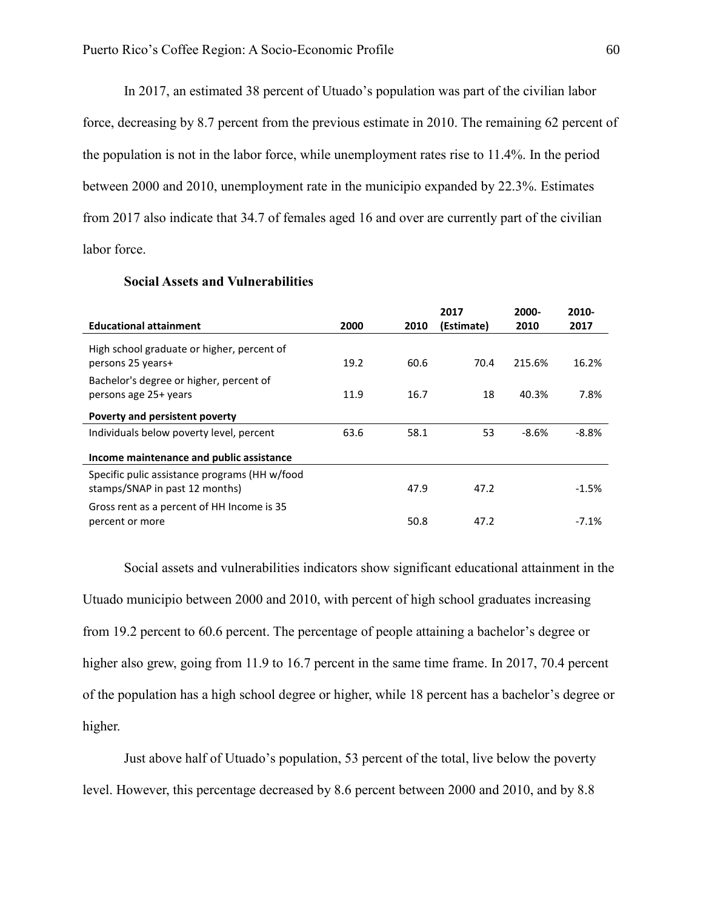In 2017, an estimated 38 percent of Utuado's population was part of the civilian labor force, decreasing by 8.7 percent from the previous estimate in 2010. The remaining 62 percent of the population is not in the labor force, while unemployment rates rise to 11.4%. In the period between 2000 and 2010, unemployment rate in the municipio expanded by 22.3%. Estimates from 2017 also indicate that 34.7 of females aged 16 and over are currently part of the civilian labor force.

**Social Assets and Vulnerabilities**

| **Educational attainment** | **2000** | **2010** | **2017 (Estimate)** | **2000-2010** | **2010-2017** |
|---|---|---|---|---|---|
| High school graduate or higher, percent of persons 25 years+ | 19.2 | 60.6 | 70.4 | 215.6% | 16.2% |
| Bachelor's degree or higher, percent of persons age 25+ years | 11.9 | 16.7 | 18 | 40.3% | 7.8% |
| **Poverty and persistent poverty** | | | | | |
| Individuals below poverty level, percent | 63.6 | 58.1 | 53 | -8.6% | -8.8% |
| **Income maintenance and public assistance** | | | | | |
| Specific pulic assistance programs (HH w/food stamps/SNAP in past 12 months) | | 47.9 | 47.2 | | -1.5% |
| Gross rent as a percent of HH Income is 35 percent or more | | 50.8 | 47.2 | | -7.1% |

Social assets and vulnerabilities indicators show significant educational attainment in the Utuado municipio between 2000 and 2010, with percent of high school graduates increasing from 19.2 percent to 60.6 percent. The percentage of people attaining a bachelor's degree or higher also grew, going from 11.9 to 16.7 percent in the same time frame. In 2017, 70.4 percent of the population has a high school degree or higher, while 18 percent has a bachelor's degree or higher.

Just above half of Utuado's population, 53 percent of the total, live below the poverty level. However, this percentage decreased by 8.6 percent between 2000 and 2010, and by 8.8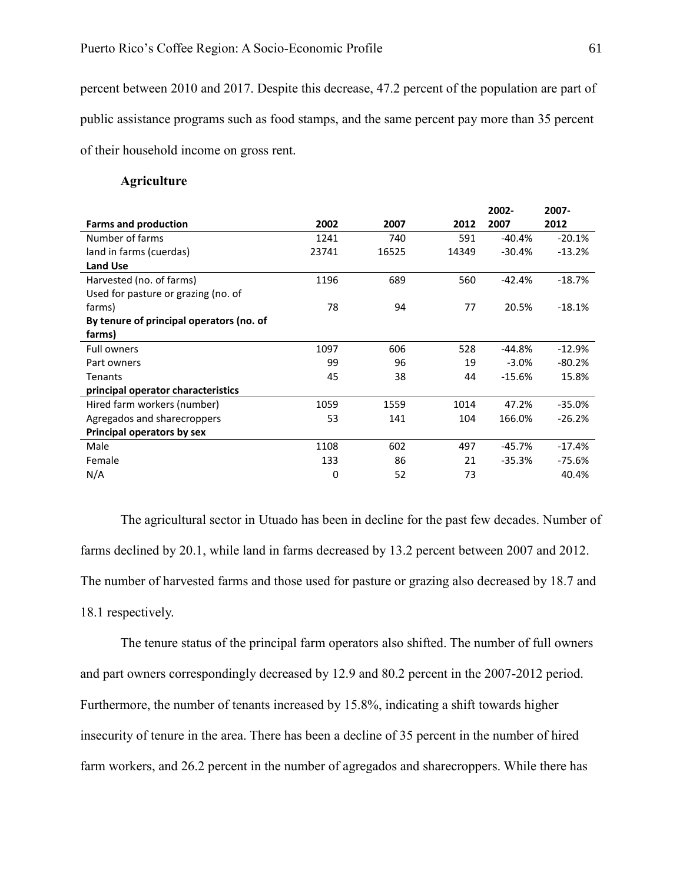percent between 2010 and 2017. Despite this decrease, 47.2 percent of the population are part of public assistance programs such as food stamps, and the same percent pay more than 35 percent of their household income on gross rent.

**Agriculture**

| **Farms and production** | **2002** | **2007** | **2012** | **2002-2007** | **2007-2012** |
|---|---|---|---|---|---|
| Number of farms | 1241 | 740 | 591 | -40.4% | -20.1% |
| land in farms (cuerdas) | 23741 | 16525 | 14349 | -30.4% | -13.2% |
| **Land Use** | | | | | |
| Harvested (no. of farms) | 1196 | 689 | 560 | -42.4% | -18.7% |
| Used for pasture or grazing (no. of farms) | 78 | 94 | 77 | 20.5% | -18.1% |
| **By tenure of principal operators (no. of farms)** | | | | | |
| Full owners | 1097 | 606 | 528 | -44.8% | -12.9% |
| Part owners | 99 | 96 | 19 | -3.0% | -80.2% |
| Tenants | 45 | 38 | 44 | -15.6% | 15.8% |
| **principal operator characteristics** | | | | | |
| Hired farm workers (number) | 1059 | 1559 | 1014 | 47.2% | -35.0% |
| Agregados and sharecroppers | 53 | 141 | 104 | 166.0% | -26.2% |
| **Principal operators by sex** | | | | | |
| Male | 1108 | 602 | 497 | -45.7% | -17.4% |
| Female | 133 | 86 | 21 | -35.3% | -75.6% |
| N/A | 0 | 52 | 73 | | 40.4% |

The agricultural sector in Utuado has been in decline for the past few decades. Number of farms declined by 20.1, while land in farms decreased by 13.2 percent between 2007 and 2012. The number of harvested farms and those used for pasture or grazing also decreased by 18.7 and 18.1 respectively.

The tenure status of the principal farm operators also shifted. The number of full owners and part owners correspondingly decreased by 12.9 and 80.2 percent in the 2007-2012 period. Furthermore, the number of tenants increased by 15.8%, indicating a shift towards higher insecurity of tenure in the area. There has been a decline of 35 percent in the number of hired farm workers, and 26.2 percent in the number of agregados and sharecroppers. While there has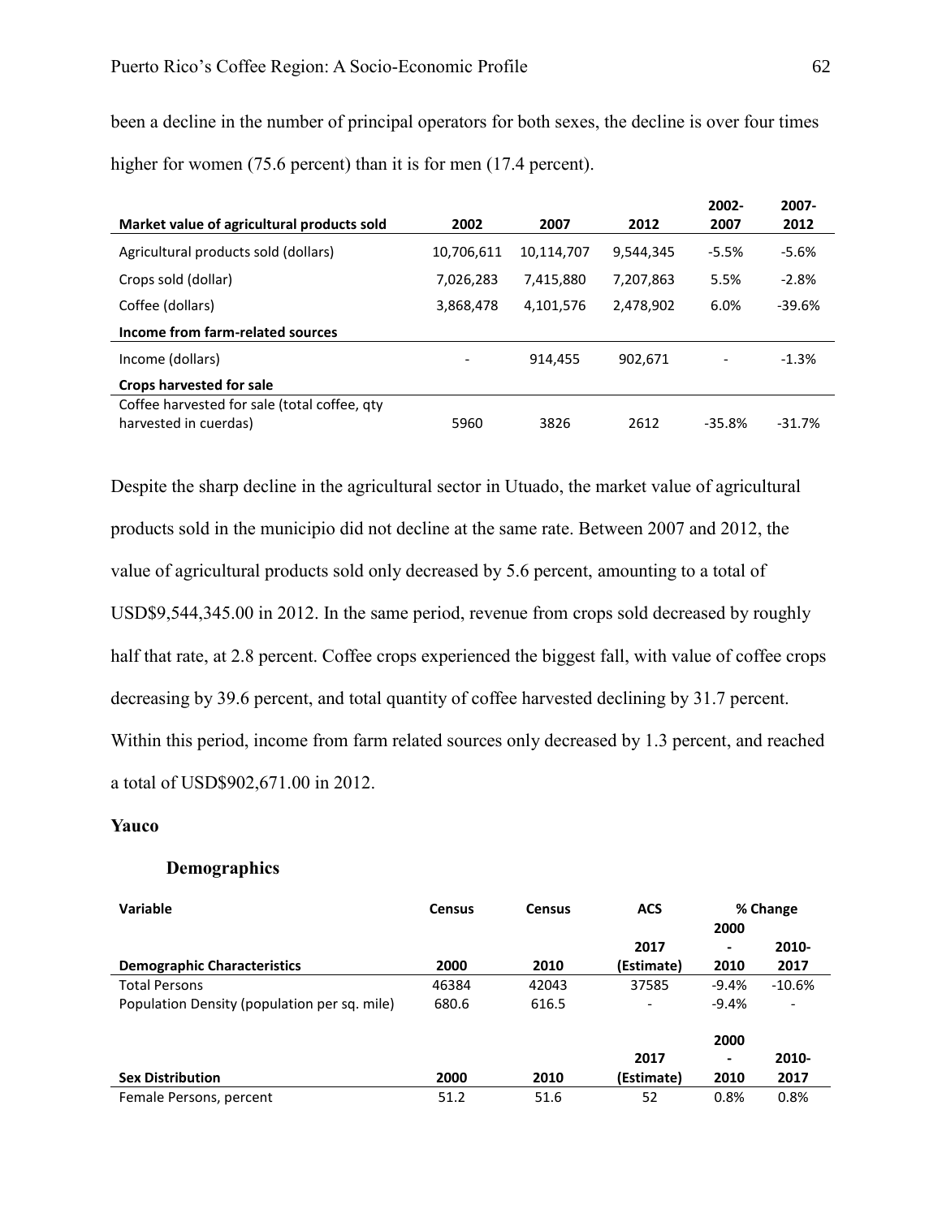been a decline in the number of principal operators for both sexes, the decline is over four times higher for women (75.6 percent) than it is for men (17.4 percent).

| Market value of agricultural products sold | 2002 | 2007 | 2012 | 2002-2007 | 2007-2012 |
|---|---|---|---|---|---|
| Agricultural products sold (dollars) | 10,706,611 | 10,114,707 | 9,544,345 | -5.5% | -5.6% |
| Crops sold (dollar) | 7,026,283 | 7,415,880 | 7,207,863 | 5.5% | -2.8% |
| Coffee (dollars) | 3,868,478 | 4,101,576 | 2,478,902 | 6.0% | -39.6% |
| **Income from farm-related sources** | | | | | |
| Income (dollars) | - | 914,455 | 902,671 | - | -1.3% |
| **Crops harvested for sale** | | | | | |
| Coffee harvested for sale (total coffee, qty harvested in cuerdas) | 5960 | 3826 | 2612 | -35.8% | -31.7% |

Despite the sharp decline in the agricultural sector in Utuado, the market value of agricultural products sold in the municipio did not decline at the same rate. Between 2007 and 2012, the value of agricultural products sold only decreased by 5.6 percent, amounting to a total of USD$9,544,345.00 in 2012. In the same period, revenue from crops sold decreased by roughly half that rate, at 2.8 percent. Coffee crops experienced the biggest fall, with value of coffee crops decreasing by 39.6 percent, and total quantity of coffee harvested declining by 31.7 percent. Within this period, income from farm related sources only decreased by 1.3 percent, and reached a total of USD$902,671.00 in 2012.

## Yauco

### Demographics

| Variable | Census | Census | ACS | % Change | |
|---|---|---|---|---|---|
| **Demographic Characteristics** | 2000 | 2010 | 2017 (Estimate) | 2000 - 2010 | 2010-2017 |
| Total Persons | 46384 | 42043 | 37585 | -9.4% | -10.6% |
| Population Density (population per sq. mile) | 680.6 | 616.5 | - | -9.4% | - |
| **Sex Distribution** | 2000 | 2010 | 2017 (Estimate) | 2000 - 2010 | 2010-2017 |
| Female Persons, percent | 51.2 | 51.6 | 52 | 0.8% | 0.8% |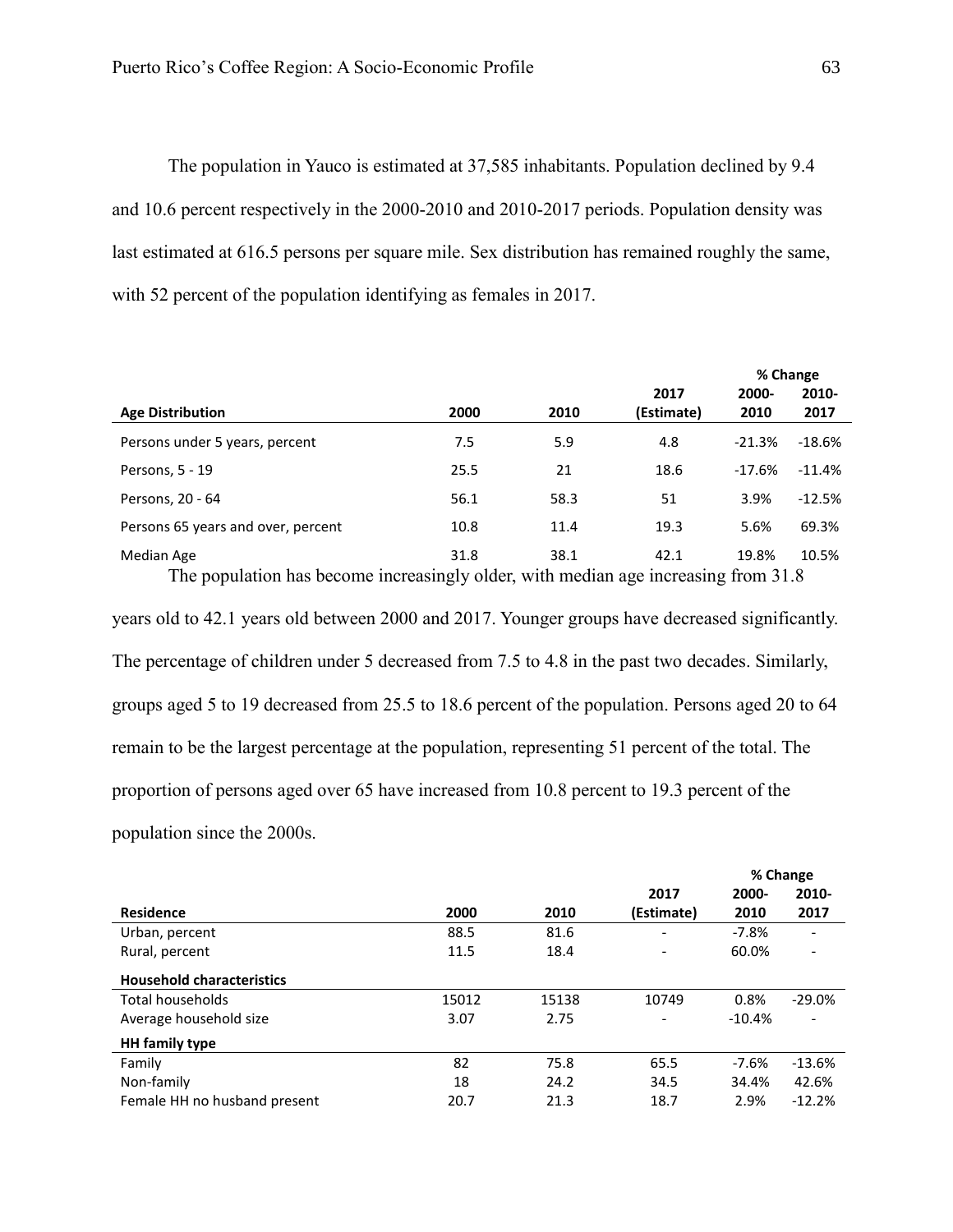The population in Yauco is estimated at 37,585 inhabitants. Population declined by 9.4 and 10.6 percent respectively in the 2000-2010 and 2010-2017 periods. Population density was last estimated at 616.5 persons per square mile. Sex distribution has remained roughly the same, with 52 percent of the population identifying as females in 2017.

| Age Distribution | 2000 | 2010 | 2017 (Estimate) | % Change 2000-2010 | % Change 2010-2017 |
|---|---|---|---|---|---|
| Persons under 5 years, percent | 7.5 | 5.9 | 4.8 | -21.3% | -18.6% |
| Persons, 5 - 19 | 25.5 | 21 | 18.6 | -17.6% | -11.4% |
| Persons, 20 - 64 | 56.1 | 58.3 | 51 | 3.9% | -12.5% |
| Persons 65 years and over, percent | 10.8 | 11.4 | 19.3 | 5.6% | 69.3% |
| Median Age | 31.8 | 38.1 | 42.1 | 19.8% | 10.5% |

The population has become increasingly older, with median age increasing from 31.8 years old to 42.1 years old between 2000 and 2017. Younger groups have decreased significantly. The percentage of children under 5 decreased from 7.5 to 4.8 in the past two decades. Similarly, groups aged 5 to 19 decreased from 25.5 to 18.6 percent of the population. Persons aged 20 to 64 remain to be the largest percentage at the population, representing 51 percent of the total. The proportion of persons aged over 65 have increased from 10.8 percent to 19.3 percent of the population since the 2000s.

| Residence | 2000 | 2010 | 2017 (Estimate) | % Change 2000-2010 | % Change 2010-2017 |
|---|---|---|---|---|---|
| Urban, percent | 88.5 | 81.6 | - | -7.8% | - |
| Rural, percent | 11.5 | 18.4 | - | 60.0% | - |
| **Household characteristics** | | | | | |
| Total households | 15012 | 15138 | 10749 | 0.8% | -29.0% |
| Average household size | 3.07 | 2.75 | - | -10.4% | - |
| **HH family type** | | | | | |
| Family | 82 | 75.8 | 65.5 | -7.6% | -13.6% |
| Non-family | 18 | 24.2 | 34.5 | 34.4% | 42.6% |
| Female HH no husband present | 20.7 | 21.3 | 18.7 | 2.9% | -12.2% |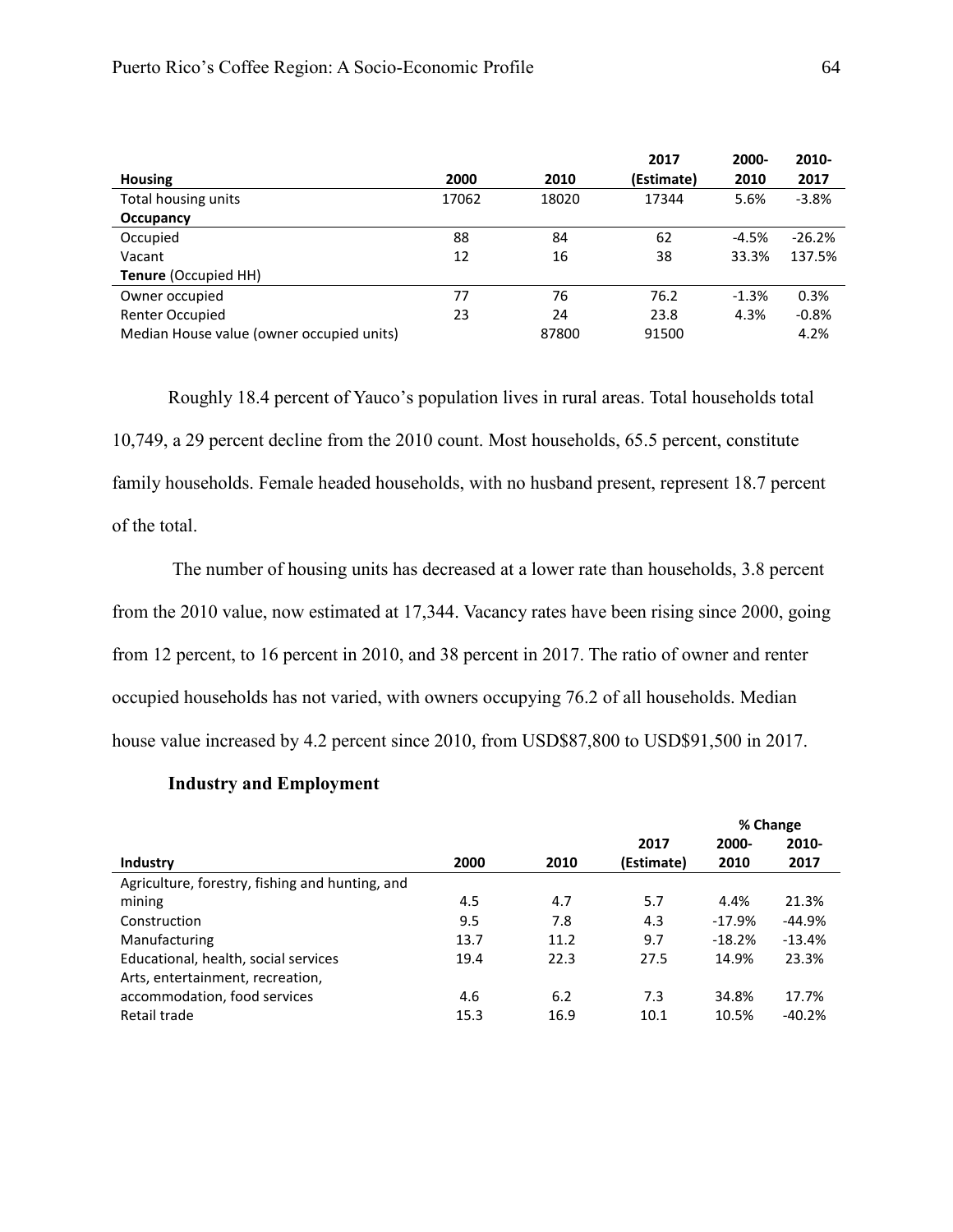| Housing | 2000 | 2010 | 2017 (Estimate) | 2000-2010 | 2010-2017 |
|---|---|---|---|---|---|
| Total housing units | 17062 | 18020 | 17344 | 5.6% | -3.8% |
| **Occupancy** | | | | | |
| Occupied | 88 | 84 | 62 | -4.5% | -26.2% |
| Vacant | 12 | 16 | 38 | 33.3% | 137.5% |
| **Tenure** (Occupied HH) | | | | | |
| Owner occupied | 77 | 76 | 76.2 | -1.3% | 0.3% |
| Renter Occupied | 23 | 24 | 23.8 | 4.3% | -0.8% |
| Median House value (owner occupied units) | | 87800 | 91500 | | 4.2% |

Roughly 18.4 percent of Yauco's population lives in rural areas. Total households total 10,749, a 29 percent decline from the 2010 count. Most households, 65.5 percent, constitute family households. Female headed households, with no husband present, represent 18.7 percent of the total.

The number of housing units has decreased at a lower rate than households, 3.8 percent from the 2010 value, now estimated at 17,344. Vacancy rates have been rising since 2000, going from 12 percent, to 16 percent in 2010, and 38 percent in 2017. The ratio of owner and renter occupied households has not varied, with owners occupying 76.2 of all households. Median house value increased by 4.2 percent since 2010, from USD$87,800 to USD$91,500 in 2017.

### Industry and Employment

| | | | | % Change | |
|---|---|---|---|---|---|
| **Industry** | **2000** | **2010** | **2017 (Estimate)** | **2000-2010** | **2010-2017** |
| Agriculture, forestry, fishing and hunting, and mining | 4.5 | 4.7 | 5.7 | 4.4% | 21.3% |
| Construction | 9.5 | 7.8 | 4.3 | -17.9% | -44.9% |
| Manufacturing | 13.7 | 11.2 | 9.7 | -18.2% | -13.4% |
| Educational, health, social services | 19.4 | 22.3 | 27.5 | 14.9% | 23.3% |
| Arts, entertainment, recreation, accommodation, food services | 4.6 | 6.2 | 7.3 | 34.8% | 17.7% |
| Retail trade | 15.3 | 16.9 | 10.1 | 10.5% | -40.2% |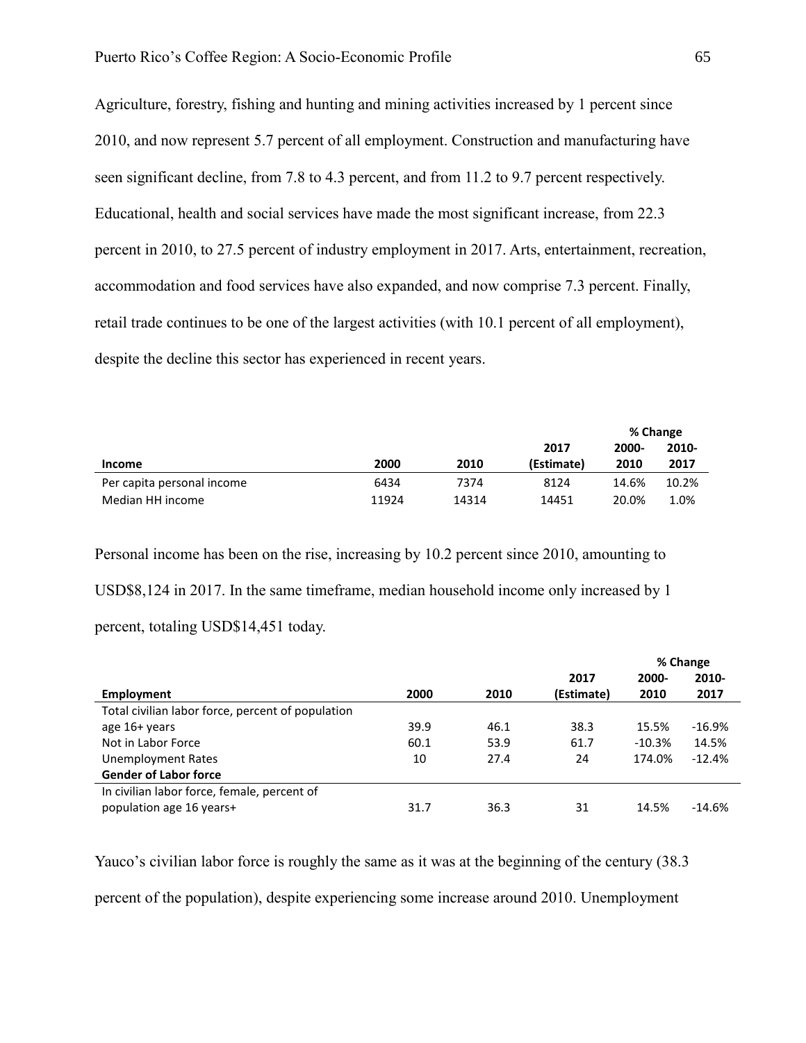Agriculture, forestry, fishing and hunting and mining activities increased by 1 percent since 2010, and now represent 5.7 percent of all employment. Construction and manufacturing have seen significant decline, from 7.8 to 4.3 percent, and from 11.2 to 9.7 percent respectively. Educational, health and social services have made the most significant increase, from 22.3 percent in 2010, to 27.5 percent of industry employment in 2017. Arts, entertainment, recreation, accommodation and food services have also expanded, and now comprise 7.3 percent. Finally, retail trade continues to be one of the largest activities (with 10.1 percent of all employment), despite the decline this sector has experienced in recent years.

| | | | | % Change | |
|---|---|---|---|---|---|
| **Income** | **2000** | **2010** | **2017 (Estimate)** | **2000-2010** | **2010-2017** |
| Per capita personal income | 6434 | 7374 | 8124 | 14.6% | 10.2% |
| Median HH income | 11924 | 14314 | 14451 | 20.0% | 1.0% |

Personal income has been on the rise, increasing by 10.2 percent since 2010, amounting to USD$8,124 in 2017. In the same timeframe, median household income only increased by 1 percent, totaling USD$14,451 today.

| | | | | % Change | |
|---|---|---|---|---|---|
| **Employment** | **2000** | **2010** | **2017 (Estimate)** | **2000-2010** | **2010-2017** |
| Total civilian labor force, percent of population age 16+ years | 39.9 | 46.1 | 38.3 | 15.5% | -16.9% |
| Not in Labor Force | 60.1 | 53.9 | 61.7 | -10.3% | 14.5% |
| Unemployment Rates | 10 | 27.4 | 24 | 174.0% | -12.4% |
| **Gender of Labor force** | | | | | |
| In civilian labor force, female, percent of population age 16 years+ | 31.7 | 36.3 | 31 | 14.5% | -14.6% |

Yauco's civilian labor force is roughly the same as it was at the beginning of the century (38.3 percent of the population), despite experiencing some increase around 2010. Unemployment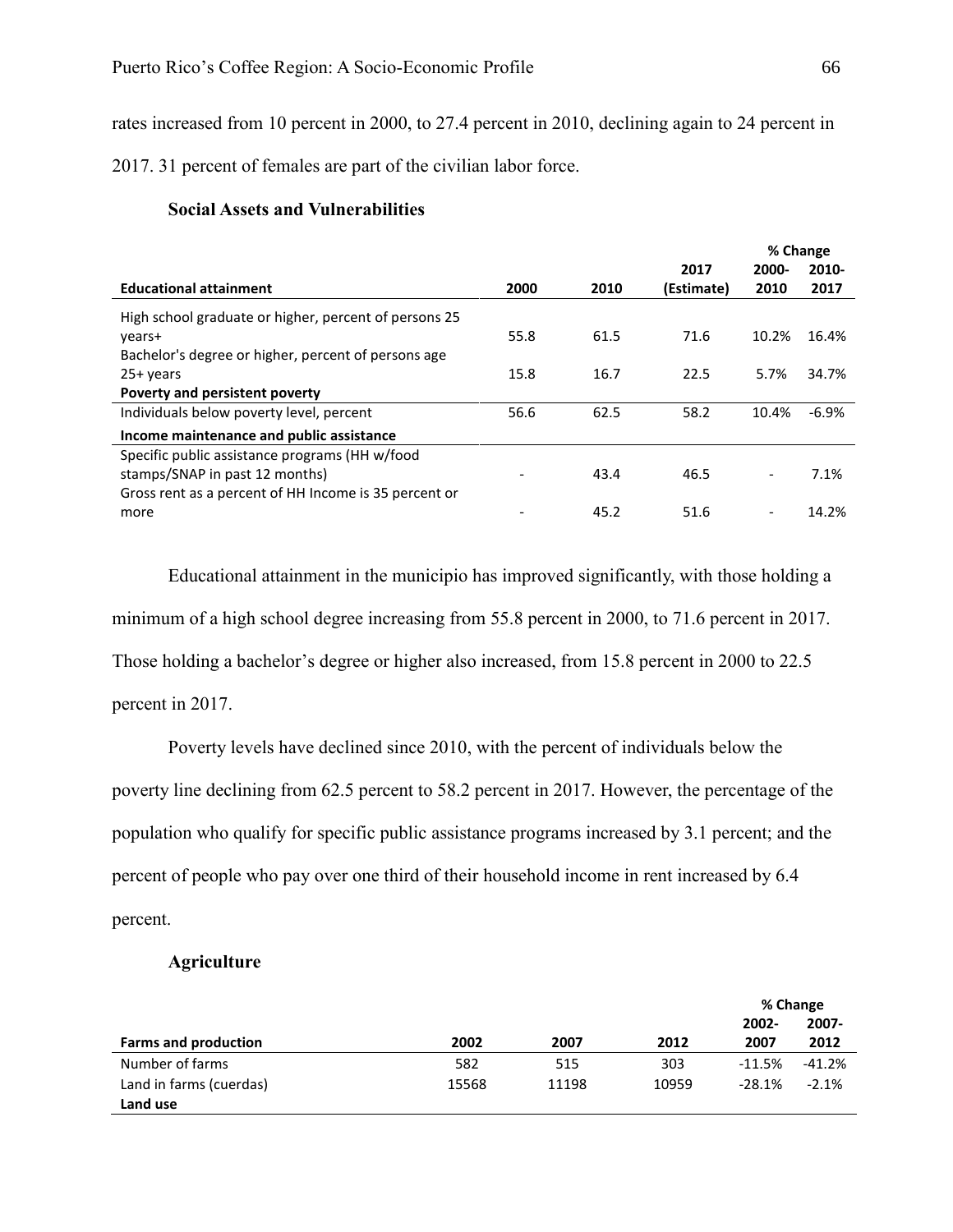rates increased from 10 percent in 2000, to 27.4 percent in 2010, declining again to 24 percent in 2017. 31 percent of females are part of the civilian labor force.

### Social Assets and Vulnerabilities

| | | | | % Change | |
|---|---|---|---|---|---|
| **Educational attainment** | **2000** | **2010** | **2017 (Estimate)** | **2000-2010** | **2010-2017** |
| High school graduate or higher, percent of persons 25 years+ | 55.8 | 61.5 | 71.6 | 10.2% | 16.4% |
| Bachelor's degree or higher, percent of persons age 25+ years | 15.8 | 16.7 | 22.5 | 5.7% | 34.7% |
| **Poverty and persistent poverty** | | | | | |
| Individuals below poverty level, percent | 56.6 | 62.5 | 58.2 | 10.4% | -6.9% |
| **Income maintenance and public assistance** | | | | | |
| Specific public assistance programs (HH w/food stamps/SNAP in past 12 months) | - | 43.4 | 46.5 | - | 7.1% |
| Gross rent as a percent of HH Income is 35 percent or more | - | 45.2 | 51.6 | - | 14.2% |

Educational attainment in the municipio has improved significantly, with those holding a minimum of a high school degree increasing from 55.8 percent in 2000, to 71.6 percent in 2017. Those holding a bachelor's degree or higher also increased, from 15.8 percent in 2000 to 22.5 percent in 2017.

Poverty levels have declined since 2010, with the percent of individuals below the poverty line declining from 62.5 percent to 58.2 percent in 2017. However, the percentage of the population who qualify for specific public assistance programs increased by 3.1 percent; and the percent of people who pay over one third of their household income in rent increased by 6.4 percent.

### Agriculture

| | | | | % Change | |
|---|---|---|---|---|---|
| **Farms and production** | **2002** | **2007** | **2012** | **2002-2007** | **2007-2012** |
| Number of farms | 582 | 515 | 303 | -11.5% | -41.2% |
| Land in farms (cuerdas) | 15568 | 11198 | 10959 | -28.1% | -2.1% |
| **Land use** | | | | | |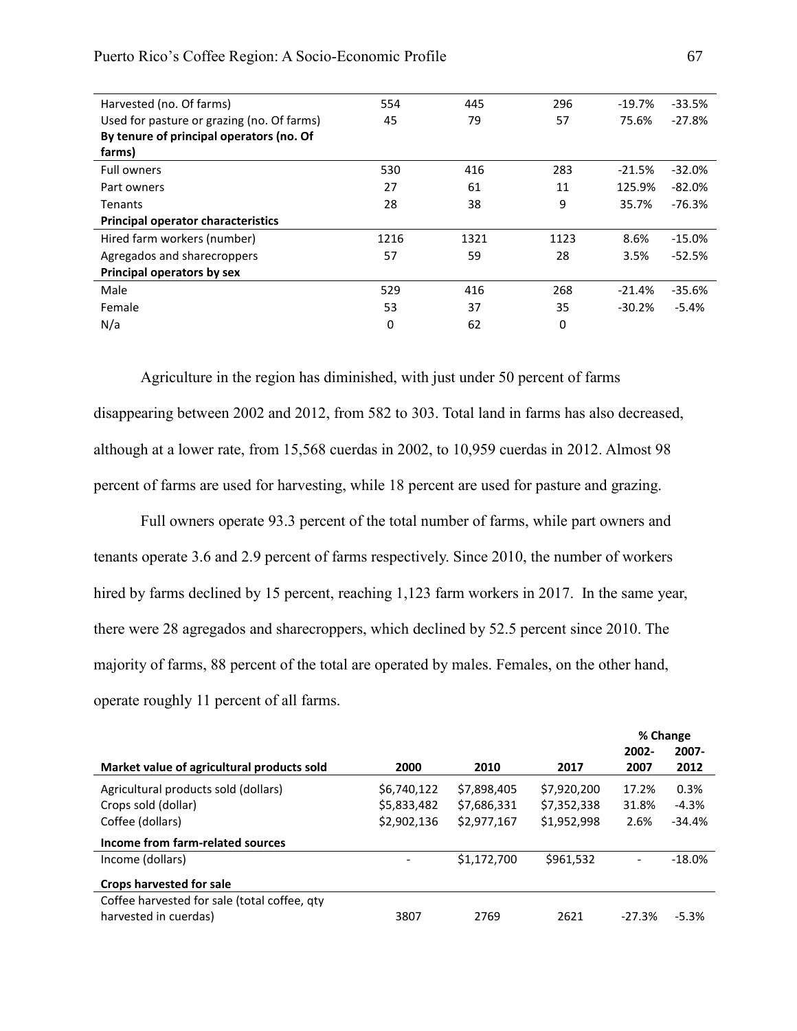| | | | | | |
|---|---|---|---|---|---|
| Harvested (no. Of farms) | 554 | 445 | 296 | -19.7% | -33.5% |
| Used for pasture or grazing (no. Of farms) | 45 | 79 | 57 | 75.6% | -27.8% |
| **By tenure of principal operators (no. Of farms)** | | | | | |
| Full owners | 530 | 416 | 283 | -21.5% | -32.0% |
| Part owners | 27 | 61 | 11 | 125.9% | -82.0% |
| Tenants | 28 | 38 | 9 | 35.7% | -76.3% |
| **Principal operator characteristics** | | | | | |
| Hired farm workers (number) | 1216 | 1321 | 1123 | 8.6% | -15.0% |
| Agregados and sharecroppers | 57 | 59 | 28 | 3.5% | -52.5% |
| **Principal operators by sex** | | | | | |
| Male | 529 | 416 | 268 | -21.4% | -35.6% |
| Female | 53 | 37 | 35 | -30.2% | -5.4% |
| N/a | 0 | 62 | 0 | | |

Agriculture in the region has diminished, with just under 50 percent of farms disappearing between 2002 and 2012, from 582 to 303. Total land in farms has also decreased, although at a lower rate, from 15,568 cuerdas in 2002, to 10,959 cuerdas in 2012. Almost 98 percent of farms are used for harvesting, while 18 percent are used for pasture and grazing.

Full owners operate 93.3 percent of the total number of farms, while part owners and tenants operate 3.6 and 2.9 percent of farms respectively. Since 2010, the number of workers hired by farms declined by 15 percent, reaching 1,123 farm workers in 2017. In the same year, there were 28 agregados and sharecroppers, which declined by 52.5 percent since 2010. The majority of farms, 88 percent of the total are operated by males. Females, on the other hand, operate roughly 11 percent of all farms.

| | | | | % Change | |
|---|---|---|---|---|---|
| **Market value of agricultural products sold** | **2000** | **2010** | **2017** | **2002-2007** | **2007-2012** |
| Agricultural products sold (dollars) | $6,740,122 | $7,898,405 | $7,920,200 | 17.2% | 0.3% |
| Crops sold (dollar) | $5,833,482 | $7,686,331 | $7,352,338 | 31.8% | -4.3% |
| Coffee (dollars) | $2,902,136 | $2,977,167 | $1,952,998 | 2.6% | -34.4% |
| **Income from farm-related sources** | | | | | |
| Income (dollars) | - | $1,172,700 | $961,532 | - | -18.0% |
| **Crops harvested for sale** | | | | | |
| Coffee harvested for sale (total coffee, qty harvested in cuerdas) | 3807 | 2769 | 2621 | -27.3% | -5.3% |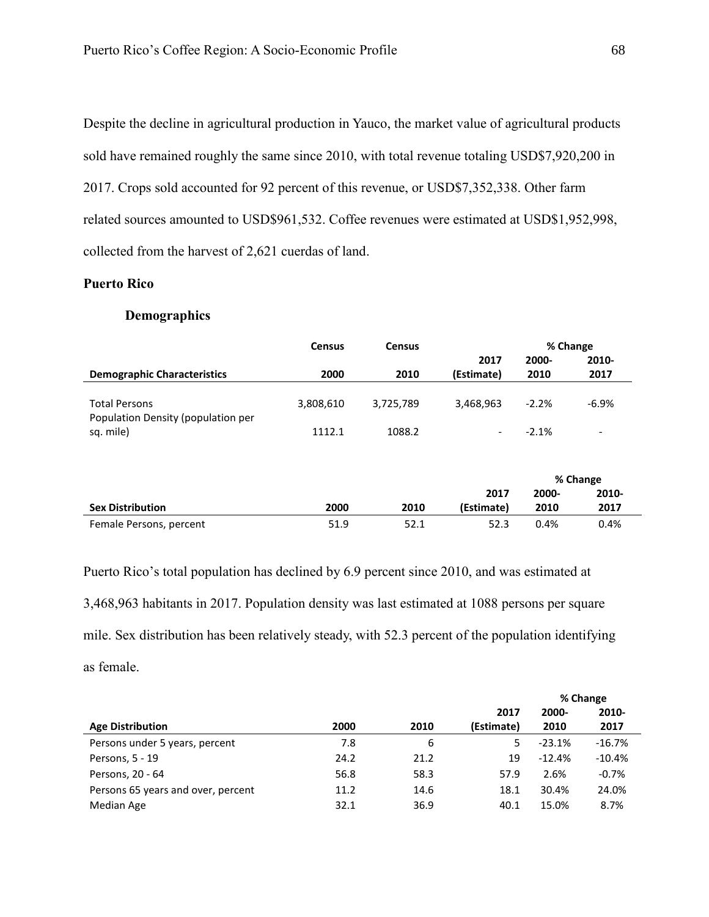Despite the decline in agricultural production in Yauco, the market value of agricultural products sold have remained roughly the same since 2010, with total revenue totaling USD$7,920,200 in 2017. Crops sold accounted for 92 percent of this revenue, or USD$7,352,338. Other farm related sources amounted to USD$961,532. Coffee revenues were estimated at USD$1,952,998, collected from the harvest of 2,621 cuerdas of land.

## Puerto Rico

### Demographics

| Demographic Characteristics | Census 2000 | Census 2010 | 2017 (Estimate) | % Change 2000-2010 | % Change 2010-2017 |
|---|---|---|---|---|---|
| Total Persons | 3,808,610 | 3,725,789 | 3,468,963 | -2.2% | -6.9% |
| Population Density (population per sq. mile) | 1112.1 | 1088.2 | - | -2.1% | - |

| Sex Distribution | 2000 | 2010 | 2017 (Estimate) | % Change 2000-2010 | % Change 2010-2017 |
|---|---|---|---|---|---|
| Female Persons, percent | 51.9 | 52.1 | 52.3 | 0.4% | 0.4% |

Puerto Rico's total population has declined by 6.9 percent since 2010, and was estimated at 3,468,963 habitants in 2017. Population density was last estimated at 1088 persons per square mile. Sex distribution has been relatively steady, with 52.3 percent of the population identifying as female.

| Age Distribution | 2000 | 2010 | 2017 (Estimate) | % Change 2000-2010 | % Change 2010-2017 |
|---|---|---|---|---|---|
| Persons under 5 years, percent | 7.8 | 6 | 5 | -23.1% | -16.7% |
| Persons, 5 - 19 | 24.2 | 21.2 | 19 | -12.4% | -10.4% |
| Persons, 20 - 64 | 56.8 | 58.3 | 57.9 | 2.6% | -0.7% |
| Persons 65 years and over, percent | 11.2 | 14.6 | 18.1 | 30.4% | 24.0% |
| Median Age | 32.1 | 36.9 | 40.1 | 15.0% | 8.7% |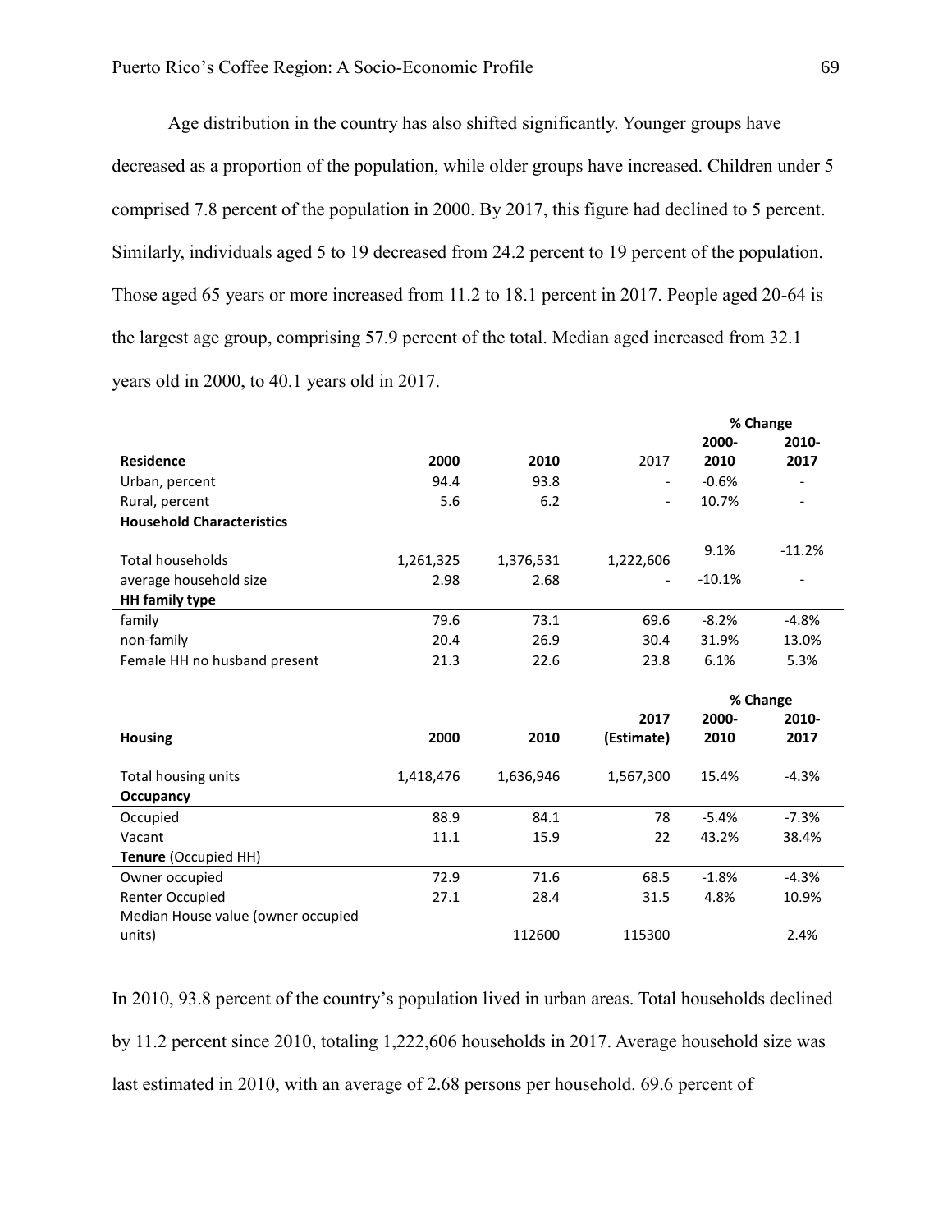Age distribution in the country has also shifted significantly. Younger groups have decreased as a proportion of the population, while older groups have increased. Children under 5 comprised 7.8 percent of the population in 2000. By 2017, this figure had declined to 5 percent. Similarly, individuals aged 5 to 19 decreased from 24.2 percent to 19 percent of the population. Those aged 65 years or more increased from 11.2 to 18.1 percent in 2017. People aged 20-64 is the largest age group, comprising 57.9 percent of the total. Median aged increased from 32.1 years old in 2000, to 40.1 years old in 2017.

| | | | | % Change | |
|---|---|---|---|---|---|
| **Residence** | **2000** | **2010** | 2017 | **2000-2010** | **2010-2017** |
| Urban, percent | 94.4 | 93.8 | - | -0.6% | - |
| Rural, percent | 5.6 | 6.2 | - | 10.7% | - |
| **Household Characteristics** | | | | | |
| Total households | 1,261,325 | 1,376,531 | 1,222,606 | 9.1% | -11.2% |
| average household size | 2.98 | 2.68 | - | -10.1% | - |
| **HH family type** | | | | | |
| family | 79.6 | 73.1 | 69.6 | -8.2% | -4.8% |
| non-family | 20.4 | 26.9 | 30.4 | 31.9% | 13.0% |
| Female HH no husband present | 21.3 | 22.6 | 23.8 | 6.1% | 5.3% |

| | | | | % Change | |
|---|---|---|---|---|---|
| **Housing** | **2000** | **2010** | **2017 (Estimate)** | **2000-2010** | **2010-2017** |
| Total housing units | 1,418,476 | 1,636,946 | 1,567,300 | 15.4% | -4.3% |
| **Occupancy** | | | | | |
| Occupied | 88.9 | 84.1 | 78 | -5.4% | -7.3% |
| Vacant | 11.1 | 15.9 | 22 | 43.2% | 38.4% |
| **Tenure** (Occupied HH) | | | | | |
| Owner occupied | 72.9 | 71.6 | 68.5 | -1.8% | -4.3% |
| Renter Occupied | 27.1 | 28.4 | 31.5 | 4.8% | 10.9% |
| Median House value (owner occupied units) | | 112600 | 115300 | | 2.4% |

In 2010, 93.8 percent of the country's population lived in urban areas. Total households declined by 11.2 percent since 2010, totaling 1,222,606 households in 2017. Average household size was last estimated in 2010, with an average of 2.68 persons per household. 69.6 percent of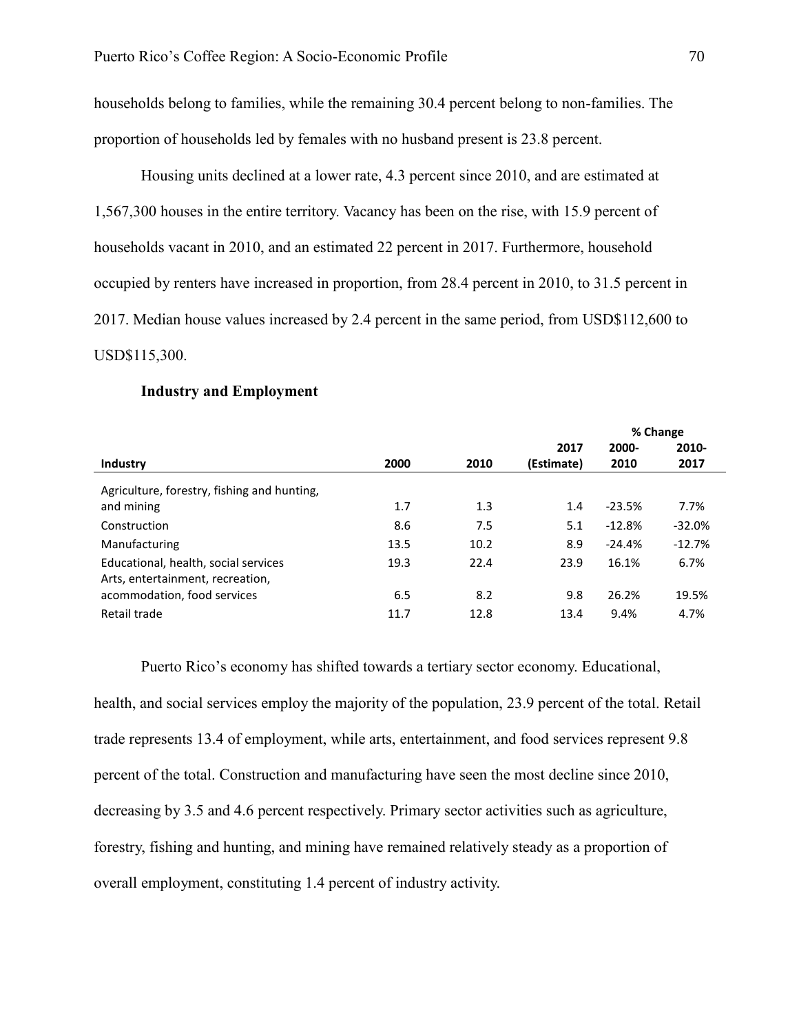households belong to families, while the remaining 30.4 percent belong to non-families. The proportion of households led by females with no husband present is 23.8 percent.

Housing units declined at a lower rate, 4.3 percent since 2010, and are estimated at 1,567,300 houses in the entire territory. Vacancy has been on the rise, with 15.9 percent of households vacant in 2010, and an estimated 22 percent in 2017. Furthermore, household occupied by renters have increased in proportion, from 28.4 percent in 2010, to 31.5 percent in 2017. Median house values increased by 2.4 percent in the same period, from USD$112,600 to USD$115,300.

### Industry and Employment

| Industry | 2000 | 2010 | 2017 (Estimate) | % Change 2000-2010 | % Change 2010-2017 |
|---|---|---|---|---|---|
| Agriculture, forestry, fishing and hunting, and mining | 1.7 | 1.3 | 1.4 | -23.5% | 7.7% |
| Construction | 8.6 | 7.5 | 5.1 | -12.8% | -32.0% |
| Manufacturing | 13.5 | 10.2 | 8.9 | -24.4% | -12.7% |
| Educational, health, social services | 19.3 | 22.4 | 23.9 | 16.1% | 6.7% |
| Arts, entertainment, recreation, acommodation, food services | 6.5 | 8.2 | 9.8 | 26.2% | 19.5% |
| Retail trade | 11.7 | 12.8 | 13.4 | 9.4% | 4.7% |

Puerto Rico's economy has shifted towards a tertiary sector economy. Educational, health, and social services employ the majority of the population, 23.9 percent of the total. Retail trade represents 13.4 of employment, while arts, entertainment, and food services represent 9.8 percent of the total. Construction and manufacturing have seen the most decline since 2010, decreasing by 3.5 and 4.6 percent respectively. Primary sector activities such as agriculture, forestry, fishing and hunting, and mining have remained relatively steady as a proportion of overall employment, constituting 1.4 percent of industry activity.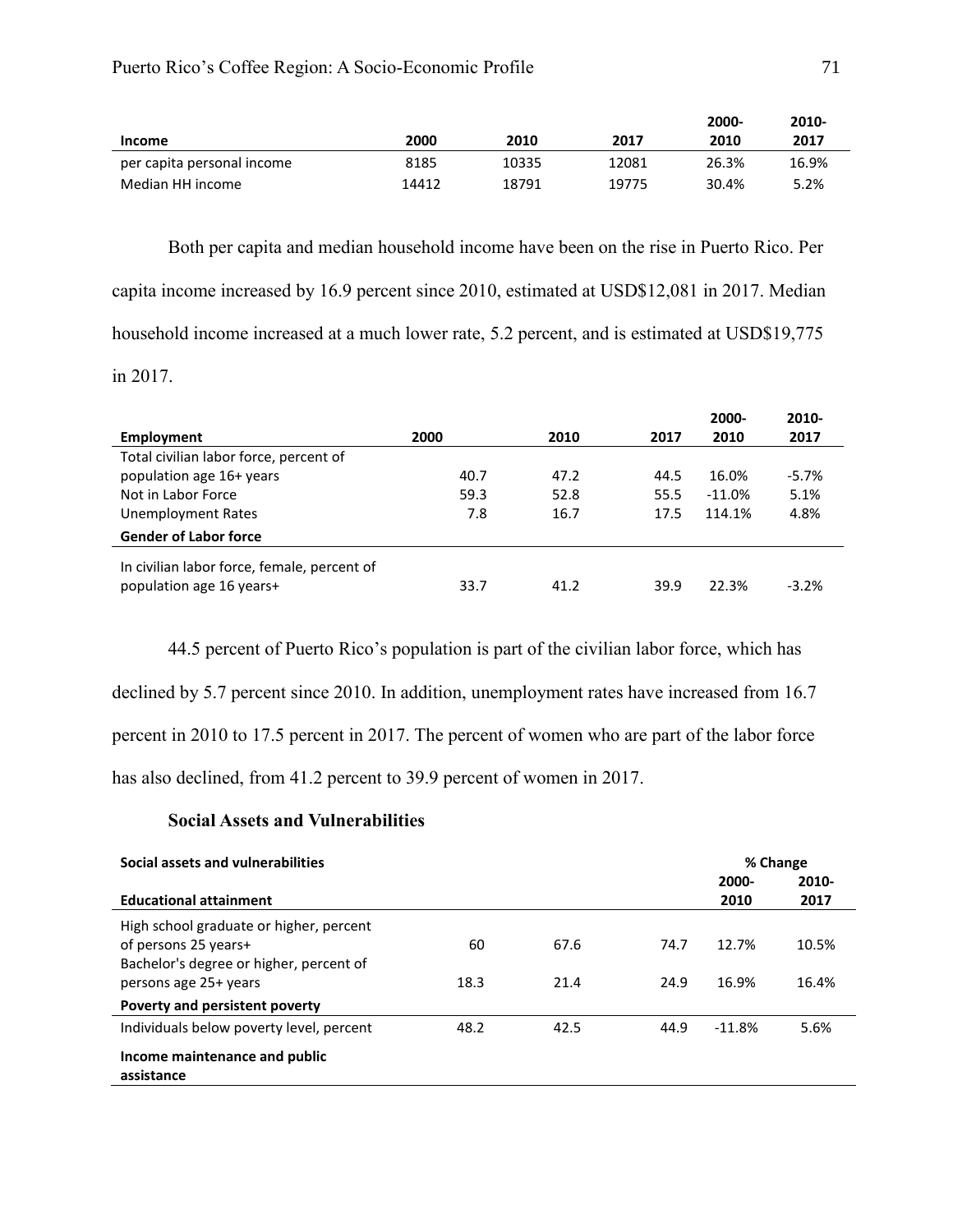| Income | 2000 | 2010 | 2017 | 2000-2010 | 2010-2017 |
|---|---|---|---|---|---|
| per capita personal income | 8185 | 10335 | 12081 | 26.3% | 16.9% |
| Median HH income | 14412 | 18791 | 19775 | 30.4% | 5.2% |

Both per capita and median household income have been on the rise in Puerto Rico. Per capita income increased by 16.9 percent since 2010, estimated at USD$12,081 in 2017. Median household income increased at a much lower rate, 5.2 percent, and is estimated at USD$19,775 in 2017.

| Employment | 2000 | 2010 | 2017 | 2000-2010 | 2010-2017 |
|---|---|---|---|---|---|
| Total civilian labor force, percent of population age 16+ years | 40.7 | 47.2 | 44.5 | 16.0% | -5.7% |
| Not in Labor Force | 59.3 | 52.8 | 55.5 | -11.0% | 5.1% |
| Unemployment Rates | 7.8 | 16.7 | 17.5 | 114.1% | 4.8% |
| **Gender of Labor force** | | | | | |
| In civilian labor force, female, percent of population age 16 years+ | 33.7 | 41.2 | 39.9 | 22.3% | -3.2% |

44.5 percent of Puerto Rico's population is part of the civilian labor force, which has declined by 5.7 percent since 2010. In addition, unemployment rates have increased from 16.7 percent in 2010 to 17.5 percent in 2017. The percent of women who are part of the labor force has also declined, from 41.2 percent to 39.9 percent of women in 2017.

### Social Assets and Vulnerabilities

| Social assets and vulnerabilities | | | | % Change | |
|---|---|---|---|---|---|
| **Educational attainment** | | | | 2000-2010 | 2010-2017 |
| High school graduate or higher, percent of persons 25 years+ | 60 | 67.6 | 74.7 | 12.7% | 10.5% |
| Bachelor's degree or higher, percent of persons age 25+ years | 18.3 | 21.4 | 24.9 | 16.9% | 16.4% |
| **Poverty and persistent poverty** | | | | | |
| Individuals below poverty level, percent | 48.2 | 42.5 | 44.9 | -11.8% | 5.6% |
| **Income maintenance and public assistance** | | | | | |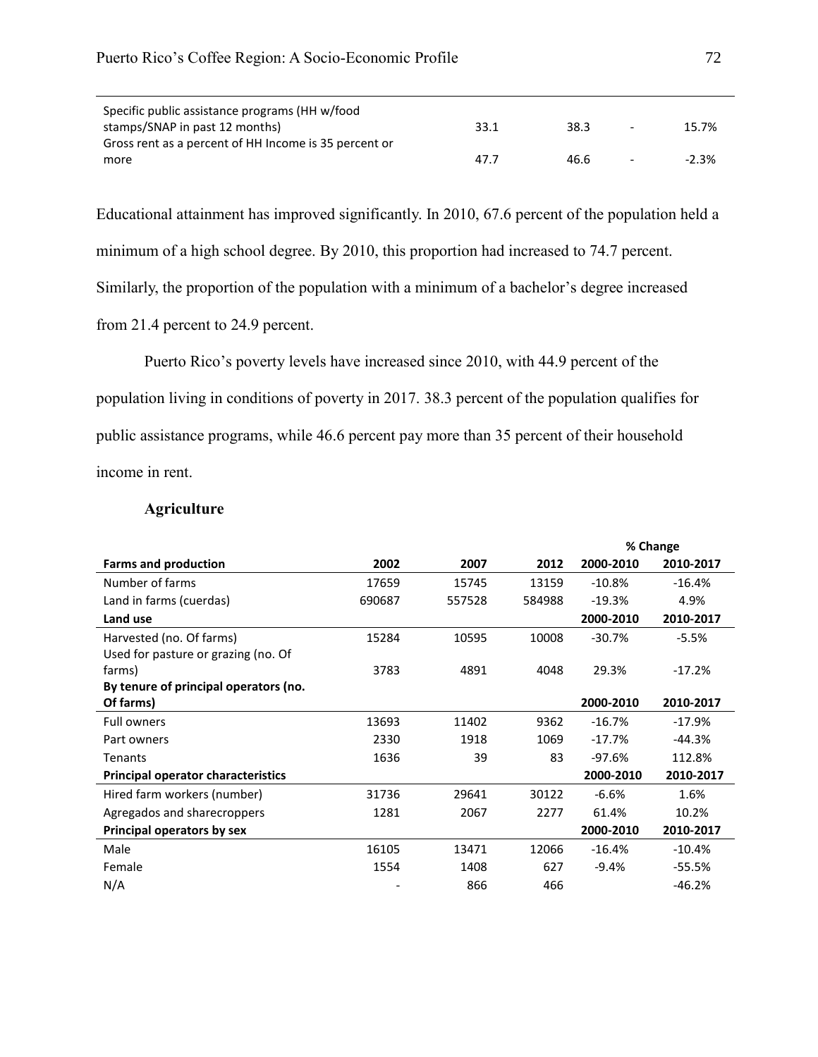| | | | | |
|---|---|---|---|---|
| Specific public assistance programs (HH w/food stamps/SNAP in past 12 months) | 33.1 | 38.3 | - | 15.7% |
| Gross rent as a percent of HH Income is 35 percent or more | 47.7 | 46.6 | - | -2.3% |

Educational attainment has improved significantly. In 2010, 67.6 percent of the population held a minimum of a high school degree. By 2010, this proportion had increased to 74.7 percent. Similarly, the proportion of the population with a minimum of a bachelor's degree increased from 21.4 percent to 24.9 percent.

Puerto Rico's poverty levels have increased since 2010, with 44.9 percent of the population living in conditions of poverty in 2017. 38.3 percent of the population qualifies for public assistance programs, while 46.6 percent pay more than 35 percent of their household income in rent.

### Agriculture

| | | | | % Change | |
|---|---|---|---|---|---|
| **Farms and production** | **2002** | **2007** | **2012** | **2000-2010** | **2010-2017** |
| Number of farms | 17659 | 15745 | 13159 | -10.8% | -16.4% |
| Land in farms (cuerdas) | 690687 | 557528 | 584988 | -19.3% | 4.9% |
| **Land use** | | | | **2000-2010** | **2010-2017** |
| Harvested (no. Of farms) | 15284 | 10595 | 10008 | -30.7% | -5.5% |
| Used for pasture or grazing (no. Of farms) | 3783 | 4891 | 4048 | 29.3% | -17.2% |
| **By tenure of principal operators (no. Of farms)** | | | | **2000-2010** | **2010-2017** |
| Full owners | 13693 | 11402 | 9362 | -16.7% | -17.9% |
| Part owners | 2330 | 1918 | 1069 | -17.7% | -44.3% |
| Tenants | 1636 | 39 | 83 | -97.6% | 112.8% |
| **Principal operator characteristics** | | | | **2000-2010** | **2010-2017** |
| Hired farm workers (number) | 31736 | 29641 | 30122 | -6.6% | 1.6% |
| Agregados and sharecroppers | 1281 | 2067 | 2277 | 61.4% | 10.2% |
| **Principal operators by sex** | | | | **2000-2010** | **2010-2017** |
| Male | 16105 | 13471 | 12066 | -16.4% | -10.4% |
| Female | 1554 | 1408 | 627 | -9.4% | -55.5% |
| N/A | - | 866 | 466 | | -46.2% |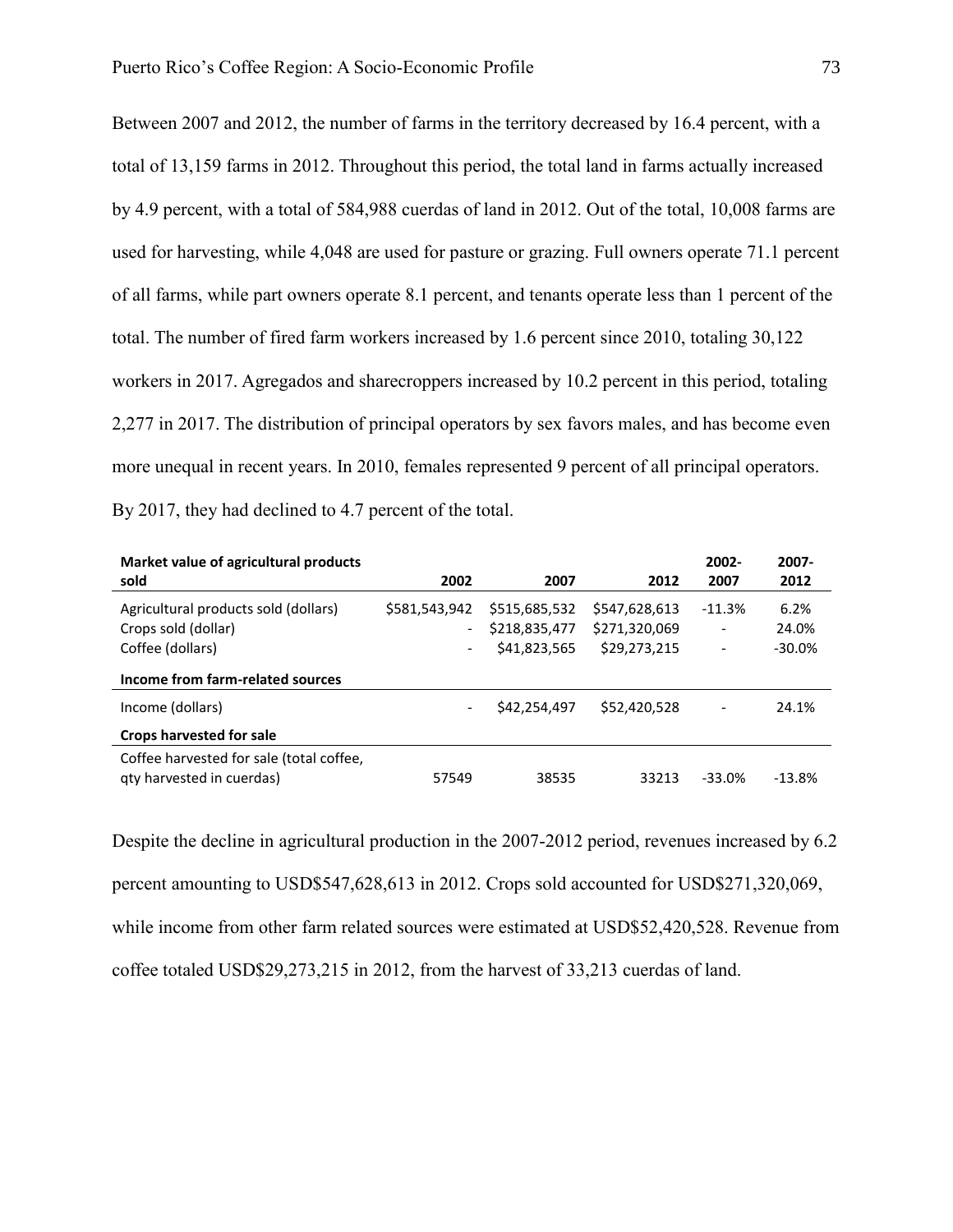Between 2007 and 2012, the number of farms in the territory decreased by 16.4 percent, with a total of 13,159 farms in 2012. Throughout this period, the total land in farms actually increased by 4.9 percent, with a total of 584,988 cuerdas of land in 2012. Out of the total, 10,008 farms are used for harvesting, while 4,048 are used for pasture or grazing. Full owners operate 71.1 percent of all farms, while part owners operate 8.1 percent, and tenants operate less than 1 percent of the total. The number of fired farm workers increased by 1.6 percent since 2010, totaling 30,122 workers in 2017. Agregados and sharecroppers increased by 10.2 percent in this period, totaling 2,277 in 2017. The distribution of principal operators by sex favors males, and has become even more unequal in recent years. In 2010, females represented 9 percent of all principal operators. By 2017, they had declined to 4.7 percent of the total.

| **Market value of agricultural products sold** | **2002** | **2007** | **2012** | **2002-2007** | **2007-2012** |
|---|---|---|---|---|---|
| Agricultural products sold (dollars) | $581,543,942 | $515,685,532 | $547,628,613 | -11.3% | 6.2% |
| Crops sold (dollar) | - | $218,835,477 | $271,320,069 | - | 24.0% |
| Coffee (dollars) | - | $41,823,565 | $29,273,215 | - | -30.0% |
| **Income from farm-related sources** | | | | | |
| Income (dollars) | - | $42,254,497 | $52,420,528 | - | 24.1% |
| **Crops harvested for sale** | | | | | |
| Coffee harvested for sale (total coffee, qty harvested in cuerdas) | 57549 | 38535 | 33213 | -33.0% | -13.8% |

Despite the decline in agricultural production in the 2007-2012 period, revenues increased by 6.2 percent amounting to USD$547,628,613 in 2012. Crops sold accounted for USD$271,320,069, while income from other farm related sources were estimated at USD$52,420,528. Revenue from coffee totaled USD$29,273,215 in 2012, from the harvest of 33,213 cuerdas of land.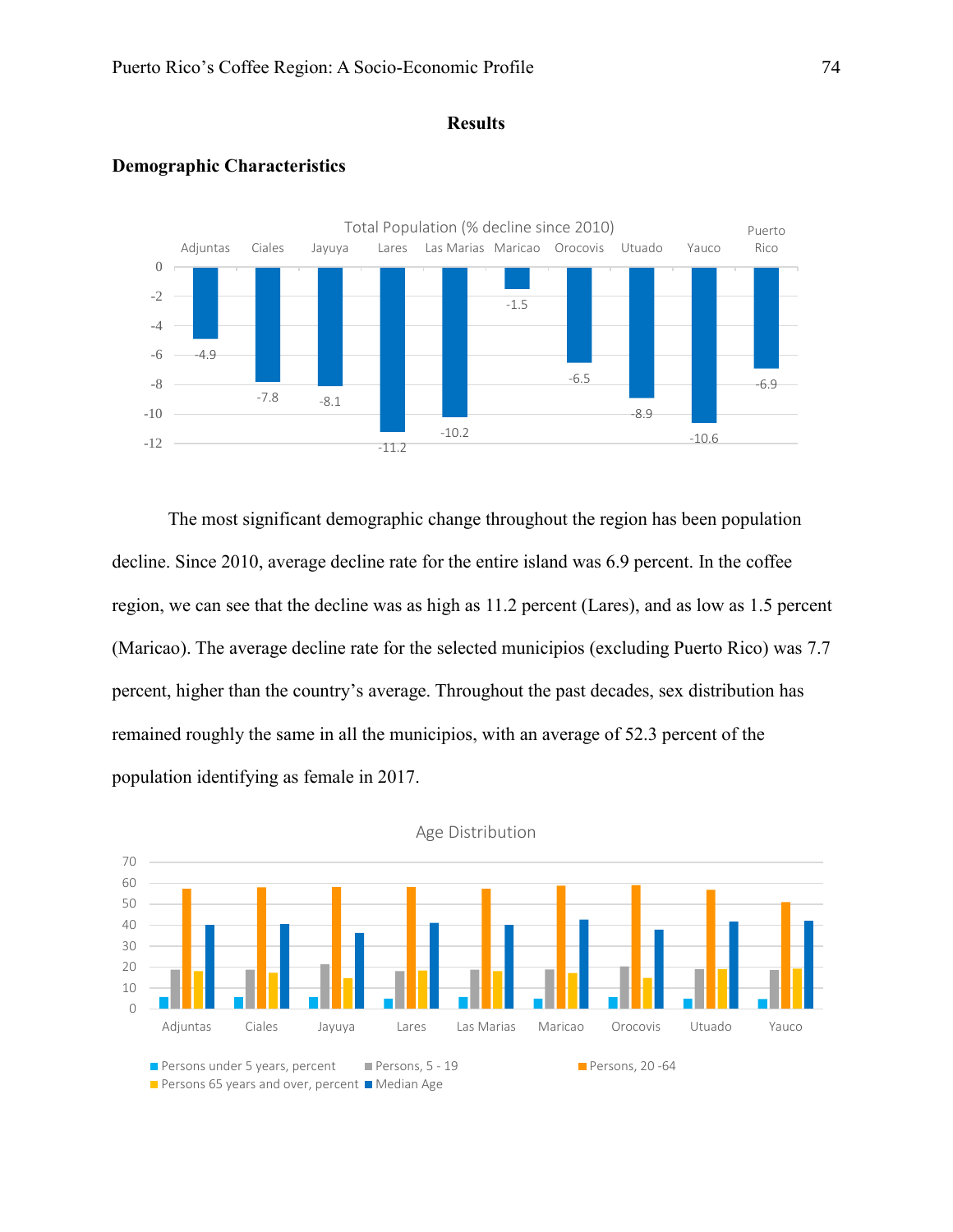## Results

### Demographic Characteristics

Total Population (% decline since 2010)

| Adjuntas | Ciales | Jayuya | Lares | Las Marias | Maricao | Orocovis | Utuado | Yauco | Puerto Rico |
|---|---|---|---|---|---|---|---|---|---|
| -4.9 | -7.8 | -8.1 | -11.2 | -10.2 | -1.5 | -6.5 | -8.9 | -10.6 | -6.9 |

The most significant demographic change throughout the region has been population decline. Since 2010, average decline rate for the entire island was 6.9 percent. In the coffee region, we can see that the decline was as high as 11.2 percent (Lares), and as low as 1.5 percent (Maricao). The average decline rate for the selected municipios (excluding Puerto Rico) was 7.7 percent, higher than the country's average. Throughout the past decades, sex distribution has remained roughly the same in all the municipios, with an average of 52.3 percent of the population identifying as female in 2017.

Age Distribution

Legend: Persons under 5 years, percent; Persons, 5 - 19; Persons, 20 -64; Persons 65 years and over, percent; Median Age

Municipios: Adjuntas, Ciales, Jayuya, Lares, Las Marias, Maricao, Orocovis, Utuado, Yauco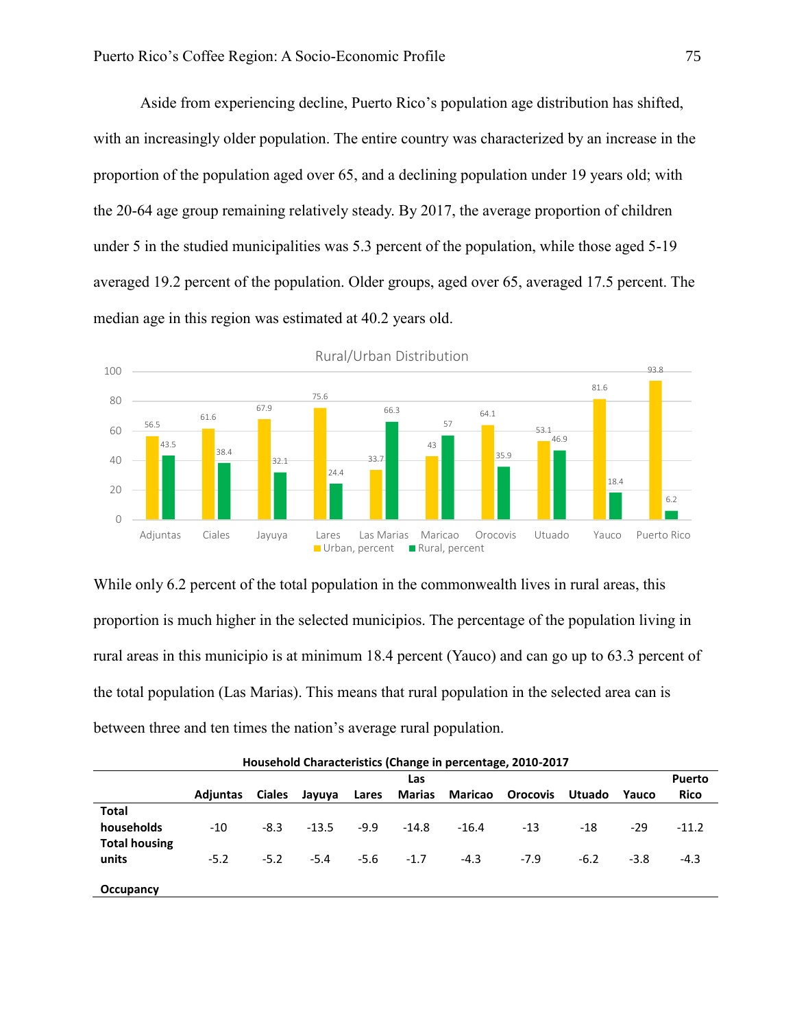Aside from experiencing decline, Puerto Rico's population age distribution has shifted, with an increasingly older population. The entire country was characterized by an increase in the proportion of the population aged over 65, and a declining population under 19 years old; with the 20-64 age group remaining relatively steady. By 2017, the average proportion of children under 5 in the studied municipalities was 5.3 percent of the population, while those aged 5-19 averaged 19.2 percent of the population. Older groups, aged over 65, averaged 17.5 percent. The median age in this region was estimated at 40.2 years old.

Rural/Urban Distribution

| | Urban, percent | Rural, percent |
|---|---|---|
| Adjuntas | 56.5 | 43.5 |
| Ciales | 61.6 | 38.4 |
| Jayuya | 67.9 | 32.1 |
| Lares | 75.6 | 24.4 |
| Las Marias | 33.7 | 66.3 |
| Maricao | 43 | 57 |
| Orocovis | 64.1 | 35.9 |
| Utuado | 53.1 | 46.9 |
| Yauco | 81.6 | 18.4 |
| Puerto Rico | 93.8 | 6.2 |

While only 6.2 percent of the total population in the commonwealth lives in rural areas, this proportion is much higher in the selected municipios. The percentage of the population living in rural areas in this municipio is at minimum 18.4 percent (Yauco) and can go up to 63.3 percent of the total population (Las Marias). This means that rural population in the selected area can is between three and ten times the nation's average rural population.

**Household Characteristics (Change in percentage, 2010-2017**

| | Adjuntas | Ciales | Jayuya | Lares | Las Marias | Maricao | Orocovis | Utuado | Yauco | Puerto Rico |
|---|---|---|---|---|---|---|---|---|---|---|
| **Total households** | -10 | -8.3 | -13.5 | -9.9 | -14.8 | -16.4 | -13 | -18 | -29 | -11.2 |
| **Total housing units** | -5.2 | -5.2 | -5.4 | -5.6 | -1.7 | -4.3 | -7.9 | -6.2 | -3.8 | -4.3 |
| **Occupancy** | | | | | | | | | | |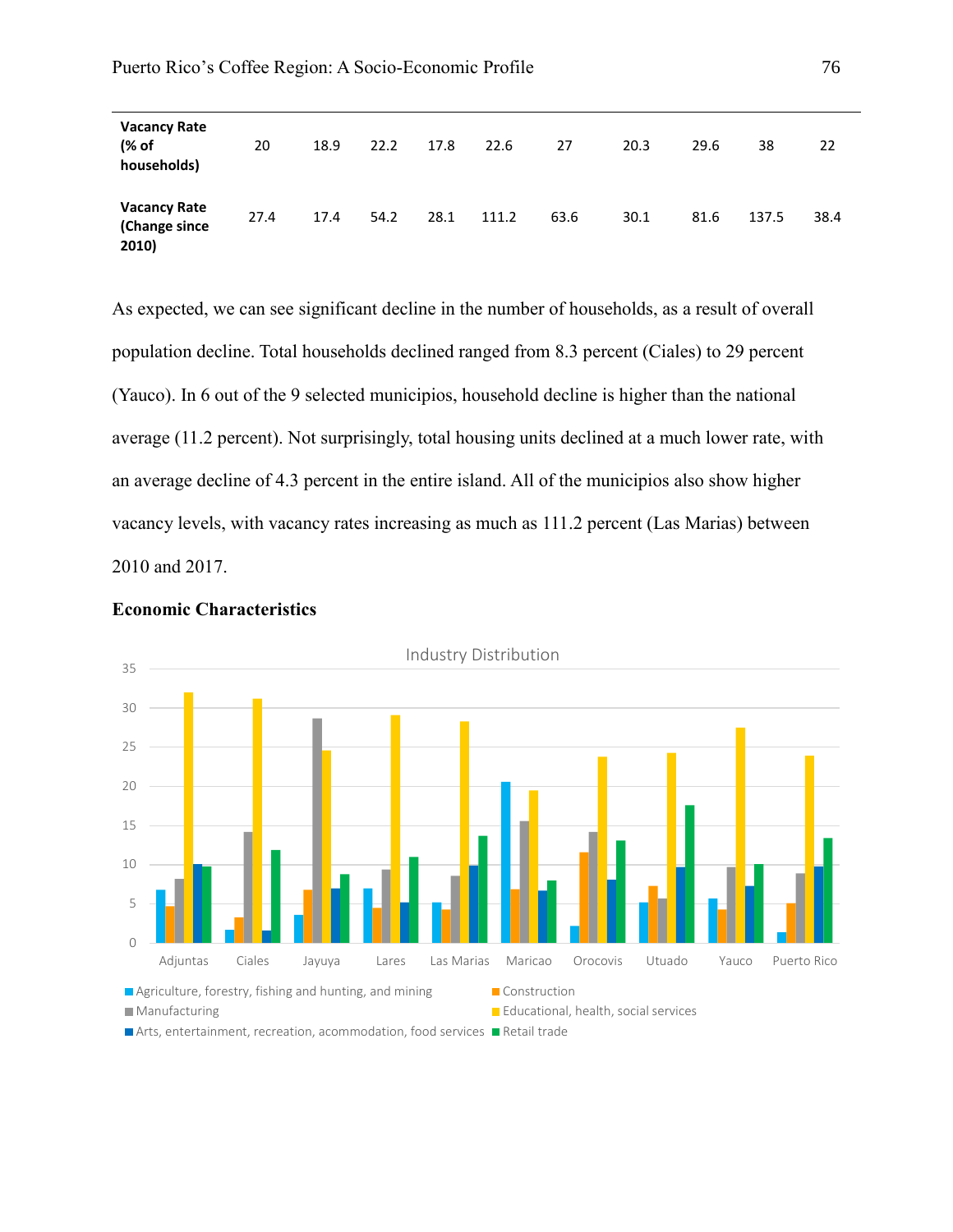| | | | | | | | | | | |
|---|---|---|---|---|---|---|---|---|---|---|
| **Vacancy Rate (% of households)** | 20 | 18.9 | 22.2 | 17.8 | 22.6 | 27 | 20.3 | 29.6 | 38 | 22 |
| **Vacancy Rate (Change since 2010)** | 27.4 | 17.4 | 54.2 | 28.1 | 111.2 | 63.6 | 30.1 | 81.6 | 137.5 | 38.4 |

As expected, we can see significant decline in the number of households, as a result of overall population decline. Total households declined ranged from 8.3 percent (Ciales) to 29 percent (Yauco). In 6 out of the 9 selected municipios, household decline is higher than the national average (11.2 percent). Not surprisingly, total housing units declined at a much lower rate, with an average decline of 4.3 percent in the entire island. All of the municipios also show higher vacancy levels, with vacancy rates increasing as much as 111.2 percent (Las Marias) between 2010 and 2017.

**Economic Characteristics**

Industry Distribution

Adjuntas, Ciales, Jayuya, Lares, Las Marias, Maricao, Orocovis, Utuado, Yauco, Puerto Rico

■ Agriculture, forestry, fishing and hunting, and mining ■ Construction ■ Manufacturing ■ Educational, health, social services ■ Arts, entertainment, recreation, acommodation, food services ■ Retail trade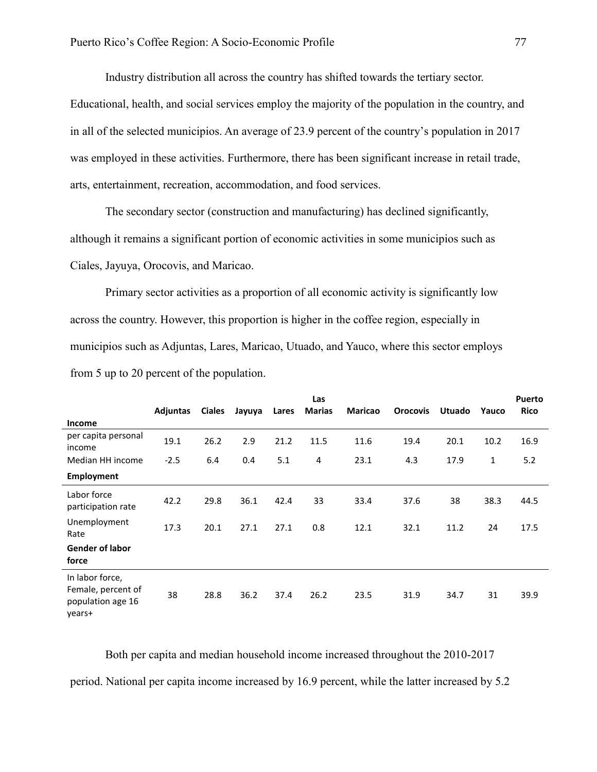Industry distribution all across the country has shifted towards the tertiary sector. Educational, health, and social services employ the majority of the population in the country, and in all of the selected municipios. An average of 23.9 percent of the country's population in 2017 was employed in these activities. Furthermore, there has been significant increase in retail trade, arts, entertainment, recreation, accommodation, and food services.

The secondary sector (construction and manufacturing) has declined significantly, although it remains a significant portion of economic activities in some municipios such as Ciales, Jayuya, Orocovis, and Maricao.

Primary sector activities as a proportion of all economic activity is significantly low across the country. However, this proportion is higher in the coffee region, especially in municipios such as Adjuntas, Lares, Maricao, Utuado, and Yauco, where this sector employs from 5 up to 20 percent of the population.

| | Adjuntas | Ciales | Jayuya | Lares | Las Marias | Maricao | Orocovis | Utuado | Yauco | Puerto Rico |
|---|---|---|---|---|---|---|---|---|---|---|
| **Income** | | | | | | | | | | |
| per capita personal income | 19.1 | 26.2 | 2.9 | 21.2 | 11.5 | 11.6 | 19.4 | 20.1 | 10.2 | 16.9 |
| Median HH income | -2.5 | 6.4 | 0.4 | 5.1 | 4 | 23.1 | 4.3 | 17.9 | 1 | 5.2 |
| **Employment** | | | | | | | | | | |
| Labor force participation rate | 42.2 | 29.8 | 36.1 | 42.4 | 33 | 33.4 | 37.6 | 38 | 38.3 | 44.5 |
| Unemployment Rate | 17.3 | 20.1 | 27.1 | 27.1 | 0.8 | 12.1 | 32.1 | 11.2 | 24 | 17.5 |
| **Gender of labor force** | | | | | | | | | | |
| In labor force, Female, percent of population age 16 years+ | 38 | 28.8 | 36.2 | 37.4 | 26.2 | 23.5 | 31.9 | 34.7 | 31 | 39.9 |

Both per capita and median household income increased throughout the 2010-2017 period. National per capita income increased by 16.9 percent, while the latter increased by 5.2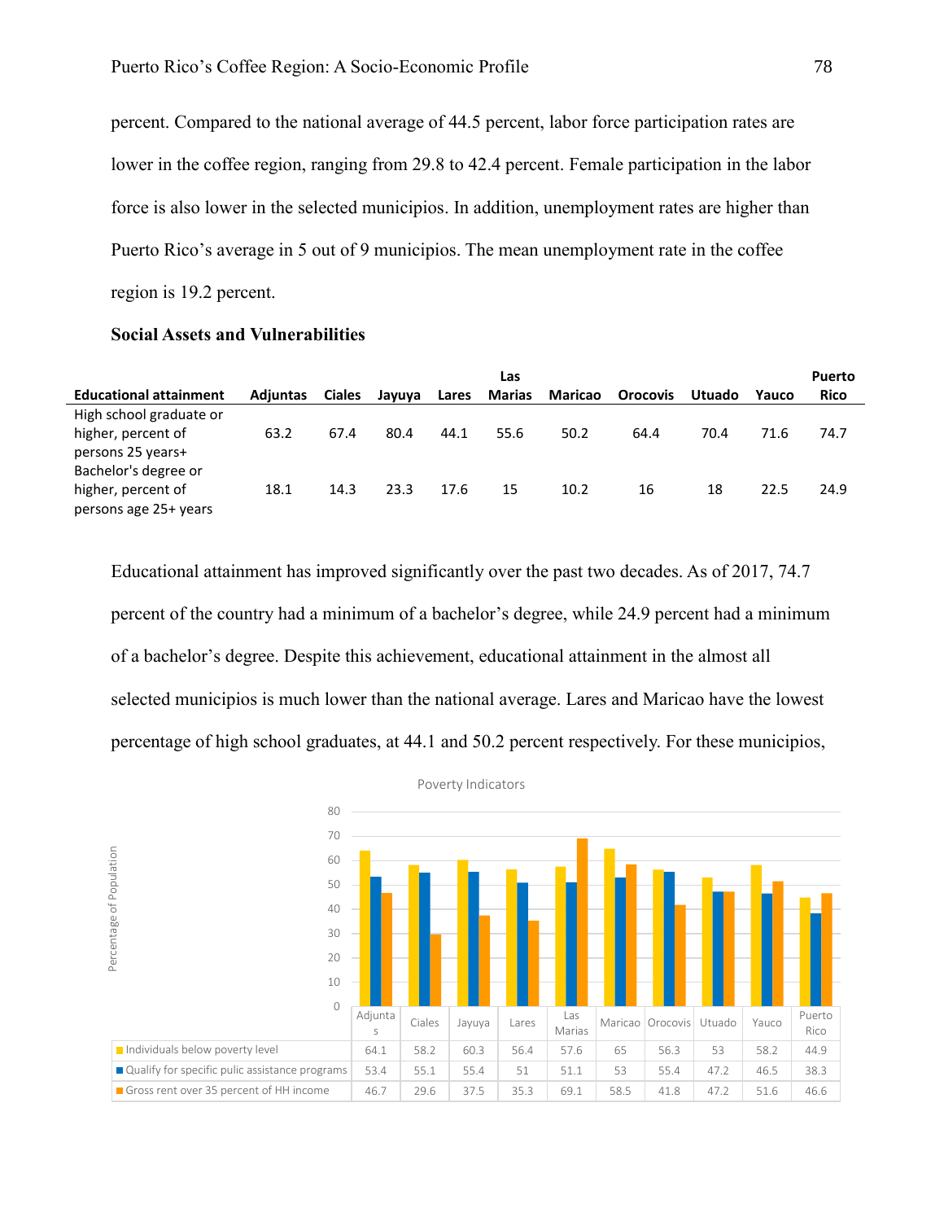percent. Compared to the national average of 44.5 percent, labor force participation rates are lower in the coffee region, ranging from 29.8 to 42.4 percent. Female participation in the labor force is also lower in the selected municipios. In addition, unemployment rates are higher than Puerto Rico's average in 5 out of 9 municipios. The mean unemployment rate in the coffee region is 19.2 percent.

### Social Assets and Vulnerabilities

| Educational attainment | Adjuntas | Ciales | Jayuya | Lares | Las Marias | Maricao | Orocovis | Utuado | Yauco | Puerto Rico |
|---|---|---|---|---|---|---|---|---|---|---|
| High school graduate or higher, percent of persons 25 years+ | 63.2 | 67.4 | 80.4 | 44.1 | 55.6 | 50.2 | 64.4 | 70.4 | 71.6 | 74.7 |
| Bachelor's degree or higher, percent of persons age 25+ years | 18.1 | 14.3 | 23.3 | 17.6 | 15 | 10.2 | 16 | 18 | 22.5 | 24.9 |

Educational attainment has improved significantly over the past two decades. As of 2017, 74.7 percent of the country had a minimum of a bachelor's degree, while 24.9 percent had a minimum of a bachelor's degree. Despite this achievement, educational attainment in the almost all selected municipios is much lower than the national average. Lares and Maricao have the lowest percentage of high school graduates, at 44.1 and 50.2 percent respectively. For these municipios,

Poverty Indicators

| | Adjuntas | Ciales | Jayuya | Lares | Las Marias | Maricao | Orocovis | Utuado | Yauco | Puerto Rico |
|---|---|---|---|---|---|---|---|---|---|---|
| Individuals below poverty level | 64.1 | 58.2 | 60.3 | 56.4 | 57.6 | 65 | 56.3 | 53 | 58.2 | 44.9 |
| Qualify for specific pulic assistance programs | 53.4 | 55.1 | 55.4 | 51 | 51.1 | 53 | 55.4 | 47.2 | 46.5 | 38.3 |
| Gross rent over 35 percent of HH income | 46.7 | 29.6 | 37.5 | 35.3 | 69.1 | 58.5 | 41.8 | 47.2 | 51.6 | 46.6 |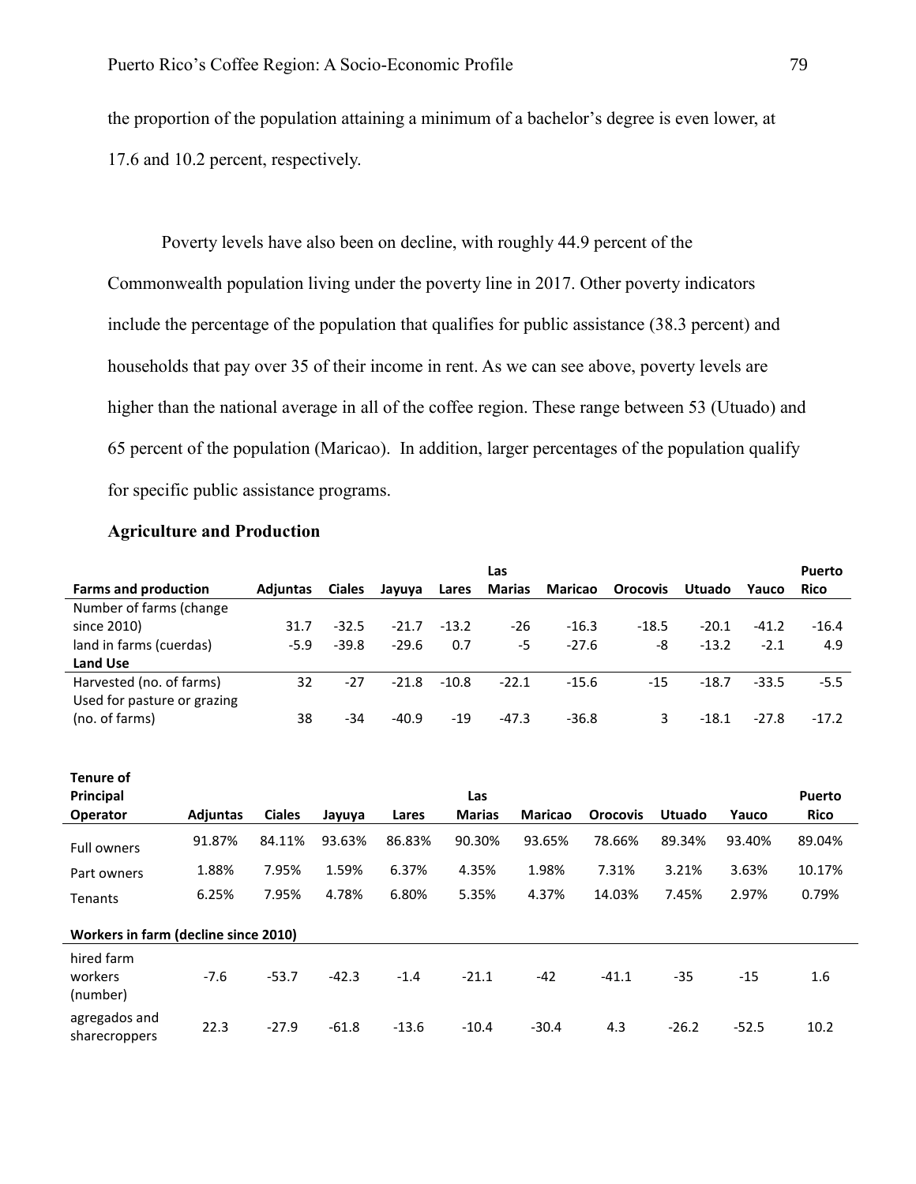the proportion of the population attaining a minimum of a bachelor's degree is even lower, at 17.6 and 10.2 percent, respectively.

Poverty levels have also been on decline, with roughly 44.9 percent of the Commonwealth population living under the poverty line in 2017. Other poverty indicators include the percentage of the population that qualifies for public assistance (38.3 percent) and households that pay over 35 of their income in rent. As we can see above, poverty levels are higher than the national average in all of the coffee region. These range between 53 (Utuado) and 65 percent of the population (Maricao). In addition, larger percentages of the population qualify for specific public assistance programs.

## Agriculture and Production

| Farms and production | Adjuntas | Ciales | Jayuya | Lares | Las Marias | Maricao | Orocovis | Utuado | Yauco | Puerto Rico |
|---|---|---|---|---|---|---|---|---|---|---|
| Number of farms (change since 2010) | 31.7 | -32.5 | -21.7 | -13.2 | -26 | -16.3 | -18.5 | -20.1 | -41.2 | -16.4 |
| land in farms (cuerdas) | -5.9 | -39.8 | -29.6 | 0.7 | -5 | -27.6 | -8 | -13.2 | -2.1 | 4.9 |
| **Land Use** | | | | | | | | | | |
| Harvested (no. of farms) | 32 | -27 | -21.8 | -10.8 | -22.1 | -15.6 | -15 | -18.7 | -33.5 | -5.5 |
| Used for pasture or grazing (no. of farms) | 38 | -34 | -40.9 | -19 | -47.3 | -36.8 | 3 | -18.1 | -27.8 | -17.2 |

| Tenure of Principal Operator | Adjuntas | Ciales | Jayuya | Lares | Las Marias | Maricao | Orocovis | Utuado | Yauco | Puerto Rico |
|---|---|---|---|---|---|---|---|---|---|---|
| Full owners | 91.87% | 84.11% | 93.63% | 86.83% | 90.30% | 93.65% | 78.66% | 89.34% | 93.40% | 89.04% |
| Part owners | 1.88% | 7.95% | 1.59% | 6.37% | 4.35% | 1.98% | 7.31% | 3.21% | 3.63% | 10.17% |
| Tenants | 6.25% | 7.95% | 4.78% | 6.80% | 5.35% | 4.37% | 14.03% | 7.45% | 2.97% | 0.79% |
| **Workers in farm (decline since 2010)** | | | | | | | | | | |
| hired farm workers (number) | -7.6 | -53.7 | -42.3 | -1.4 | -21.1 | -42 | -41.1 | -35 | -15 | 1.6 |
| agregados and sharecroppers | 22.3 | -27.9 | -61.8 | -13.6 | -10.4 | -30.4 | 4.3 | -26.2 | -52.5 | 10.2 |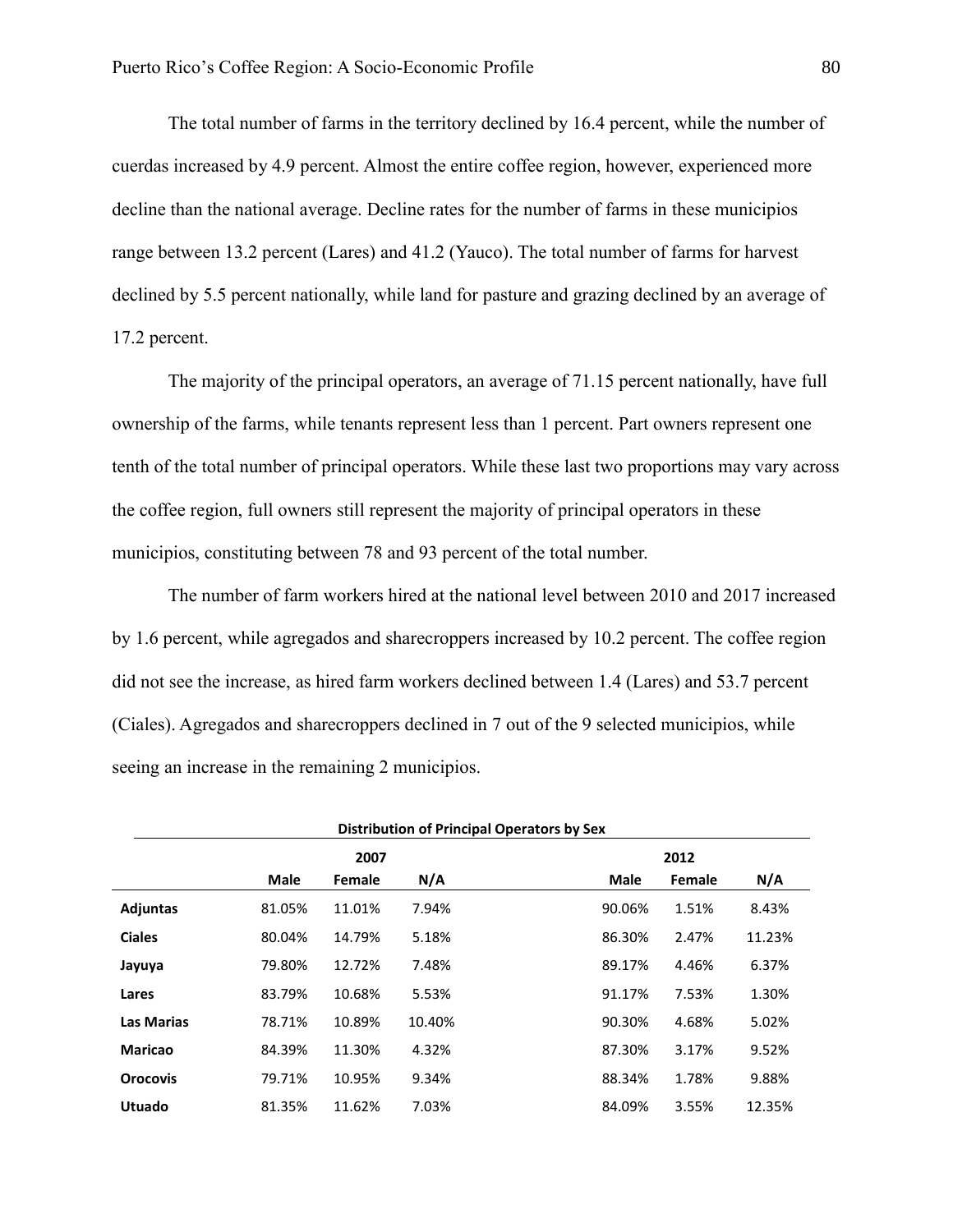The total number of farms in the territory declined by 16.4 percent, while the number of cuerdas increased by 4.9 percent. Almost the entire coffee region, however, experienced more decline than the national average. Decline rates for the number of farms in these municipios range between 13.2 percent (Lares) and 41.2 (Yauco). The total number of farms for harvest declined by 5.5 percent nationally, while land for pasture and grazing declined by an average of 17.2 percent.

The majority of the principal operators, an average of 71.15 percent nationally, have full ownership of the farms, while tenants represent less than 1 percent. Part owners represent one tenth of the total number of principal operators. While these last two proportions may vary across the coffee region, full owners still represent the majority of principal operators in these municipios, constituting between 78 and 93 percent of the total number.

The number of farm workers hired at the national level between 2010 and 2017 increased by 1.6 percent, while agregados and sharecroppers increased by 10.2 percent. The coffee region did not see the increase, as hired farm workers declined between 1.4 (Lares) and 53.7 percent (Ciales). Agregados and sharecroppers declined in 7 out of the 9 selected municipios, while seeing an increase in the remaining 2 municipios.

**Distribution of Principal Operators by Sex**

| | 2007 | | | 2012 | | |
|---|---|---|---|---|---|---|
| | **Male** | **Female** | **N/A** | **Male** | **Female** | **N/A** |
| **Adjuntas** | 81.05% | 11.01% | 7.94% | 90.06% | 1.51% | 8.43% |
| **Ciales** | 80.04% | 14.79% | 5.18% | 86.30% | 2.47% | 11.23% |
| **Jayuya** | 79.80% | 12.72% | 7.48% | 89.17% | 4.46% | 6.37% |
| **Lares** | 83.79% | 10.68% | 5.53% | 91.17% | 7.53% | 1.30% |
| **Las Marias** | 78.71% | 10.89% | 10.40% | 90.30% | 4.68% | 5.02% |
| **Maricao** | 84.39% | 11.30% | 4.32% | 87.30% | 3.17% | 9.52% |
| **Orocovis** | 79.71% | 10.95% | 9.34% | 88.34% | 1.78% | 9.88% |
| **Utuado** | 81.35% | 11.62% | 7.03% | 84.09% | 3.55% | 12.35% |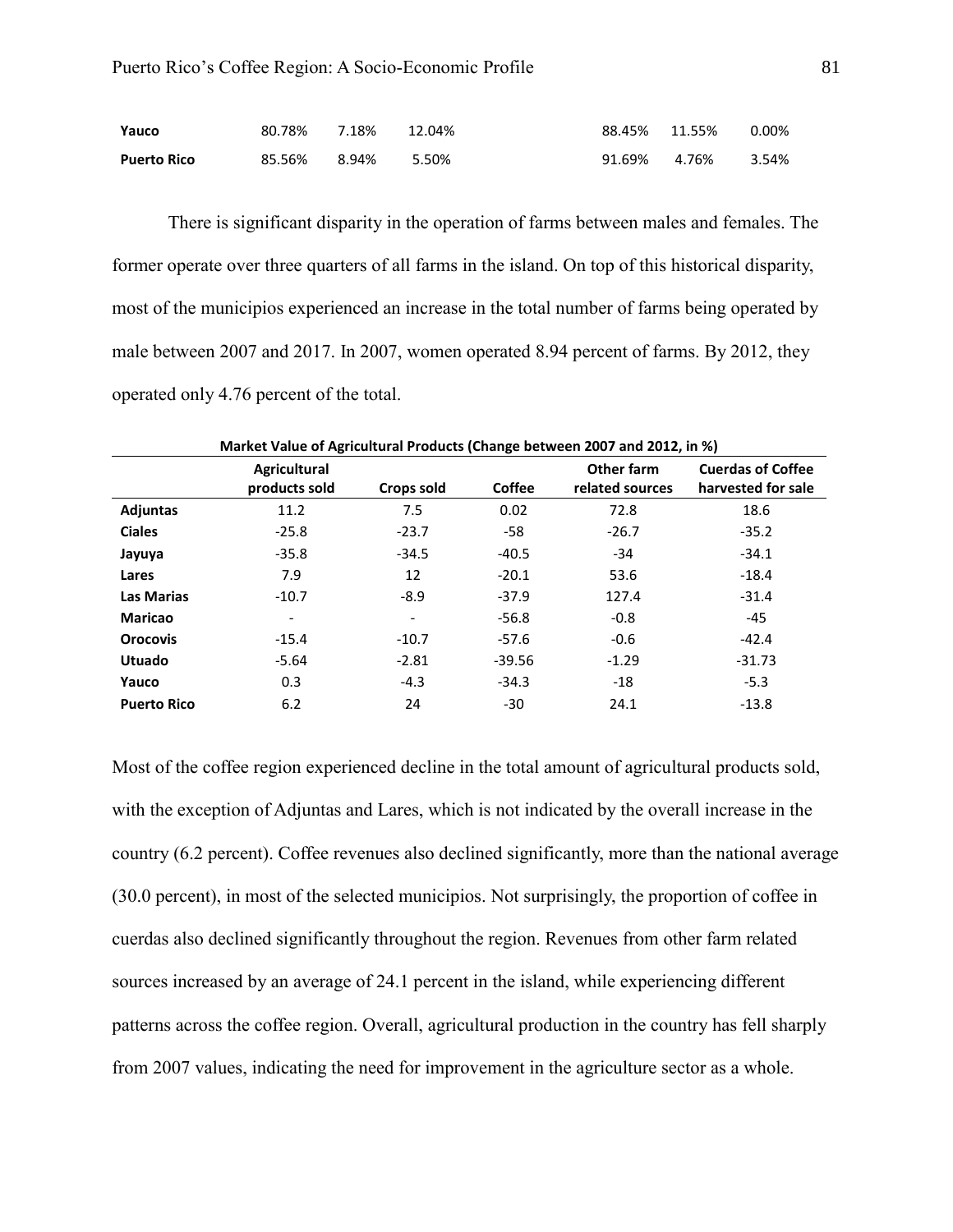| | | | | | | |
|---|---|---|---|---|---|---|
| **Yauco** | 80.78% | 7.18% | 12.04% | 88.45% | 11.55% | 0.00% |
| **Puerto Rico** | 85.56% | 8.94% | 5.50% | 91.69% | 4.76% | 3.54% |

There is significant disparity in the operation of farms between males and females. The former operate over three quarters of all farms in the island. On top of this historical disparity, most of the municipios experienced an increase in the total number of farms being operated by male between 2007 and 2017. In 2007, women operated 8.94 percent of farms. By 2012, they operated only 4.76 percent of the total.

**Market Value of Agricultural Products (Change between 2007 and 2012, in %)**

| | Agricultural products sold | Crops sold | Coffee | Other farm related sources | Cuerdas of Coffee harvested for sale |
|---|---|---|---|---|---|
| **Adjuntas** | 11.2 | 7.5 | 0.02 | 72.8 | 18.6 |
| **Ciales** | -25.8 | -23.7 | -58 | -26.7 | -35.2 |
| **Jayuya** | -35.8 | -34.5 | -40.5 | -34 | -34.1 |
| **Lares** | 7.9 | 12 | -20.1 | 53.6 | -18.4 |
| **Las Marias** | -10.7 | -8.9 | -37.9 | 127.4 | -31.4 |
| **Maricao** | - | - | -56.8 | -0.8 | -45 |
| **Orocovis** | -15.4 | -10.7 | -57.6 | -0.6 | -42.4 |
| **Utuado** | -5.64 | -2.81 | -39.56 | -1.29 | -31.73 |
| **Yauco** | 0.3 | -4.3 | -34.3 | -18 | -5.3 |
| **Puerto Rico** | 6.2 | 24 | -30 | 24.1 | -13.8 |

Most of the coffee region experienced decline in the total amount of agricultural products sold, with the exception of Adjuntas and Lares, which is not indicated by the overall increase in the country (6.2 percent). Coffee revenues also declined significantly, more than the national average (30.0 percent), in most of the selected municipios. Not surprisingly, the proportion of coffee in cuerdas also declined significantly throughout the region. Revenues from other farm related sources increased by an average of 24.1 percent in the island, while experiencing different patterns across the coffee region. Overall, agricultural production in the country has fell sharply from 2007 values, indicating the need for improvement in the agriculture sector as a whole.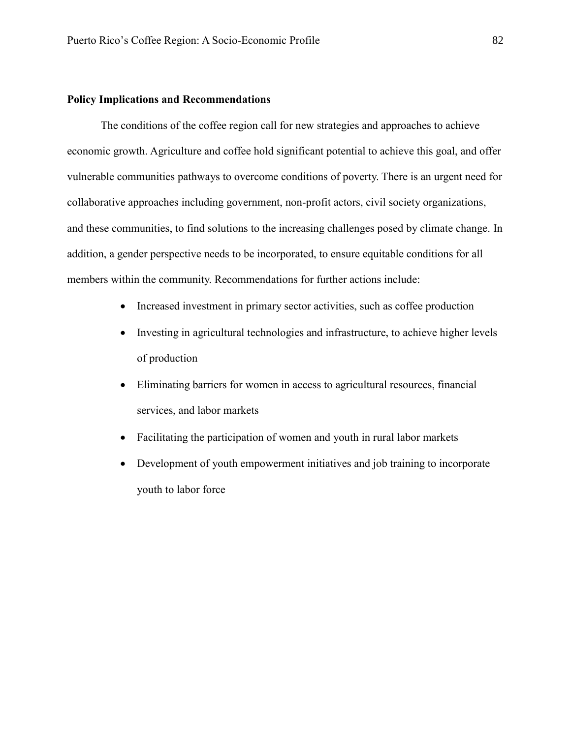## Policy Implications and Recommendations

The conditions of the coffee region call for new strategies and approaches to achieve economic growth. Agriculture and coffee hold significant potential to achieve this goal, and offer vulnerable communities pathways to overcome conditions of poverty. There is an urgent need for collaborative approaches including government, non-profit actors, civil society organizations, and these communities, to find solutions to the increasing challenges posed by climate change. In addition, a gender perspective needs to be incorporated, to ensure equitable conditions for all members within the community. Recommendations for further actions include:

- Increased investment in primary sector activities, such as coffee production
- Investing in agricultural technologies and infrastructure, to achieve higher levels of production
- Eliminating barriers for women in access to agricultural resources, financial services, and labor markets
- Facilitating the participation of women and youth in rural labor markets
- Development of youth empowerment initiatives and job training to incorporate youth to labor force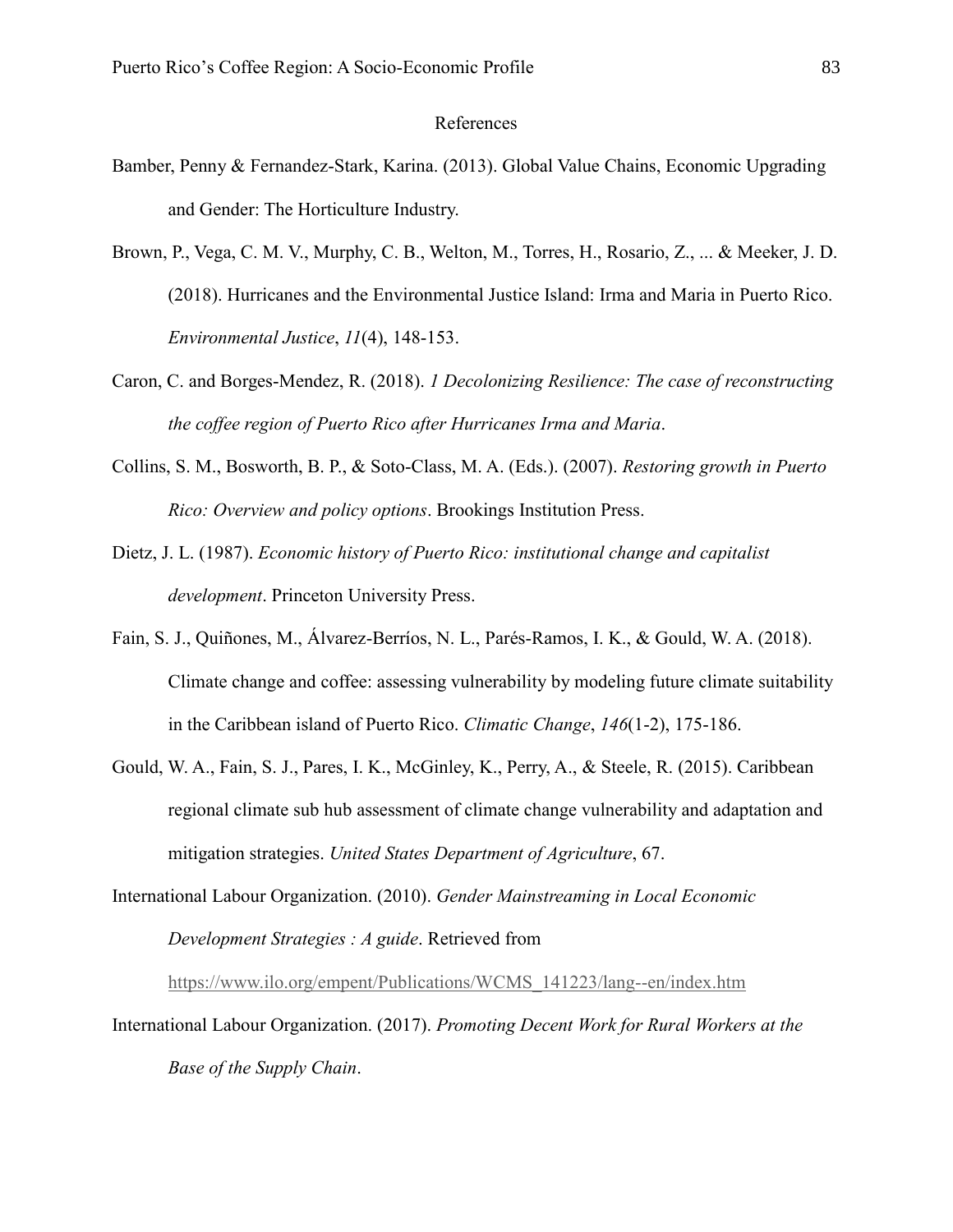# References

Bamber, Penny & Fernandez-Stark, Karina. (2013). Global Value Chains, Economic Upgrading and Gender: The Horticulture Industry.

Brown, P., Vega, C. M. V., Murphy, C. B., Welton, M., Torres, H., Rosario, Z., ... & Meeker, J. D. (2018). Hurricanes and the Environmental Justice Island: Irma and Maria in Puerto Rico. *Environmental Justice*, *11*(4), 148-153.

Caron, C. and Borges-Mendez, R. (2018). *1 Decolonizing Resilience: The case of reconstructing the coffee region of Puerto Rico after Hurricanes Irma and Maria*.

Collins, S. M., Bosworth, B. P., & Soto-Class, M. A. (Eds.). (2007). *Restoring growth in Puerto Rico: Overview and policy options*. Brookings Institution Press.

Dietz, J. L. (1987). *Economic history of Puerto Rico: institutional change and capitalist development*. Princeton University Press.

Fain, S. J., Quiñones, M., Álvarez-Berríos, N. L., Parés-Ramos, I. K., & Gould, W. A. (2018). Climate change and coffee: assessing vulnerability by modeling future climate suitability in the Caribbean island of Puerto Rico. *Climatic Change*, *146*(1-2), 175-186.

Gould, W. A., Fain, S. J., Pares, I. K., McGinley, K., Perry, A., & Steele, R. (2015). Caribbean regional climate sub hub assessment of climate change vulnerability and adaptation and mitigation strategies. *United States Department of Agriculture*, 67.

International Labour Organization. (2010). *Gender Mainstreaming in Local Economic Development Strategies : A guide*. Retrieved from https://www.ilo.org/empent/Publications/WCMS_141223/lang--en/index.htm

International Labour Organization. (2017). *Promoting Decent Work for Rural Workers at the Base of the Supply Chain*.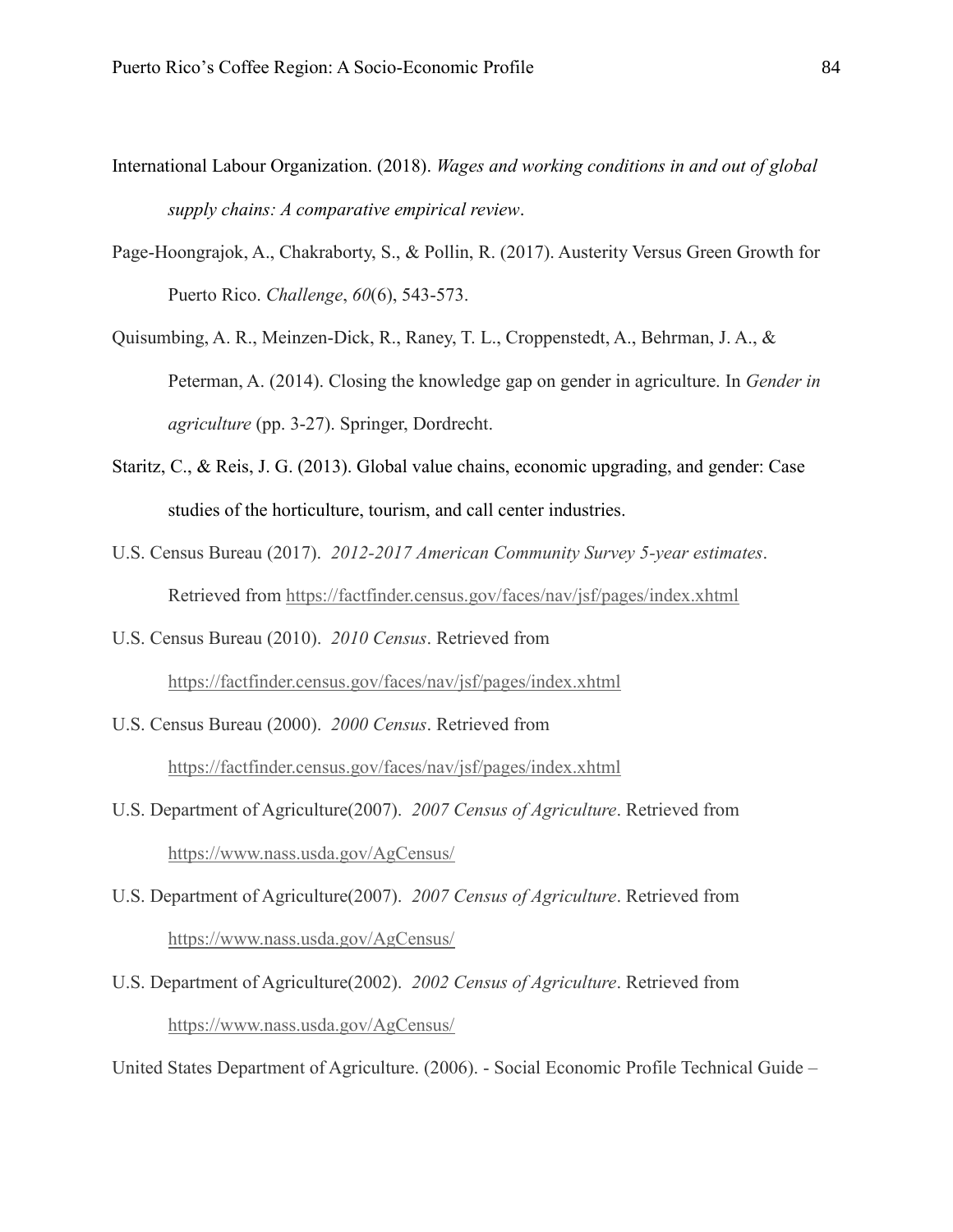International Labour Organization. (2018). *Wages and working conditions in and out of global supply chains: A comparative empirical review*.

Page-Hoongrajok, A., Chakraborty, S., & Pollin, R. (2017). Austerity Versus Green Growth for Puerto Rico. *Challenge*, *60*(6), 543-573.

Quisumbing, A. R., Meinzen-Dick, R., Raney, T. L., Croppenstedt, A., Behrman, J. A., & Peterman, A. (2014). Closing the knowledge gap on gender in agriculture. In *Gender in agriculture* (pp. 3-27). Springer, Dordrecht.

Staritz, C., & Reis, J. G. (2013). Global value chains, economic upgrading, and gender: Case studies of the horticulture, tourism, and call center industries.

U.S. Census Bureau (2017). *2012-2017 American Community Survey 5-year estimates*. Retrieved from https://factfinder.census.gov/faces/nav/jsf/pages/index.xhtml

U.S. Census Bureau (2010). *2010 Census*. Retrieved from https://factfinder.census.gov/faces/nav/jsf/pages/index.xhtml

U.S. Census Bureau (2000). *2000 Census*. Retrieved from https://factfinder.census.gov/faces/nav/jsf/pages/index.xhtml

U.S. Department of Agriculture(2007). *2007 Census of Agriculture*. Retrieved from https://www.nass.usda.gov/AgCensus/

U.S. Department of Agriculture(2007). *2007 Census of Agriculture*. Retrieved from https://www.nass.usda.gov/AgCensus/

U.S. Department of Agriculture(2002). *2002 Census of Agriculture*. Retrieved from https://www.nass.usda.gov/AgCensus/

United States Department of Agriculture. (2006). - Social Economic Profile Technical Guide –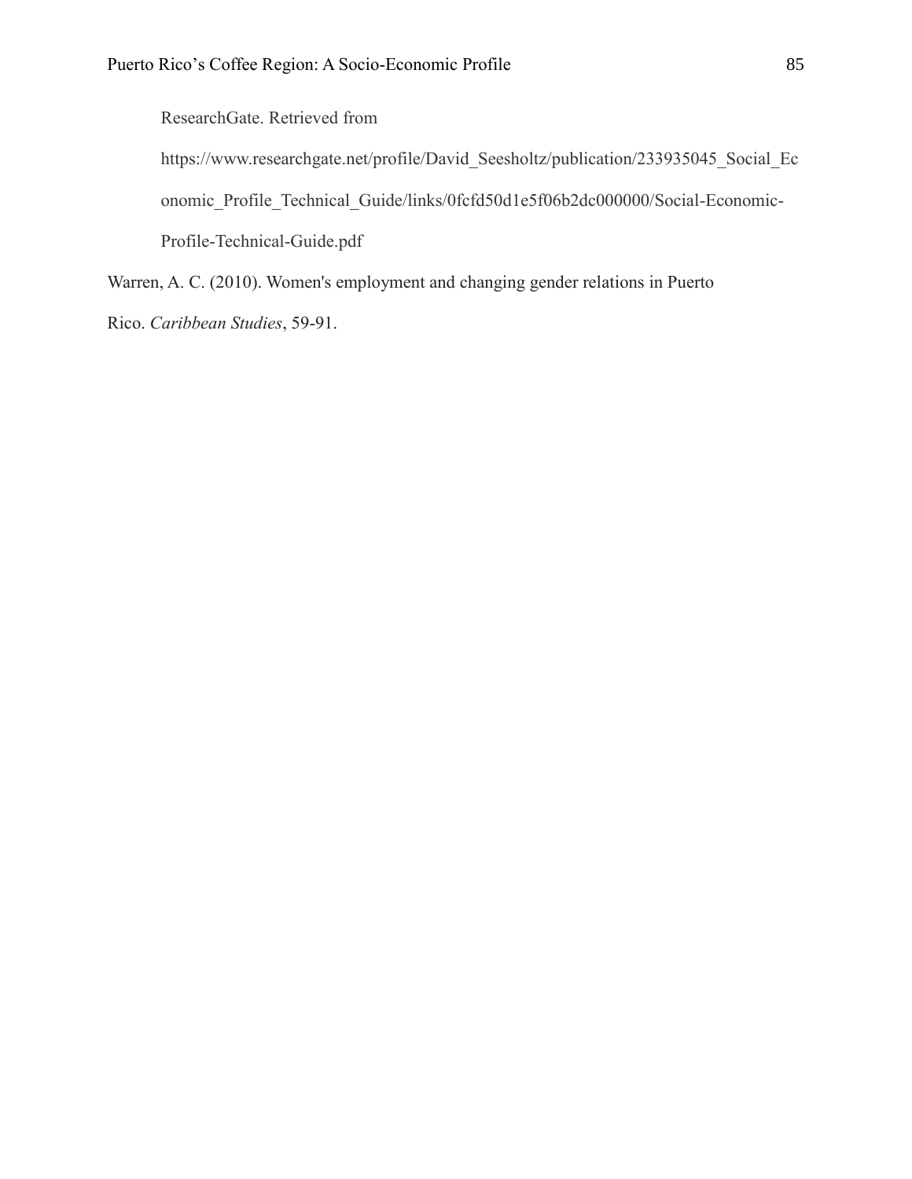ResearchGate. Retrieved from https://www.researchgate.net/profile/David_Seesholtz/publication/233935045_Social_Economic_Profile_Technical_Guide/links/0fcfd50d1e5f06b2dc000000/Social-Economic-Profile-Technical-Guide.pdf

Warren, A. C. (2010). Women's employment and changing gender relations in Puerto Rico. *Caribbean Studies*, 59-91.